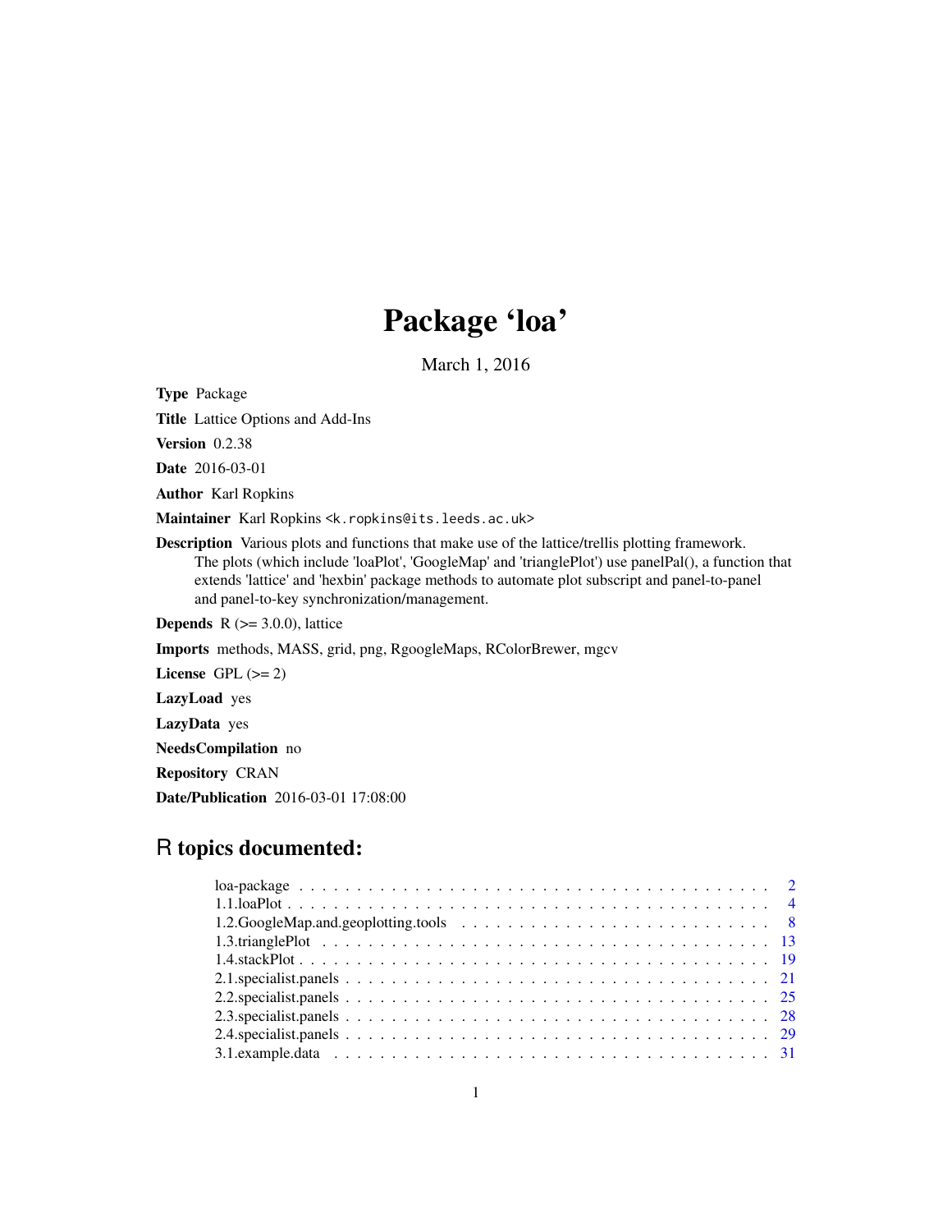# Package 'loa'

March 1, 2016

**Type** Package

**Title** Lattice Options and Add-Ins

**Version** 0.2.38

**Date** 2016-03-01

**Author** Karl Ropkins

**Maintainer** Karl Ropkins <k.ropkins@its.leeds.ac.uk>

**Description** Various plots and functions that make use of the lattice/trellis plotting framework. The plots (which include 'loaPlot', 'GoogleMap' and 'trianglePlot') use panelPal(), a function that extends 'lattice' and 'hexbin' package methods to automate plot subscript and panel-to-panel and panel-to-key synchronization/management.

**Depends** R (>= 3.0.0), lattice

**Imports** methods, MASS, grid, png, RgoogleMaps, RColorBrewer, mgcv

**License** GPL (>= 2)

**LazyLoad** yes

**LazyData** yes

**NeedsCompilation** no

**Repository** CRAN

**Date/Publication** 2016-03-01 17:08:00

## R topics documented:

| | |
|---|---|
| loa-package | 2 |
| 1.1.loaPlot | 4 |
| 1.2.GoogleMap.and.geoplotting.tools | 8 |
| 1.3.trianglePlot | 13 |
| 1.4.stackPlot | 19 |
| 2.1.specialist.panels | 21 |
| 2.2.specialist.panels | 25 |
| 2.3.specialist.panels | 28 |
| 2.4.specialist.panels | 29 |
| 3.1.example.data | 31 |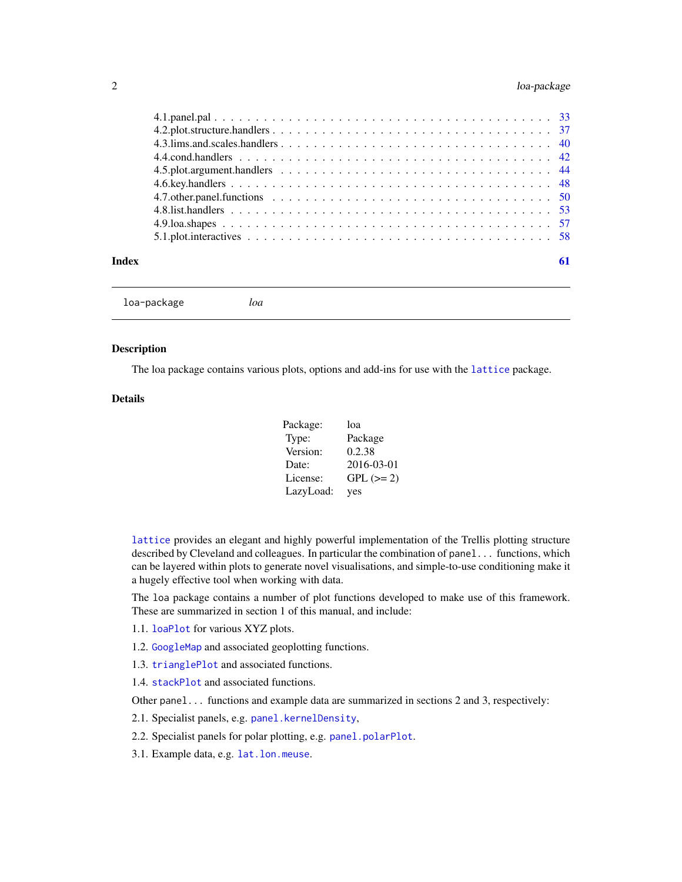4.1.panel.pal . . . . . . . . . . . . . . . . . . . . . . . . . . . . . . . . . . . . . . . 33
4.2.plot.structure.handlers . . . . . . . . . . . . . . . . . . . . . . . . . . . . . . . . . 37
4.3.lims.and.scales.handlers . . . . . . . . . . . . . . . . . . . . . . . . . . . . . . . . 40
4.4.cond.handlers . . . . . . . . . . . . . . . . . . . . . . . . . . . . . . . . . . . . . 42
4.5.plot.argument.handlers . . . . . . . . . . . . . . . . . . . . . . . . . . . . . . . . . 44
4.6.key.handlers . . . . . . . . . . . . . . . . . . . . . . . . . . . . . . . . . . . . . . 48
4.7.other.panel.functions . . . . . . . . . . . . . . . . . . . . . . . . . . . . . . . . . 50
4.8.list.handlers . . . . . . . . . . . . . . . . . . . . . . . . . . . . . . . . . . . . . . 53
4.9.loa.shapes . . . . . . . . . . . . . . . . . . . . . . . . . . . . . . . . . . . . . . . 57
5.1.plot.interactives . . . . . . . . . . . . . . . . . . . . . . . . . . . . . . . . . . . . 58

**Index** **61**

---

`loa-package` *loa*

---

### Description

The loa package contains various plots, options and add-ins for use with the `lattice` package.

### Details

| | |
|---|---|
| Package: | loa |
| Type: | Package |
| Version: | 0.2.38 |
| Date: | 2016-03-01 |
| License: | GPL (>= 2) |
| LazyLoad: | yes |

`lattice` provides an elegant and highly powerful implementation of the Trellis plotting structure described by Cleveland and colleagues. In particular the combination of `panel...` functions, which can be layered within plots to generate novel visualisations, and simple-to-use conditioning make it a hugely effective tool when working with data.

The `loa` package contains a number of plot functions developed to make use of this framework. These are summarized in section 1 of this manual, and include:

1.1. `loaPlot` for various XYZ plots.

1.2. `GoogleMap` and associated geoplotting functions.

1.3. `trianglePlot` and associated functions.

1.4. `stackPlot` and associated functions.

Other `panel...` functions and example data are summarized in sections 2 and 3, respectively:

2.1. Specialist panels, e.g. `panel.kernelDensity`,

2.2. Specialist panels for polar plotting, e.g. `panel.polarPlot`.

3.1. Example data, e.g. `lat.lon.meuse`.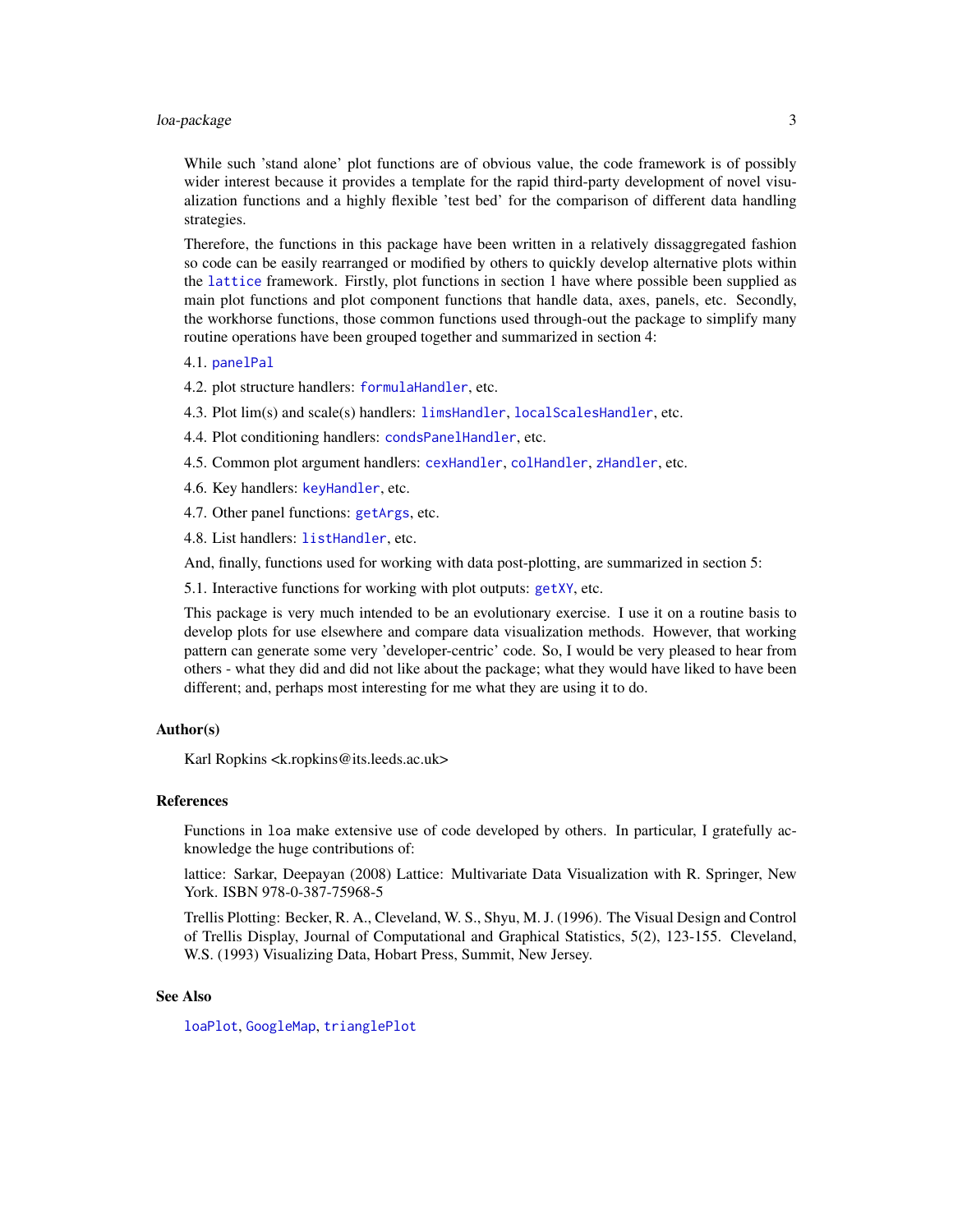While such 'stand alone' plot functions are of obvious value, the code framework is of possibly wider interest because it provides a template for the rapid third-party development of novel visualization functions and a highly flexible 'test bed' for the comparison of different data handling strategies.

Therefore, the functions in this package have been written in a relatively dissaggregated fashion so code can be easily rearranged or modified by others to quickly develop alternative plots within the `lattice` framework. Firstly, plot functions in section 1 have where possible been supplied as main plot functions and plot component functions that handle data, axes, panels, etc. Secondly, the workhorse functions, those common functions used through-out the package to simplify many routine operations have been grouped together and summarized in section 4:

4.1. `panelPal`

4.2. plot structure handlers: `formulaHandler`, etc.

4.3. Plot lim(s) and scale(s) handlers: `limsHandler`, `localScalesHandler`, etc.

4.4. Plot conditioning handlers: `condsPanelHandler`, etc.

4.5. Common plot argument handlers: `cexHandler`, `colHandler`, `zHandler`, etc.

4.6. Key handlers: `keyHandler`, etc.

4.7. Other panel functions: `getArgs`, etc.

4.8. List handlers: `listHandler`, etc.

And, finally, functions used for working with data post-plotting, are summarized in section 5:

5.1. Interactive functions for working with plot outputs: `getXY`, etc.

This package is very much intended to be an evolutionary exercise. I use it on a routine basis to develop plots for use elsewhere and compare data visualization methods. However, that working pattern can generate some very 'developer-centric' code. So, I would be very pleased to hear from others - what they did and did not like about the package; what they would have liked to have been different; and, perhaps most interesting for me what they are using it to do.

## Author(s)

Karl Ropkins <k.ropkins@its.leeds.ac.uk>

## References

Functions in `loa` make extensive use of code developed by others. In particular, I gratefully acknowledge the huge contributions of:

lattice: Sarkar, Deepayan (2008) Lattice: Multivariate Data Visualization with R. Springer, New York. ISBN 978-0-387-75968-5

Trellis Plotting: Becker, R. A., Cleveland, W. S., Shyu, M. J. (1996). The Visual Design and Control of Trellis Display, Journal of Computational and Graphical Statistics, 5(2), 123-155. Cleveland, W.S. (1993) Visualizing Data, Hobart Press, Summit, New Jersey.

## See Also

`loaPlot`, `GoogleMap`, `trianglePlot`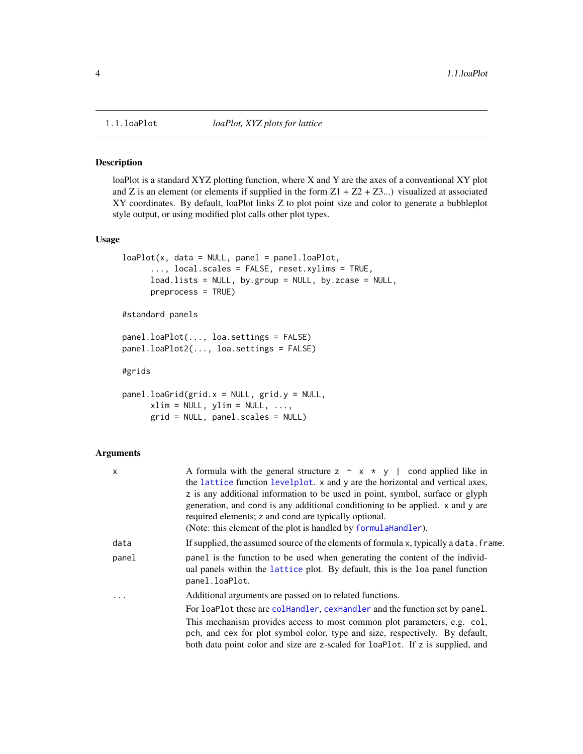1.1.loaPot *loaPlot, XYZ plots for lattice*

### Description

loaPlot is a standard XYZ plotting function, where X and Y are the axes of a conventional XY plot and Z is an element (or elements if supplied in the form Z1 + Z2 + Z3...) visualized at associated XY coordinates. By default, loaPlot links Z to plot point size and color to generate a bubbleplot style output, or using modified plot calls other plot types.

### Usage

```
loaPlot(x, data = NULL, panel = panel.loaPlot,
      ..., local.scales = FALSE, reset.xylims = TRUE,
      load.lists = NULL, by.group = NULL, by.zcase = NULL,
      preprocess = TRUE)

#standard panels

panel.loaPlot(..., loa.settings = FALSE)
panel.loaPlot2(..., loa.settings = FALSE)

#grids

panel.loaGrid(grid.x = NULL, grid.y = NULL,
      xlim = NULL, ylim = NULL, ...,
      grid = NULL, panel.scales = NULL)
```

### Arguments

| | |
|---|---|
| `x` | A formula with the general structure `z ~ x * y | cond` applied like in the `lattice` function `levelplot`. `x` and `y` are the horizontal and vertical axes, `z` is any additional information to be used in point, symbol, surface or glyph generation, and `cond` is any additional conditioning to be applied. `x` and `y` are required elements; `z` and `cond` are typically optional. (Note: this element of the plot is handled by `formulaHandler`). |
| `data` | If supplied, the assumed source of the elements of formula `x`, typically a `data.frame`. |
| `panel` | `panel` is the function to be used when generating the content of the individual panels within the `lattice` plot. By default, this is the `loa` panel function `panel.loaPlot`. |
| `...` | Additional arguments are passed on to related functions. For `loaPlot` these are `colHandler`, `cexHandler` and the function set by `panel`. This mechanism provides access to most common plot parameters, e.g. `col`, `pch`, and `cex` for plot symbol color, type and size, respectively. By default, both data point color and size are `z`-scaled for `loaPlot`. If `z` is supplied, and |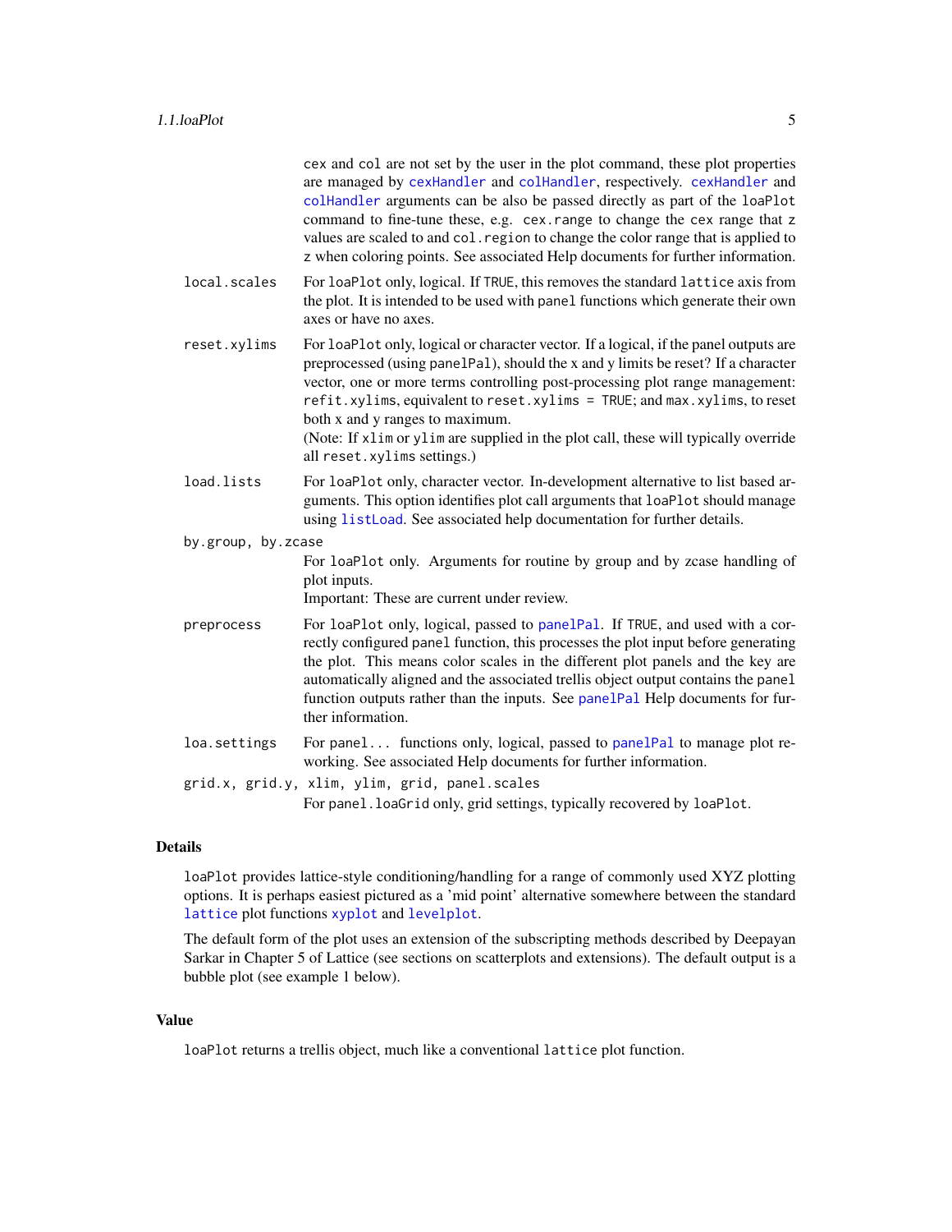cex and col are not set by the user in the plot command, these plot properties are managed by cexHandler and colHandler, respectively. cexHandler and colHandler arguments can be also be passed directly as part of the loaPlot command to fine-tune these, e.g. cex.range to change the cex range that z values are scaled to and col.region to change the color range that is applied to z when coloring points. See associated Help documents for further information.

**local.scales** For loaPlot only, logical. If TRUE, this removes the standard lattice axis from the plot. It is intended to be used with panel functions which generate their own axes or have no axes.

**reset.xylims** For loaPlot only, logical or character vector. If a logical, if the panel outputs are preprocessed (using panelPal), should the x and y limits be reset? If a character vector, one or more terms controlling post-processing plot range management: refit.xylims, equivalent to reset.xylims = TRUE; and max.xylims, to reset both x and y ranges to maximum.
(Note: If xlim or ylim are supplied in the plot call, these will typically override all reset.xylims settings.)

**load.lists** For loaPlot only, character vector. In-development alternative to list based arguments. This option identifies plot call arguments that loaPlot should manage using listLoad. See associated help documentation for further details.

**by.group, by.zcase** For loaPlot only. Arguments for routine by group and by zcase handling of plot inputs.
Important: These are current under review.

**preprocess** For loaPlot only, logical, passed to panelPal. If TRUE, and used with a correctly configured panel function, this processes the plot input before generating the plot. This means color scales in the different plot panels and the key are automatically aligned and the associated trellis object output contains the panel function outputs rather than the inputs. See panelPal Help documents for further information.

**loa.settings** For panel... functions only, logical, passed to panelPal to manage plot reworking. See associated Help documents for further information.

**grid.x, grid.y, xlim, ylim, grid, panel.scales** For panel.loaGrid only, grid settings, typically recovered by loaPlot.

## Details

loaPlot provides lattice-style conditioning/handling for a range of commonly used XYZ plotting options. It is perhaps easiest pictured as a 'mid point' alternative somewhere between the standard lattice plot functions xyplot and levelplot.

The default form of the plot uses an extension of the subscripting methods described by Deepayan Sarkar in Chapter 5 of Lattice (see sections on scatterplots and extensions). The default output is a bubble plot (see example 1 below).

## Value

loaPlot returns a trellis object, much like a conventional lattice plot function.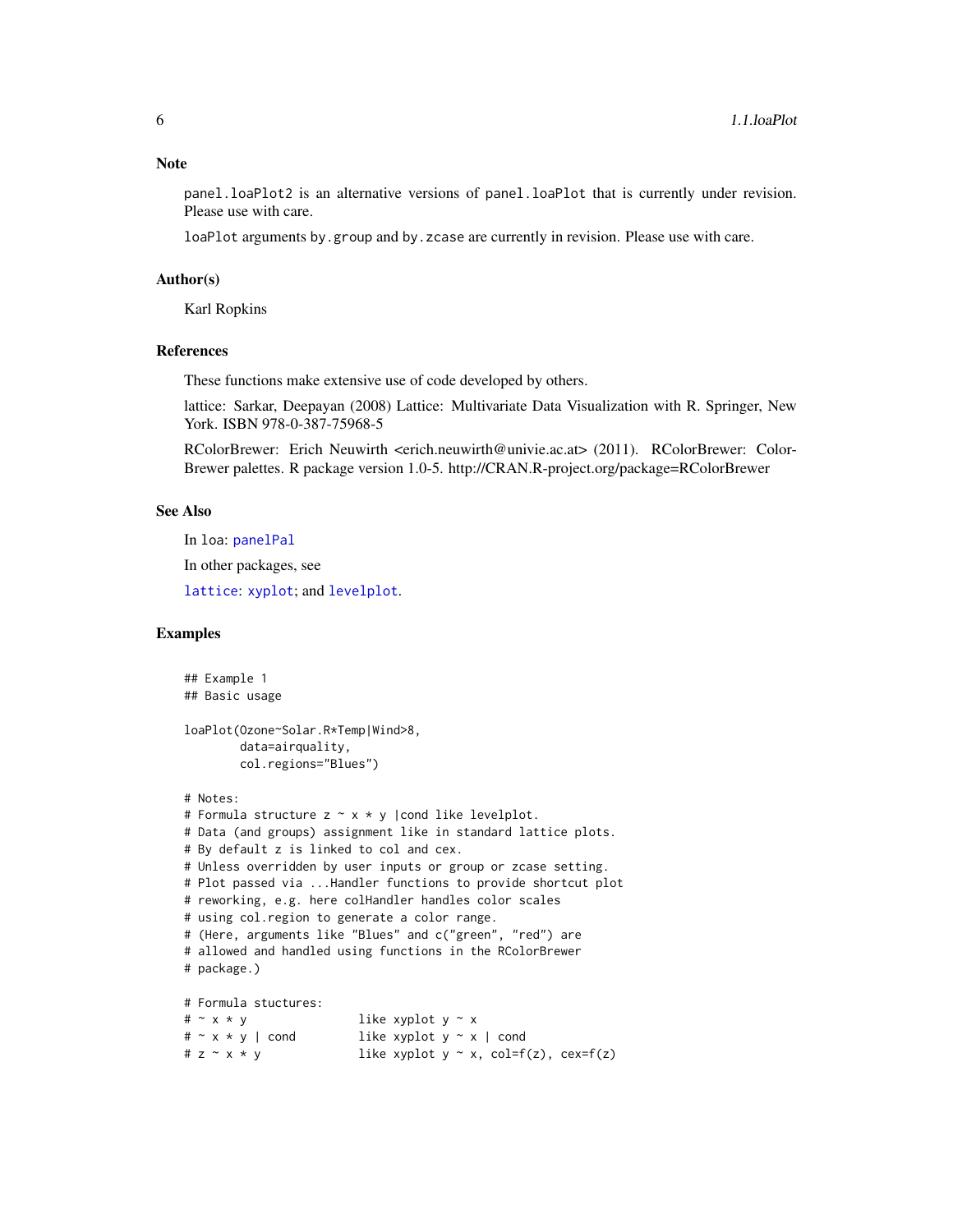## Note

`panel.loaPlot2` is an alternative versions of `panel.loaPlot` that is currently under revision. Please use with care.

`loaPlot` arguments `by.group` and `by.zcase` are currently in revision. Please use with care.

## Author(s)

Karl Ropkins

## References

These functions make extensive use of code developed by others.

lattice: Sarkar, Deepayan (2008) Lattice: Multivariate Data Visualization with R. Springer, New York. ISBN 978-0-387-75968-5

RColorBrewer: Erich Neuwirth <erich.neuwirth@univie.ac.at> (2011). RColorBrewer: ColorBrewer palettes. R package version 1.0-5. http://CRAN.R-project.org/package=RColorBrewer

## See Also

In `loa`: `panelPal`

In other packages, see

`lattice`: `xyplot`; and `levelplot`.

## Examples

```
## Example 1
## Basic usage

loaPlot(Ozone~Solar.R*Temp|Wind>8,
        data=airquality,
        col.regions="Blues")

# Notes:
# Formula structure z ~ x * y |cond like levelplot.
# Data (and groups) assignment like in standard lattice plots.
# By default z is linked to col and cex.
# Unless overridden by user inputs or group or zcase setting.
# Plot passed via ...Handler functions to provide shortcut plot
# reworking, e.g. here colHandler handles color scales
# using col.region to generate a color range.
# (Here, arguments like "Blues" and c("green", "red") are
# allowed and handled using functions in the RColorBrewer
# package.)

# Formula stuctures:
# ~ x * y               like xyplot y ~ x
# ~ x * y | cond        like xyplot y ~ x | cond
# z ~ x * y             like xyplot y ~ x, col=f(z), cex=f(z)
```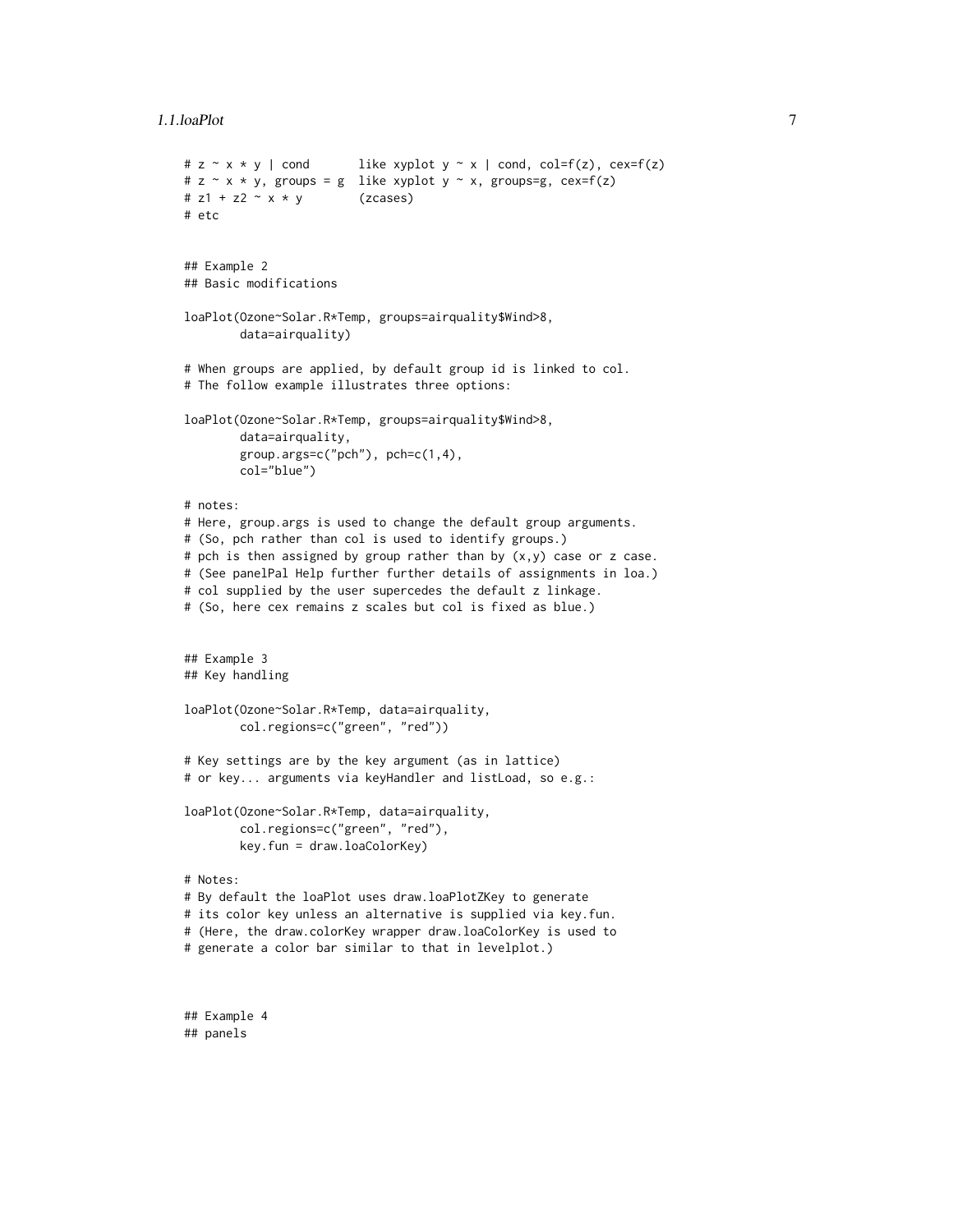```
# z ~ x * y | cond       like xyplot y ~ x | cond, col=f(z), cex=f(z)
# z ~ x * y, groups = g  like xyplot y ~ x, groups=g, cex=f(z)
# z1 + z2 ~ x * y        (zcases)
# etc


## Example 2
## Basic modifications

loaPlot(Ozone~Solar.R*Temp, groups=airquality$Wind>8,
        data=airquality)

# When groups are applied, by default group id is linked to col.
# The follow example illustrates three options:

loaPlot(Ozone~Solar.R*Temp, groups=airquality$Wind>8,
        data=airquality,
        group.args=c("pch"), pch=c(1,4),
        col="blue")

# notes:
# Here, group.args is used to change the default group arguments.
# (So, pch rather than col is used to identify groups.)
# pch is then assigned by group rather than by (x,y) case or z case.
# (See panelPal Help further further details of assignments in loa.)
# col supplied by the user supercedes the default z linkage.
# (So, here cex remains z scales but col is fixed as blue.)


## Example 3
## Key handling

loaPlot(Ozone~Solar.R*Temp, data=airquality,
        col.regions=c("green", "red"))

# Key settings are by the key argument (as in lattice)
# or key... arguments via keyHandler and listLoad, so e.g.:

loaPlot(Ozone~Solar.R*Temp, data=airquality,
        col.regions=c("green", "red"),
        key.fun = draw.loaColorKey)

# Notes:
# By default the loaPlot uses draw.loaPlotZKey to generate
# its color key unless an alternative is supplied via key.fun.
# (Here, the draw.colorKey wrapper draw.loaColorKey is used to
# generate a color bar similar to that in levelplot.)



## Example 4
## panels
```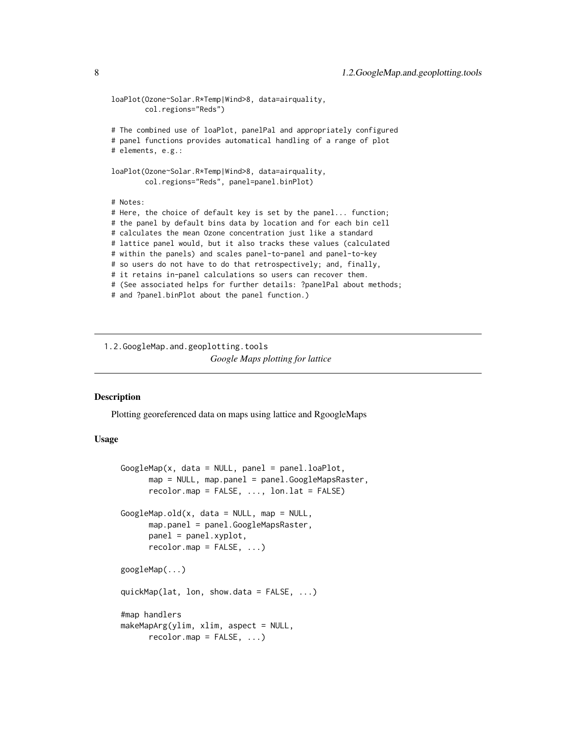```
loaPlot(Ozone~Solar.R*Temp|Wind>8, data=airquality,
        col.regions="Reds")

# The combined use of loaPlot, panelPal and appropriately configured
# panel functions provides automatical handling of a range of plot
# elements, e.g.:

loaPlot(Ozone~Solar.R*Temp|Wind>8, data=airquality,
        col.regions="Reds", panel=panel.binPlot)

# Notes:
# Here, the choice of default key is set by the panel... function;
# the panel by default bins data by location and for each bin cell
# calculates the mean Ozone concentration just like a standard
# lattice panel would, but it also tracks these values (calculated
# within the panels) and scales panel-to-panel and panel-to-key
# so users do not have to do that retrospectively; and, finally,
# it retains in-panel calculations so users can recover them.
# (See associated helps for further details: ?panelPal about methods;
# and ?panel.binPlot about the panel function.)
```

---

## 1.2.GoogleMap.and.geoplotting.tools

*Google Maps plotting for lattice*

---

### Description

Plotting georeferenced data on maps using lattice and RgoogleMaps

### Usage

```
GoogleMap(x, data = NULL, panel = panel.loaPlot,
      map = NULL, map.panel = panel.GoogleMapsRaster,
      recolor.map = FALSE, ..., lon.lat = FALSE)

GoogleMap.old(x, data = NULL, map = NULL,
      map.panel = panel.GoogleMapsRaster,
      panel = panel.xyplot,
      recolor.map = FALSE, ...)

googleMap(...)

quickMap(lat, lon, show.data = FALSE, ...)

#map handlers
makeMapArg(ylim, xlim, aspect = NULL,
      recolor.map = FALSE, ...)
```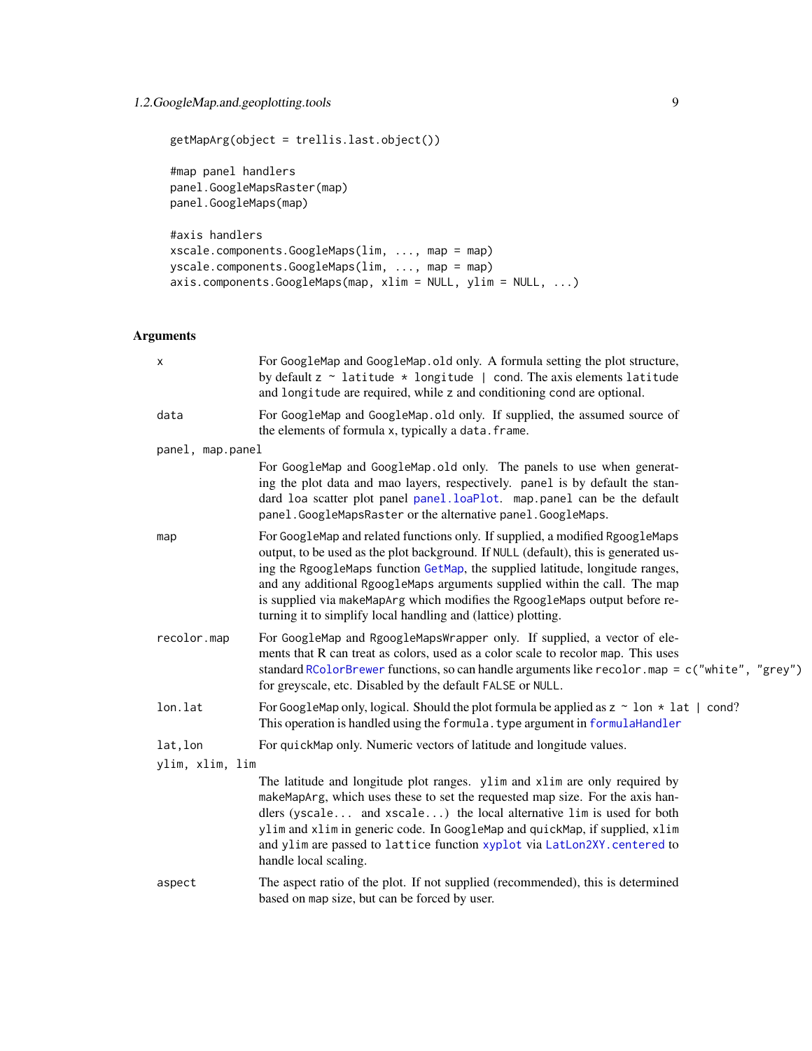```
getMapArg(object = trellis.last.object())

#map panel handlers
panel.GoogleMapsRaster(map)
panel.GoogleMaps(map)

#axis handlers
xscale.components.GoogleMaps(lim, ..., map = map)
yscale.components.GoogleMaps(lim, ..., map = map)
axis.components.GoogleMaps(map, xlim = NULL, ylim = NULL, ...)
```

## Arguments

| | |
|---|---|
| x | For GoogleMap and GoogleMap.old only. A formula setting the plot structure, by default z ~ latitude * longitude \| cond. The axis elements latitude and longitude are required, while z and conditioning cond are optional. |
| data | For GoogleMap and GoogleMap.old only. If supplied, the assumed source of the elements of formula x, typically a data.frame. |
| panel, map.panel | For GoogleMap and GoogleMap.old only. The panels to use when generating the plot data and mao layers, respectively. panel is by default the standard loa scatter plot panel panel.loaPlot. map.panel can be the default panel.GoogleMapsRaster or the alternative panel.GoogleMaps. |
| map | For GoogleMap and related functions only. If supplied, a modified RgoogleMaps output, to be used as the plot background. If NULL (default), this is generated using the RgoogleMaps function GetMap, the supplied latitude, longitude ranges, and any additional RgoogleMaps arguments supplied within the call. The map is supplied via makeMapArg which modifies the RgoogleMaps output before returning it to simplify local handling and (lattice) plotting. |
| recolor.map | For GoogleMap and RgoogleMapsWrapper only. If supplied, a vector of elements that R can treat as colors, used as a color scale to recolor map. This uses standard RColorBrewer functions, so can handle arguments like recolor.map = c("white", "grey") for greyscale, etc. Disabled by the default FALSE or NULL. |
| lon.lat | For GoogleMap only, logical. Should the plot formula be applied as z ~ lon * lat \| cond? This operation is handled using the formula.type argument in formulaHandler |
| lat,lon | For quickMap only. Numeric vectors of latitude and longitude values. |
| ylim, xlim, lim | The latitude and longitude plot ranges. ylim and xlim are only required by makeMapArg, which uses these to set the requested map size. For the axis handlers (yscale... and xscale...) the local alternative lim is used for both ylim and xlim in generic code. In GoogleMap and quickMap, if supplied, xlim and ylim are passed to lattice function xyplot via LatLon2XY.centered to handle local scaling. |
| aspect | The aspect ratio of the plot. If not supplied (recommended), this is determined based on map size, but can be forced by user. |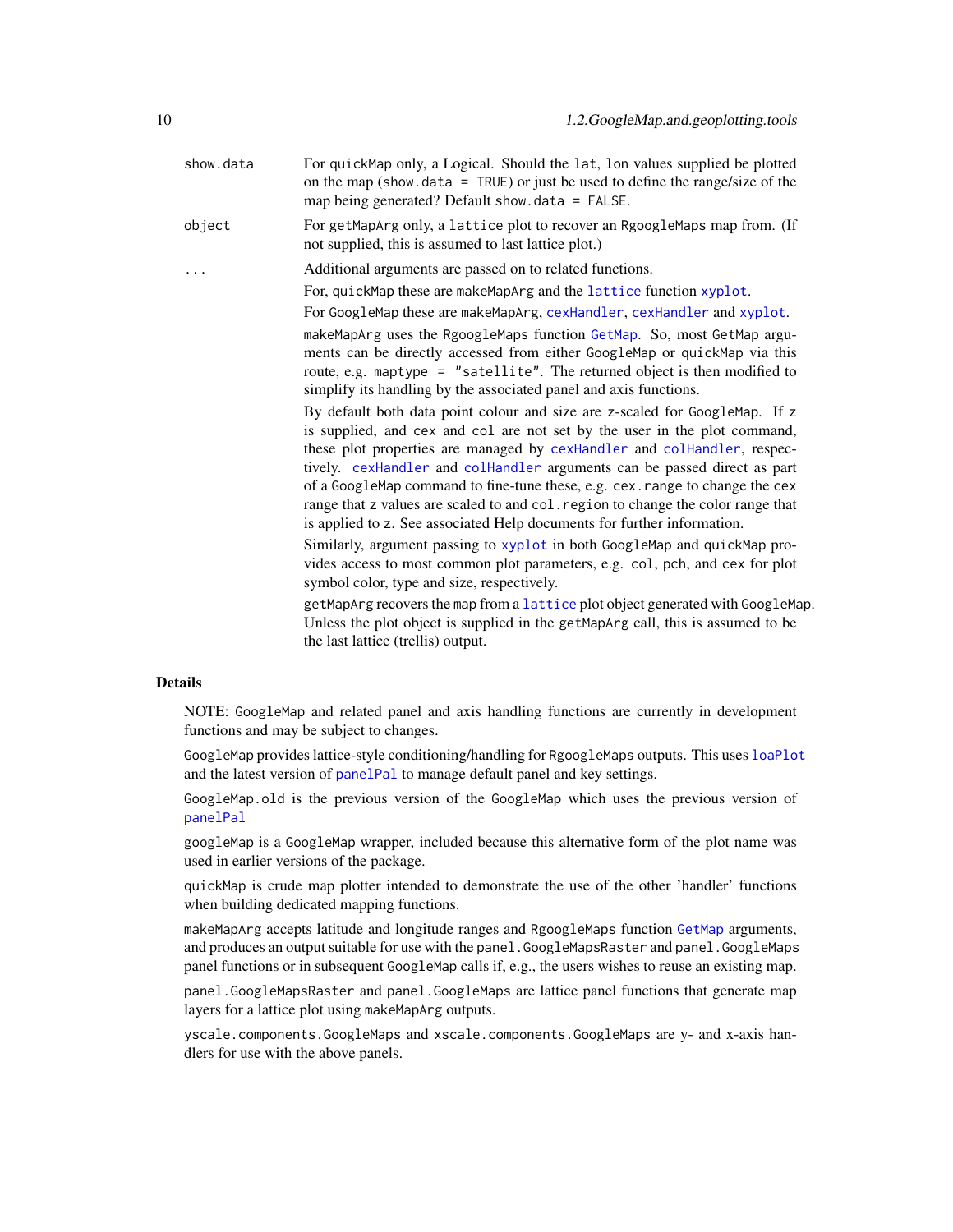| | |
|---|---|
| show.data | For quickMap only, a Logical. Should the lat, lon values supplied be plotted on the map (show.data = TRUE) or just be used to define the range/size of the map being generated? Default show.data = FALSE. |
| object | For getMapArg only, a lattice plot to recover an RgoogleMaps map from. (If not supplied, this is assumed to last lattice plot.) |
| ... | Additional arguments are passed on to related functions. |

For, quickMap these are makeMapArg and the lattice function xyplot.

For GoogleMap these are makeMapArg, cexHandler, cexHandler and xyplot.

makeMapArg uses the RgoogleMaps function GetMap. So, most GetMap arguments can be directly accessed from either GoogleMap or quickMap via this route, e.g. maptype = "satellite". The returned object is then modified to simplify its handling by the associated panel and axis functions.

By default both data point colour and size are z-scaled for GoogleMap. If z is supplied, and cex and col are not set by the user in the plot command, these plot properties are managed by cexHandler and colHandler, respectively. cexHandler and colHandler arguments can be passed direct as part of a GoogleMap command to fine-tune these, e.g. cex.range to change the cex range that z values are scaled to and col.region to change the color range that is applied to z. See associated Help documents for further information.

Similarly, argument passing to xyplot in both GoogleMap and quickMap provides access to most common plot parameters, e.g. col, pch, and cex for plot symbol color, type and size, respectively.

getMapArg recovers the map from a lattice plot object generated with GoogleMap. Unless the plot object is supplied in the getMapArg call, this is assumed to be the last lattice (trellis) output.

## Details

NOTE: GoogleMap and related panel and axis handling functions are currently in development functions and may be subject to changes.

GoogleMap provides lattice-style conditioning/handling for RgoogleMaps outputs. This uses loaPlot and the latest version of panelPal to manage default panel and key settings.

GoogleMap.old is the previous version of the GoogleMap which uses the previous version of panelPal

googleMap is a GoogleMap wrapper, included because this alternative form of the plot name was used in earlier versions of the package.

quickMap is crude map plotter intended to demonstrate the use of the other 'handler' functions when building dedicated mapping functions.

makeMapArg accepts latitude and longitude ranges and RgoogleMaps function GetMap arguments, and produces an output suitable for use with the panel.GoogleMapsRaster and panel.GoogleMaps panel functions or in subsequent GoogleMap calls if, e.g., the users wishes to reuse an existing map.

panel.GoogleMapsRaster and panel.GoogleMaps are lattice panel functions that generate map layers for a lattice plot using makeMapArg outputs.

yscale.components.GoogleMaps and xscale.components.GoogleMaps are y- and x-axis handlers for use with the above panels.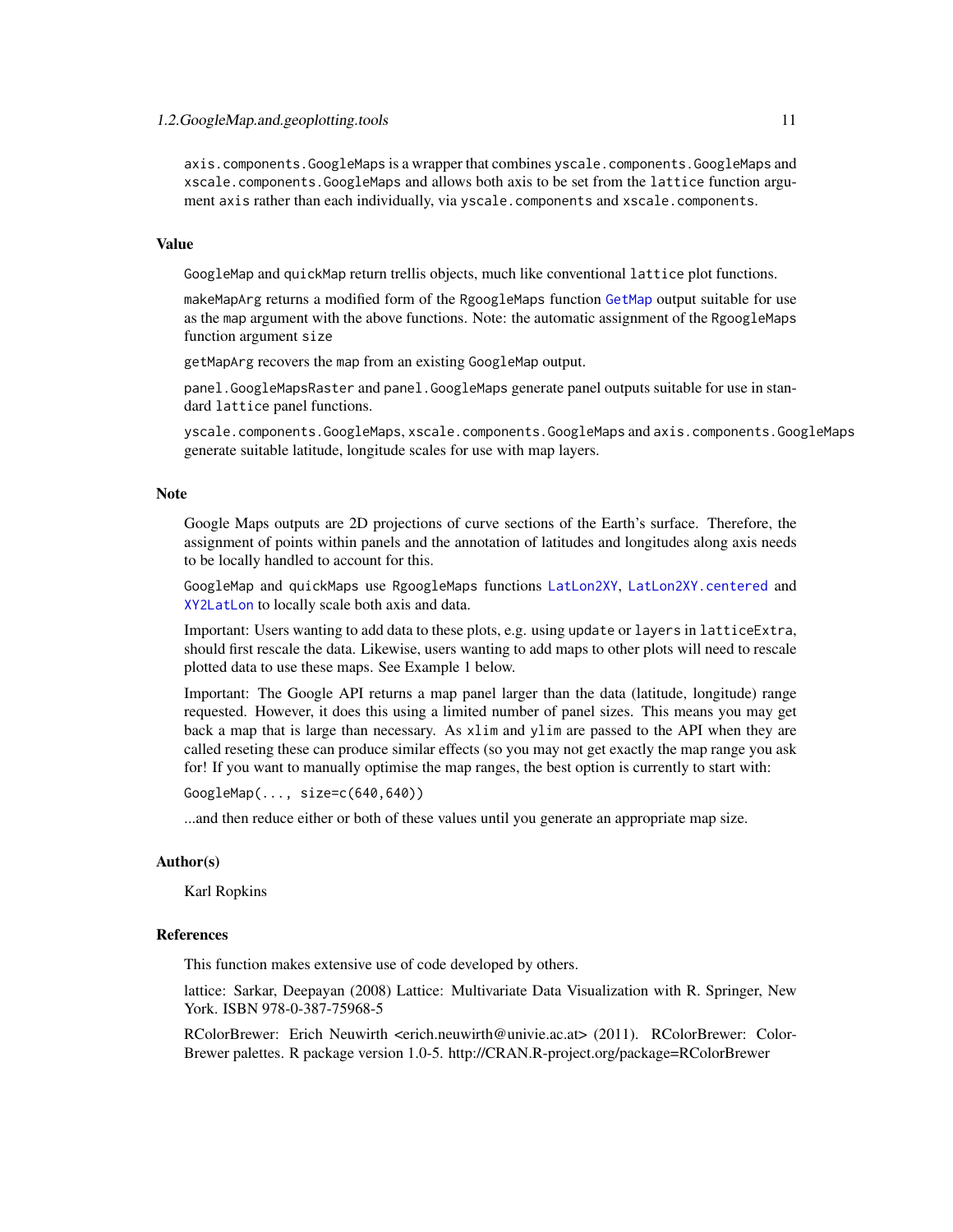`axis.components.GoogleMaps` is a wrapper that combines `yscale.components.GoogleMaps` and `xscale.components.GoogleMaps` and allows both axis to be set from the `lattice` function argument `axis` rather than each individually, via `yscale.components` and `xscale.components`.

## Value

`GoogleMap` and `quickMap` return trellis objects, much like conventional `lattice` plot functions.

`makeMapArg` returns a modified form of the `RgoogleMaps` function `GetMap` output suitable for use as the `map` argument with the above functions. Note: the automatic assignment of the `RgoogleMaps` function argument `size`

`getMapArg` recovers the `map` from an existing `GoogleMap` output.

`panel.GoogleMapsRaster` and `panel.GoogleMaps` generate panel outputs suitable for use in standard `lattice` panel functions.

`yscale.components.GoogleMaps`, `xscale.components.GoogleMaps` and `axis.components.GoogleMaps` generate suitable latitude, longitude scales for use with map layers.

## Note

Google Maps outputs are 2D projections of curve sections of the Earth's surface. Therefore, the assignment of points within panels and the annotation of latitudes and longitudes along axis needs to be locally handled to account for this.

`GoogleMap` and `quickMaps` use `RgoogleMaps` functions `LatLon2XY`, `LatLon2XY.centered` and `XY2LatLon` to locally scale both axis and data.

Important: Users wanting to add data to these plots, e.g. using `update` or `layers` in `latticeExtra`, should first rescale the data. Likewise, users wanting to add maps to other plots will need to rescale plotted data to use these maps. See Example 1 below.

Important: The Google API returns a map panel larger than the data (latitude, longitude) range requested. However, it does this using a limited number of panel sizes. This means you may get back a map that is large than necessary. As `xlim` and `ylim` are passed to the API when they are called reseting these can produce similar effects (so you may not get exactly the map range you ask for! If you want to manually optimise the map ranges, the best option is currently to start with:

```
GoogleMap(..., size=c(640,640))
```

...and then reduce either or both of these values until you generate an appropriate map size.

## Author(s)

Karl Ropkins

## References

This function makes extensive use of code developed by others.

lattice: Sarkar, Deepayan (2008) Lattice: Multivariate Data Visualization with R. Springer, New York. ISBN 978-0-387-75968-5

RColorBrewer: Erich Neuwirth <erich.neuwirth@univie.ac.at> (2011). RColorBrewer: ColorBrewer palettes. R package version 1.0-5. http://CRAN.R-project.org/package=RColorBrewer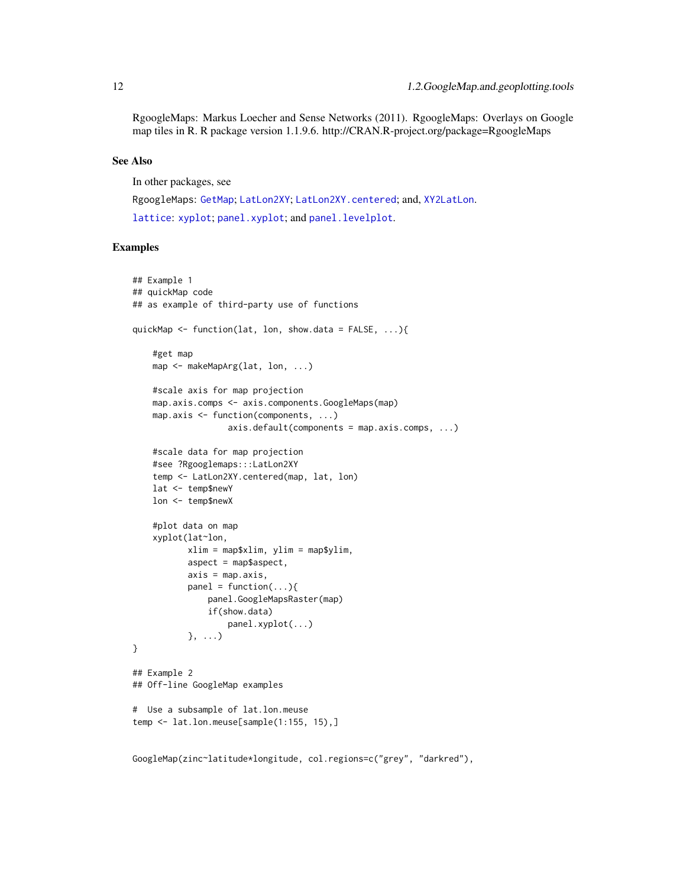RgoogleMaps: Markus Loecher and Sense Networks (2011). RgoogleMaps: Overlays on Google map tiles in R. R package version 1.1.9.6. http://CRAN.R-project.org/package=RgoogleMaps

### See Also

In other packages, see

RgoogleMaps: GetMap; LatLon2XY; LatLon2XY.centered; and, XY2LatLon.

lattice: xyplot; panel.xyplot; and panel.levelplot.

### Examples

```
## Example 1
## quickMap code
## as example of third-party use of functions

quickMap <- function(lat, lon, show.data = FALSE, ...){

    #get map
    map <- makeMapArg(lat, lon, ...)

    #scale axis for map projection
    map.axis.comps <- axis.components.GoogleMaps(map)
    map.axis <- function(components, ...)
                    axis.default(components = map.axis.comps, ...)

    #scale data for map projection
    #see ?Rgooglemaps:::LatLon2XY
    temp <- LatLon2XY.centered(map, lat, lon)
    lat <- temp$newY
    lon <- temp$newX

    #plot data on map
    xyplot(lat~lon,
           xlim = map$xlim, ylim = map$ylim,
           aspect = map$aspect,
           axis = map.axis,
           panel = function(...){
               panel.GoogleMapsRaster(map)
               if(show.data)
                   panel.xyplot(...)
           }, ...)
}

## Example 2
## Off-line GoogleMap examples

#  Use a subsample of lat.lon.meuse
temp <- lat.lon.meuse[sample(1:155, 15),]


GoogleMap(zinc~latitude*longitude, col.regions=c("grey", "darkred"),
```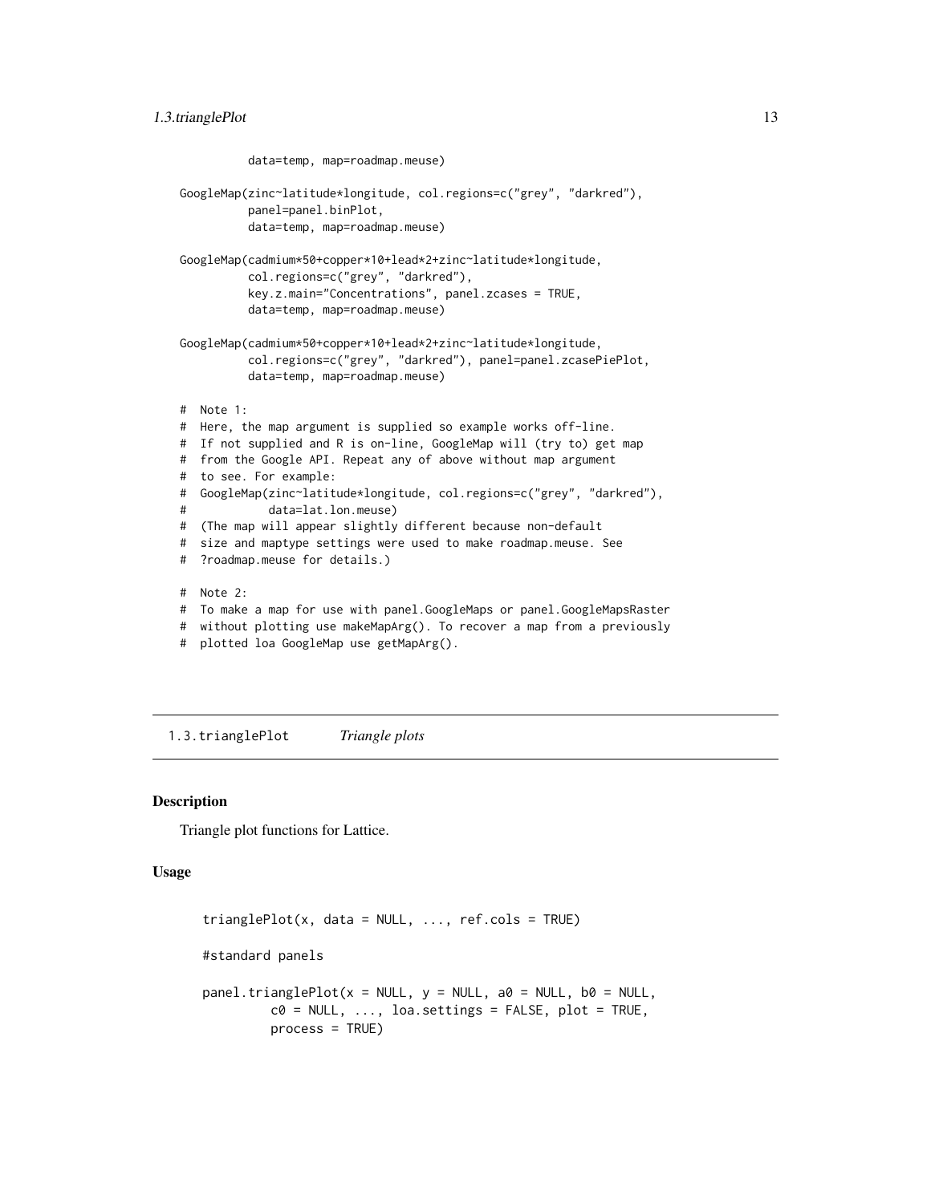```
          data=temp, map=roadmap.meuse)

GoogleMap(zinc~latitude*longitude, col.regions=c("grey", "darkred"),
          panel=panel.binPlot,
          data=temp, map=roadmap.meuse)

GoogleMap(cadmium*50+copper*10+lead*2+zinc~latitude*longitude,
          col.regions=c("grey", "darkred"),
          key.z.main="Concentrations", panel.zcases = TRUE,
          data=temp, map=roadmap.meuse)

GoogleMap(cadmium*50+copper*10+lead*2+zinc~latitude*longitude,
          col.regions=c("grey", "darkred"), panel=panel.zcasePiePlot,
          data=temp, map=roadmap.meuse)

#  Note 1:
#  Here, the map argument is supplied so example works off-line.
#  If not supplied and R is on-line, GoogleMap will (try to) get map
#  from the Google API. Repeat any of above without map argument
#  to see. For example:
#  GoogleMap(zinc~latitude*longitude, col.regions=c("grey", "darkred"),
#            data=lat.lon.meuse)
#  (The map will appear slightly different because non-default
#  size and maptype settings were used to make roadmap.meuse. See
#  ?roadmap.meuse for details.)

#  Note 2:
#  To make a map for use with panel.GoogleMaps or panel.GoogleMapsRaster
#  without plotting use makeMapArg(). To recover a map from a previously
#  plotted loa GoogleMap use getMapArg().
```

---

## 1.3.trianglePlot *Triangle plots*

### Description

Triangle plot functions for Lattice.

### Usage

```
trianglePlot(x, data = NULL, ..., ref.cols = TRUE)

#standard panels

panel.trianglePlot(x = NULL, y = NULL, a0 = NULL, b0 = NULL,
         c0 = NULL, ..., loa.settings = FALSE, plot = TRUE,
         process = TRUE)
```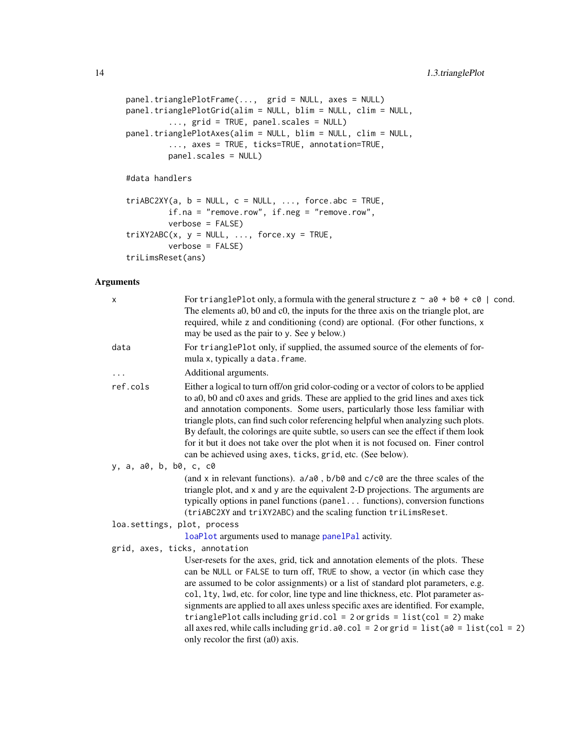```
panel.trianglePlotFrame(...,  grid = NULL, axes = NULL)
panel.trianglePlotGrid(alim = NULL, blim = NULL, clim = NULL,
         ..., grid = TRUE, panel.scales = NULL)
panel.trianglePlotAxes(alim = NULL, blim = NULL, clim = NULL,
         ..., axes = TRUE, ticks=TRUE, annotation=TRUE,
         panel.scales = NULL)

#data handlers

triABC2XY(a, b = NULL, c = NULL, ..., force.abc = TRUE,
         if.na = "remove.row", if.neg = "remove.row",
         verbose = FALSE)
triXY2ABC(x, y = NULL, ..., force.xy = TRUE,
         verbose = FALSE)
triLimsReset(ans)
```

## Arguments

`x` — For `trianglePlot` only, a formula with the general structure `z ~ a0 + b0 + c0 | cond`. The elements a0, b0 and c0, the inputs for the three axis on the triangle plot, are required, while `z` and conditioning (`cond`) are optional. (For other functions, `x` may be used as the pair to `y`. See `y` below.)

`data` — For `trianglePlot` only, if supplied, the assumed source of the elements of formula `x`, typically a `data.frame`.

`...` — Additional arguments.

`ref.cols` — Either a logical to turn off/on grid color-coding or a vector of colors to be applied to a0, b0 and c0 axes and grids. These are applied to the grid lines and axes tick and annotation components. Some users, particularly those less familiar with triangle plots, can find such color referencing helpful when analyzing such plots. By default, the colorings are quite subtle, so users can see the effect if them look for it but it does not take over the plot when it is not focused on. Finer control can be achieved using `axes`, `ticks`, `grid`, etc. (See below).

`y, a, a0, b, b0, c, c0` — (and `x` in relevant functions). `a/a0` , `b/b0` and `c/c0` are the three scales of the triangle plot, and `x` and `y` are the equivalent 2-D projections. The arguments are typically options in panel functions (`panel...` functions), conversion functions (`triABC2XY` and `triXY2ABC`) and the scaling function `triLimsReset`.

`loa.settings, plot, process` — `loaPlot` arguments used to manage `panelPal` activity.

`grid, axes, ticks, annotation` — User-resets for the axes, grid, tick and annotation elements of the plots. These can be `NULL` or `FALSE` to turn off, `TRUE` to show, a vector (in which case they are assumed to be color assignments) or a list of standard plot parameters, e.g. `col`, `lty`, `lwd`, etc. for color, line type and line thickness, etc. Plot parameter assignments are applied to all axes unless specific axes are identified. For example, `trianglePlot` calls including `grid.col = 2` or `grids = list(col = 2)` make all axes red, while calls including `grid.a0.col = 2` or `grid = list(a0 = list(col = 2)` only recolor the first (a0) axis.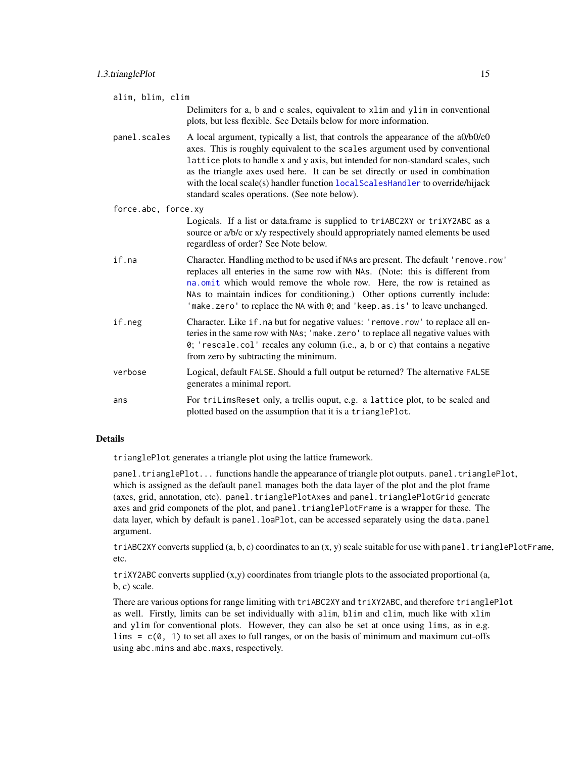`alim, blim, clim`
: Delimiters for a, b and c scales, equivalent to `xlim` and `ylim` in conventional plots, but less flexible. See Details below for more information.

`panel.scales`
: A local argument, typically a list, that controls the appearance of the a0/b0/c0 axes. This is roughly equivalent to the `scales` argument used by conventional `lattice` plots to handle x and y axis, but intended for non-standard scales, such as the triangle axes used here. It can be set directly or used in combination with the local scale(s) handler function `localScalesHandler` to override/hijack standard scales operations. (See note below).

`force.abc, force.xy`
: Logicals. If a list or data.frame is supplied to `triABC2XY` or `triXY2ABC` as a source or a/b/c or x/y respectively should appropriately named elements be used regardless of order? See Note below.

`if.na`
: Character. Handling method to be used if `NA`s are present. The default `'remove.row'` replaces all enteries in the same row with `NA`s. (Note: this is different from `na.omit` which would remove the whole row. Here, the row is retained as `NA`s to maintain indices for conditioning.) Other options currently include: `'make.zero'` to replace the `NA` with `0`; and `'keep.as.is'` to leave unchanged.

`if.neg`
: Character. Like `if.na` but for negative values: `'remove.row'` to replace all enteries in the same row with `NA`s; `'make.zero'` to replace all negative values with `0`; `'rescale.col'` recales any column (i.e., a, b or c) that contains a negative from zero by subtracting the minimum.

`verbose`
: Logical, default `FALSE`. Should a full output be returned? The alternative `FALSE` generates a minimal report.

`ans`
: For `triLimsReset` only, a trellis ouput, e.g. a `lattice` plot, to be scaled and plotted based on the assumption that it is a `trianglePlot`.

## Details

`trianglePlot` generates a triangle plot using the lattice framework.

`panel.trianglePlot...` functions handle the appearance of triangle plot outputs. `panel.trianglePlot`, which is assigned as the default `panel` manages both the data layer of the plot and the plot frame (axes, grid, annotation, etc). `panel.trianglePlotAxes` and `panel.trianglePlotGrid` generate axes and grid componets of the plot, and `panel.trianglePlotFrame` is a wrapper for these. The data layer, which by default is `panel.loaPlot`, can be accessed separately using the `data.panel` argument.

`triABC2XY` converts supplied (a, b, c) coordinates to an (x, y) scale suitable for use with `panel.trianglePlotFrame`, etc.

`triXY2ABC` converts supplied (x,y) coordinates from triangle plots to the associated proportional (a, b, c) scale.

There are various options for range limiting with `triABC2XY` and `triXY2ABC`, and therefore `trianglePlot` as well. Firstly, limits can be set individually with `alim`, `blim` and `clim`, much like with `xlim` and `ylim` for conventional plots. However, they can also be set at once using `lims`, as in e.g. `lims = c(0, 1)` to set all axes to full ranges, or on the basis of minimum and maximum cut-offs using `abc.mins` and `abc.maxs`, respectively.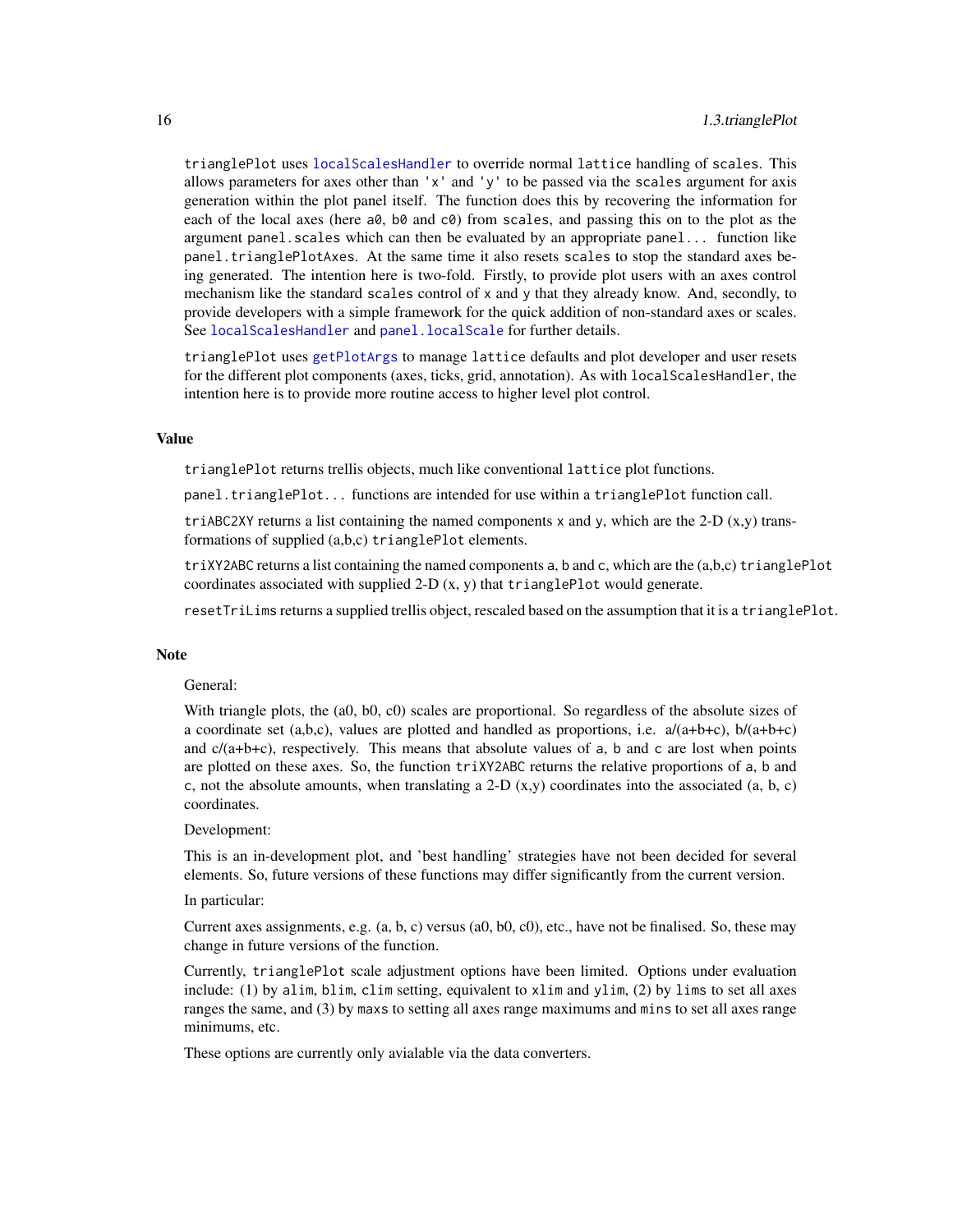trianglePlot uses localScalesHandler to override normal lattice handling of scales. This allows parameters for axes other than 'x' and 'y' to be passed via the scales argument for axis generation within the plot panel itself. The function does this by recovering the information for each of the local axes (here a0, b0 and c0) from scales, and passing this on to the plot as the argument panel.scales which can then be evaluated by an appropriate panel... function like panel.trianglePlotAxes. At the same time it also resets scales to stop the standard axes being generated. The intention here is two-fold. Firstly, to provide plot users with an axes control mechanism like the standard scales control of x and y that they already know. And, secondly, to provide developers with a simple framework for the quick addition of non-standard axes or scales. See localScalesHandler and panel.localScale for further details.

trianglePlot uses getPlotArgs to manage lattice defaults and plot developer and user resets for the different plot components (axes, ticks, grid, annotation). As with localScalesHandler, the intention here is to provide more routine access to higher level plot control.

## Value

trianglePlot returns trellis objects, much like conventional lattice plot functions.

panel.trianglePlot... functions are intended for use within a trianglePlot function call.

triABC2XY returns a list containing the named components x and y, which are the 2-D (x,y) transformations of supplied (a,b,c) trianglePlot elements.

triXY2ABC returns a list containing the named components a, b and c, which are the (a,b,c) trianglePlot coordinates associated with supplied 2-D (x, y) that trianglePlot would generate.

resetTriLims returns a supplied trellis object, rescaled based on the assumption that it is a trianglePlot.

## Note

General:

With triangle plots, the (a0, b0, c0) scales are proportional. So regardless of the absolute sizes of a coordinate set (a,b,c), values are plotted and handled as proportions, i.e. a/(a+b+c), b/(a+b+c) and c/(a+b+c), respectively. This means that absolute values of a, b and c are lost when points are plotted on these axes. So, the function triXY2ABC returns the relative proportions of a, b and c, not the absolute amounts, when translating a 2-D (x,y) coordinates into the associated (a, b, c) coordinates.

Development:

This is an in-development plot, and 'best handling' strategies have not been decided for several elements. So, future versions of these functions may differ significantly from the current version.

In particular:

Current axes assignments, e.g. (a, b, c) versus (a0, b0, c0), etc., have not be finalised. So, these may change in future versions of the function.

Currently, trianglePlot scale adjustment options have been limited. Options under evaluation include: (1) by alim, blim, clim setting, equivalent to xlim and ylim, (2) by lims to set all axes ranges the same, and (3) by maxs to setting all axes range maximums and mins to set all axes range minimums, etc.

These options are currently only avialable via the data converters.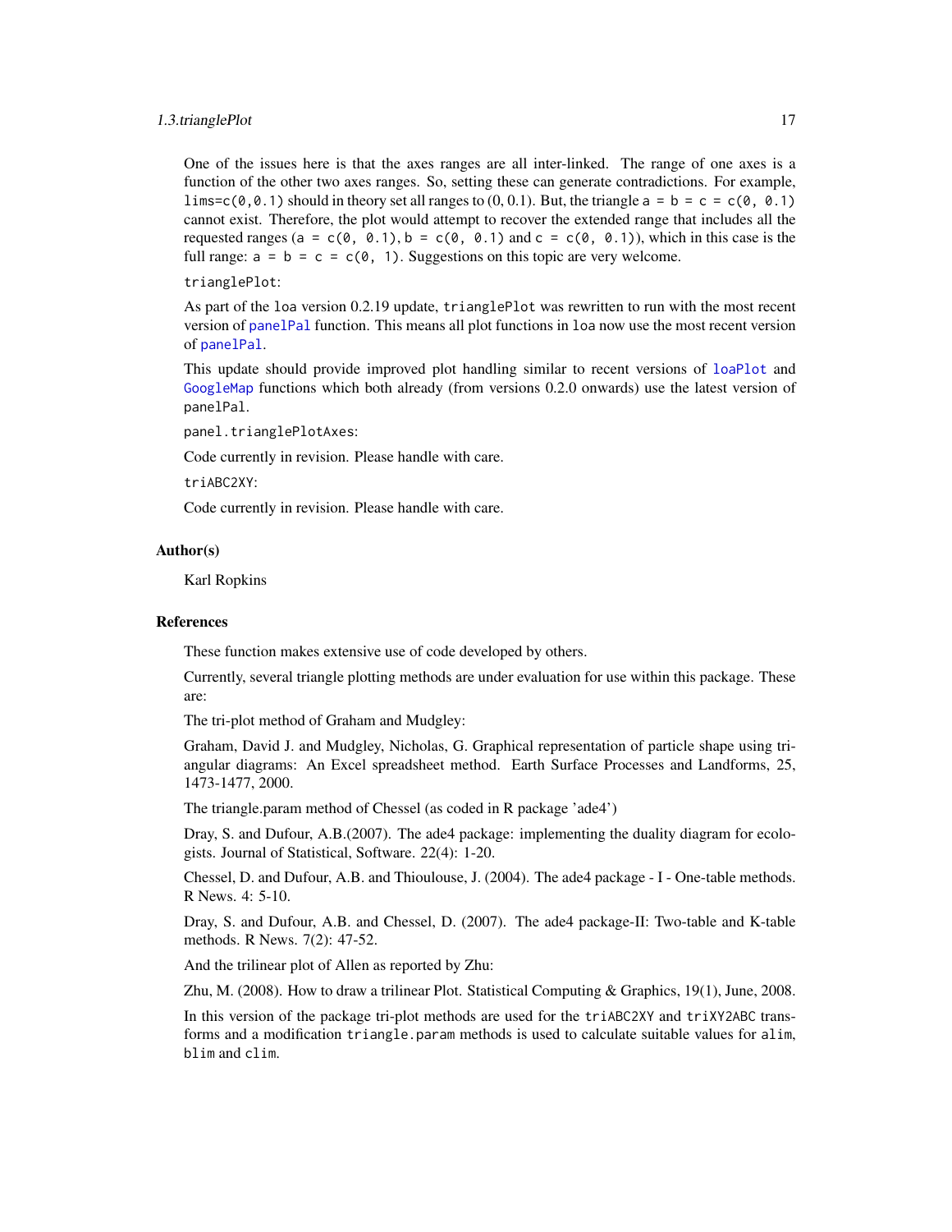One of the issues here is that the axes ranges are all inter-linked. The range of one axes is a function of the other two axes ranges. So, setting these can generate contradictions. For example, `lims=c(0,0.1)` should in theory set all ranges to (0, 0.1). But, the triangle `a = b = c = c(0, 0.1)` cannot exist. Therefore, the plot would attempt to recover the extended range that includes all the requested ranges (`a = c(0, 0.1)`, `b = c(0, 0.1)` and `c = c(0, 0.1)`), which in this case is the full range: `a = b = c = c(0, 1)`. Suggestions on this topic are very welcome.

`trianglePlot`:

As part of the `loa` version 0.2.19 update, `trianglePlot` was rewritten to run with the most recent version of `panelPal` function. This means all plot functions in `loa` now use the most recent version of `panelPal`.

This update should provide improved plot handling similar to recent versions of `loaPlot` and `GoogleMap` functions which both already (from versions 0.2.0 onwards) use the latest version of `panelPal`.

`panel.trianglePlotAxes`:

Code currently in revision. Please handle with care.

`triABC2XY`:

Code currently in revision. Please handle with care.

### Author(s)

Karl Ropkins

### References

These function makes extensive use of code developed by others.

Currently, several triangle plotting methods are under evaluation for use within this package. These are:

The tri-plot method of Graham and Mudgley:

Graham, David J. and Mudgley, Nicholas, G. Graphical representation of particle shape using triangular diagrams: An Excel spreadsheet method. Earth Surface Processes and Landforms, 25, 1473-1477, 2000.

The triangle.param method of Chessel (as coded in R package 'ade4')

Dray, S. and Dufour, A.B.(2007). The ade4 package: implementing the duality diagram for ecologists. Journal of Statistical, Software. 22(4): 1-20.

Chessel, D. and Dufour, A.B. and Thioulouse, J. (2004). The ade4 package - I - One-table methods. R News. 4: 5-10.

Dray, S. and Dufour, A.B. and Chessel, D. (2007). The ade4 package-II: Two-table and K-table methods. R News. 7(2): 47-52.

And the trilinear plot of Allen as reported by Zhu:

Zhu, M. (2008). How to draw a trilinear Plot. Statistical Computing & Graphics, 19(1), June, 2008.

In this version of the package tri-plot methods are used for the `triABC2XY` and `triXY2ABC` transforms and a modification `triangle.param` methods is used to calculate suitable values for `alim`, `blim` and `clim`.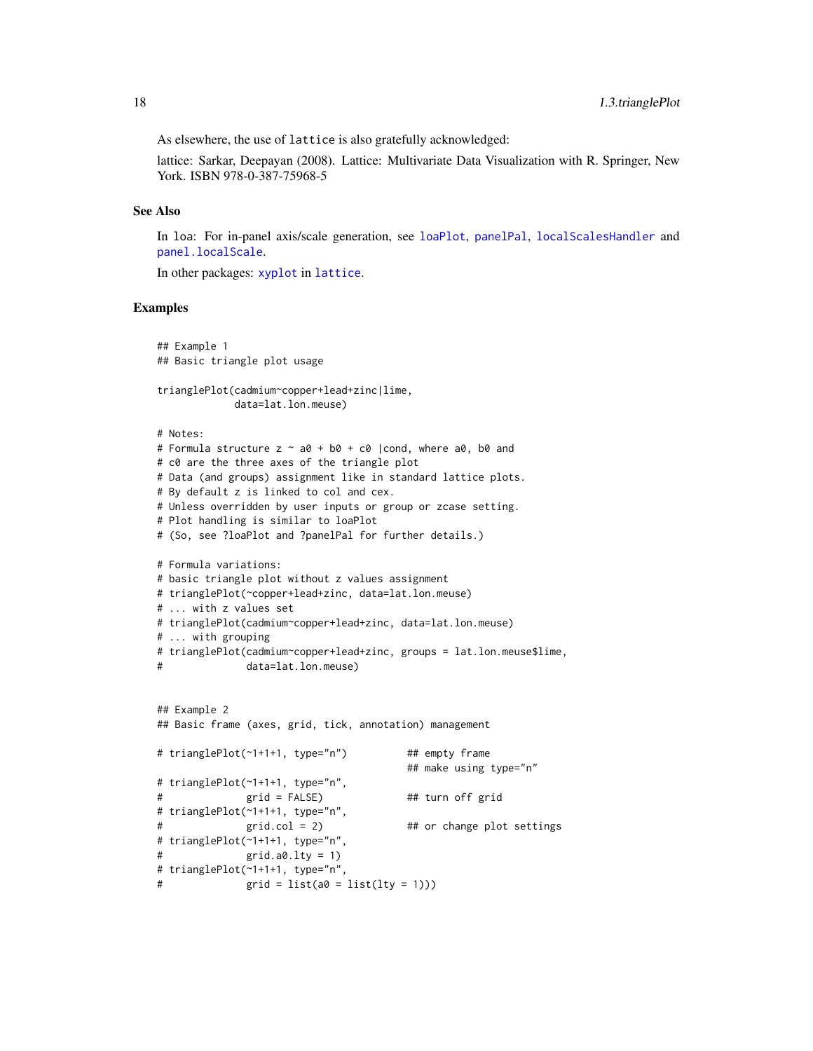As elsewhere, the use of `lattice` is also gratefully acknowledged:

lattice: Sarkar, Deepayan (2008). Lattice: Multivariate Data Visualization with R. Springer, New York. ISBN 978-0-387-75968-5

### See Also

In `loa`: For in-panel axis/scale generation, see `loaPlot`, `panelPal`, `localScalesHandler` and `panel.localScale`.

In other packages: `xyplot` in `lattice`.

### Examples

```
## Example 1
## Basic triangle plot usage

trianglePlot(cadmium~copper+lead+zinc|lime,
             data=lat.lon.meuse)

# Notes:
# Formula structure z ~ a0 + b0 + c0 |cond, where a0, b0 and
# c0 are the three axes of the triangle plot
# Data (and groups) assignment like in standard lattice plots.
# By default z is linked to col and cex.
# Unless overridden by user inputs or group or zcase setting.
# Plot handling is similar to loaPlot
# (So, see ?loaPlot and ?panelPal for further details.)

# Formula variations:
# basic triangle plot without z values assignment
# trianglePlot(~copper+lead+zinc, data=lat.lon.meuse)
# ... with z values set
# trianglePlot(cadmium~copper+lead+zinc, data=lat.lon.meuse)
# ... with grouping
# trianglePlot(cadmium~copper+lead+zinc, groups = lat.lon.meuse$lime,
#              data=lat.lon.meuse)


## Example 2
## Basic frame (axes, grid, tick, annotation) management

# trianglePlot(~1+1+1, type="n")          ## empty frame
                                          ## make using type="n"
# trianglePlot(~1+1+1, type="n",
#              grid = FALSE)              ## turn off grid
# trianglePlot(~1+1+1, type="n",
#              grid.col = 2)              ## or change plot settings
# trianglePlot(~1+1+1, type="n",
#              grid.a0.lty = 1)
# trianglePlot(~1+1+1, type="n",
#              grid = list(a0 = list(lty = 1)))
```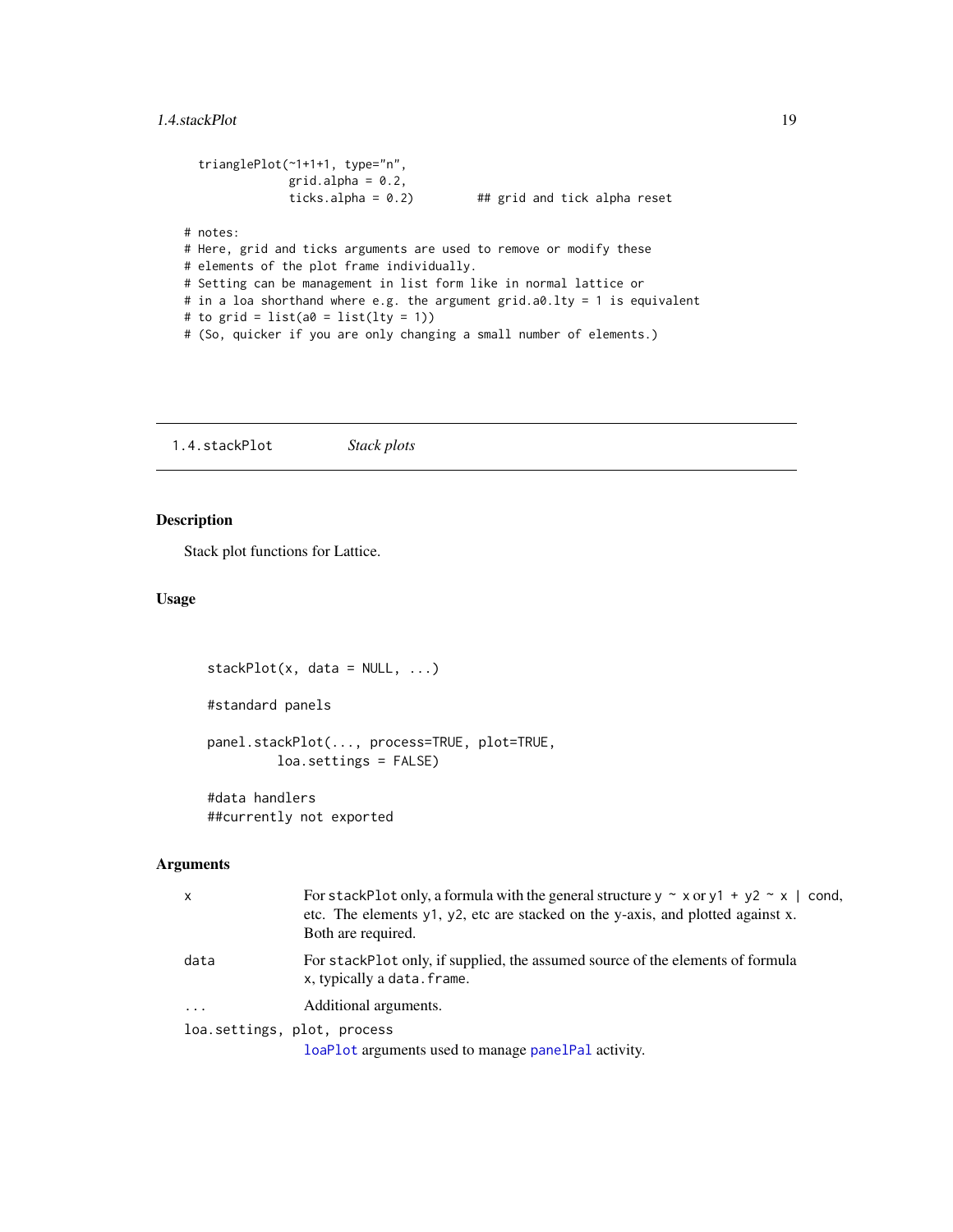```
  trianglePlot(~1+1+1, type="n",
               grid.alpha = 0.2,
               ticks.alpha = 0.2)         ## grid and tick alpha reset

# notes:
# Here, grid and ticks arguments are used to remove or modify these
# elements of the plot frame individually.
# Setting can be management in list form like in normal lattice or
# in a loa shorthand where e.g. the argument grid.a0.lty = 1 is equivalent
# to grid = list(a0 = list(lty = 1))
# (So, quicker if you are only changing a small number of elements.)
```

---

## 1.4.stackPlot *Stack plots*

---

### Description

Stack plot functions for Lattice.

### Usage

```
stackPlot(x, data = NULL, ...)

#standard panels

panel.stackPlot(..., process=TRUE, plot=TRUE,
          loa.settings = FALSE)

#data handlers
##currently not exported
```

### Arguments

| | |
|---|---|
| `x` | For `stackPlot` only, a formula with the general structure `y ~ x` or `y1 + y2 ~ x | cond`, etc. The elements `y1`, `y2`, etc are stacked on the y-axis, and plotted against x. Both are required. |
| `data` | For `stackPlot` only, if supplied, the assumed source of the elements of formula `x`, typically a `data.frame`. |
| `...` | Additional arguments. |
| `loa.settings, plot, process` | `loaPlot` arguments used to manage `panelPal` activity. |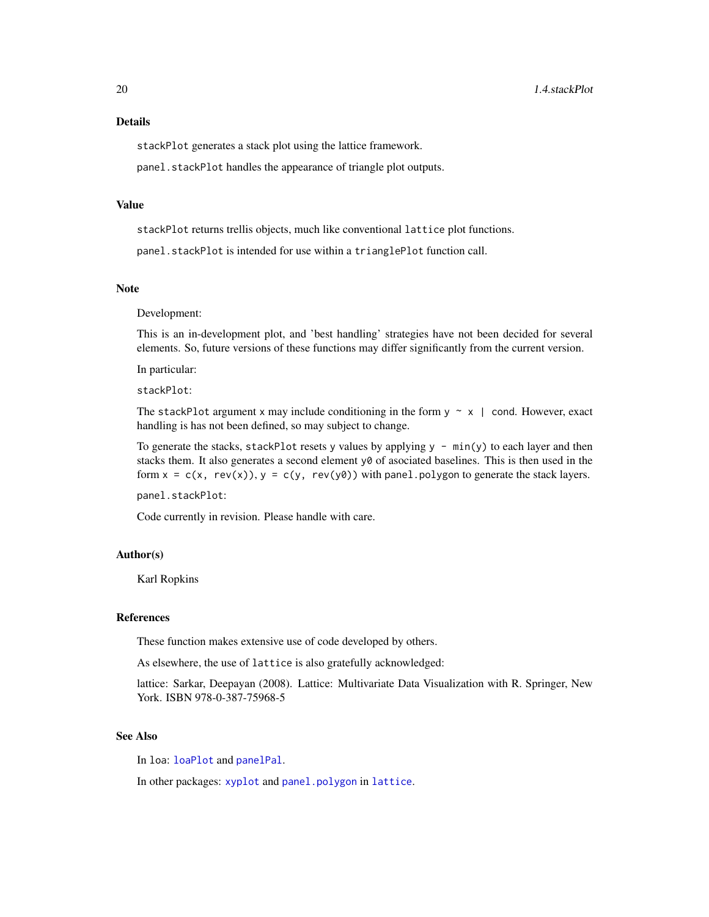### Details

`stackPlot` generates a stack plot using the lattice framework.

`panel.stackPlot` handles the appearance of triangle plot outputs.

### Value

`stackPlot` returns trellis objects, much like conventional `lattice` plot functions.

`panel.stackPlot` is intended for use within a `trianglePlot` function call.

### Note

Development:

This is an in-development plot, and 'best handling' strategies have not been decided for several elements. So, future versions of these functions may differ significantly from the current version.

In particular:

`stackPlot`:

The `stackPlot` argument `x` may include conditioning in the form `y ~ x | cond`. However, exact handling is has not been defined, so may subject to change.

To generate the stacks, `stackPlot` resets `y` values by applying `y - min(y)` to each layer and then stacks them. It also generates a second element `y0` of asociated baselines. This is then used in the form `x = c(x, rev(x))`, `y = c(y, rev(y0))` with `panel.polygon` to generate the stack layers.

`panel.stackPlot`:

Code currently in revision. Please handle with care.

### Author(s)

Karl Ropkins

### References

These function makes extensive use of code developed by others.

As elsewhere, the use of `lattice` is also gratefully acknowledged:

lattice: Sarkar, Deepayan (2008). Lattice: Multivariate Data Visualization with R. Springer, New York. ISBN 978-0-387-75968-5

### See Also

In `loa`: `loaPlot` and `panelPal`.

In other packages: `xyplot` and `panel.polygon` in `lattice`.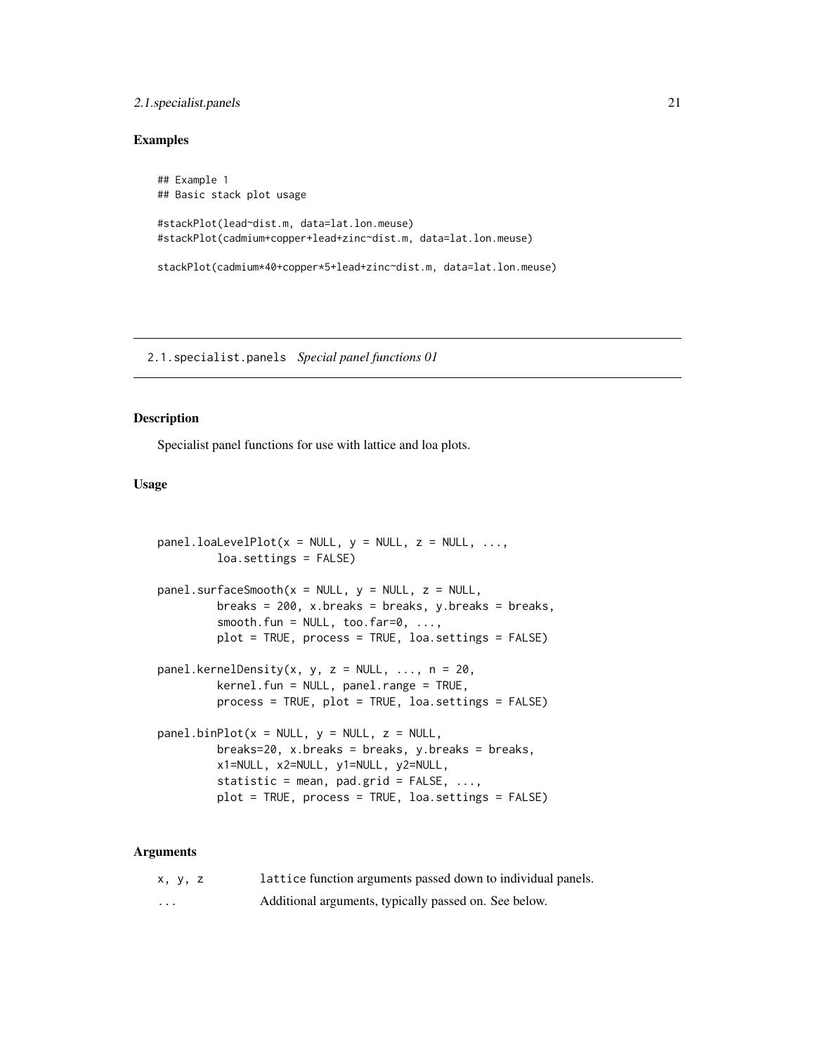## Examples

```
## Example 1
## Basic stack plot usage

#stackPlot(lead~dist.m, data=lat.lon.meuse)
#stackPlot(cadmium+copper+lead+zinc~dist.m, data=lat.lon.meuse)

stackPlot(cadmium*40+copper*5+lead+zinc~dist.m, data=lat.lon.meuse)
```

---

# 2.1.specialist.panels *Special panel functions 01*

---

## Description

Specialist panel functions for use with lattice and loa plots.

## Usage

```
panel.loaLevelPlot(x = NULL, y = NULL, z = NULL, ...,
         loa.settings = FALSE)

panel.surfaceSmooth(x = NULL, y = NULL, z = NULL,
         breaks = 200, x.breaks = breaks, y.breaks = breaks,
         smooth.fun = NULL, too.far=0, ...,
         plot = TRUE, process = TRUE, loa.settings = FALSE)

panel.kernelDensity(x, y, z = NULL, ..., n = 20,
         kernel.fun = NULL, panel.range = TRUE,
         process = TRUE, plot = TRUE, loa.settings = FALSE)

panel.binPlot(x = NULL, y = NULL, z = NULL,
         breaks=20, x.breaks = breaks, y.breaks = breaks,
         x1=NULL, x2=NULL, y1=NULL, y2=NULL,
         statistic = mean, pad.grid = FALSE, ...,
         plot = TRUE, process = TRUE, loa.settings = FALSE)
```

## Arguments

| | |
|---|---|
| `x, y, z` | `lattice` function arguments passed down to individual panels. |
| `...` | Additional arguments, typically passed on. See below. |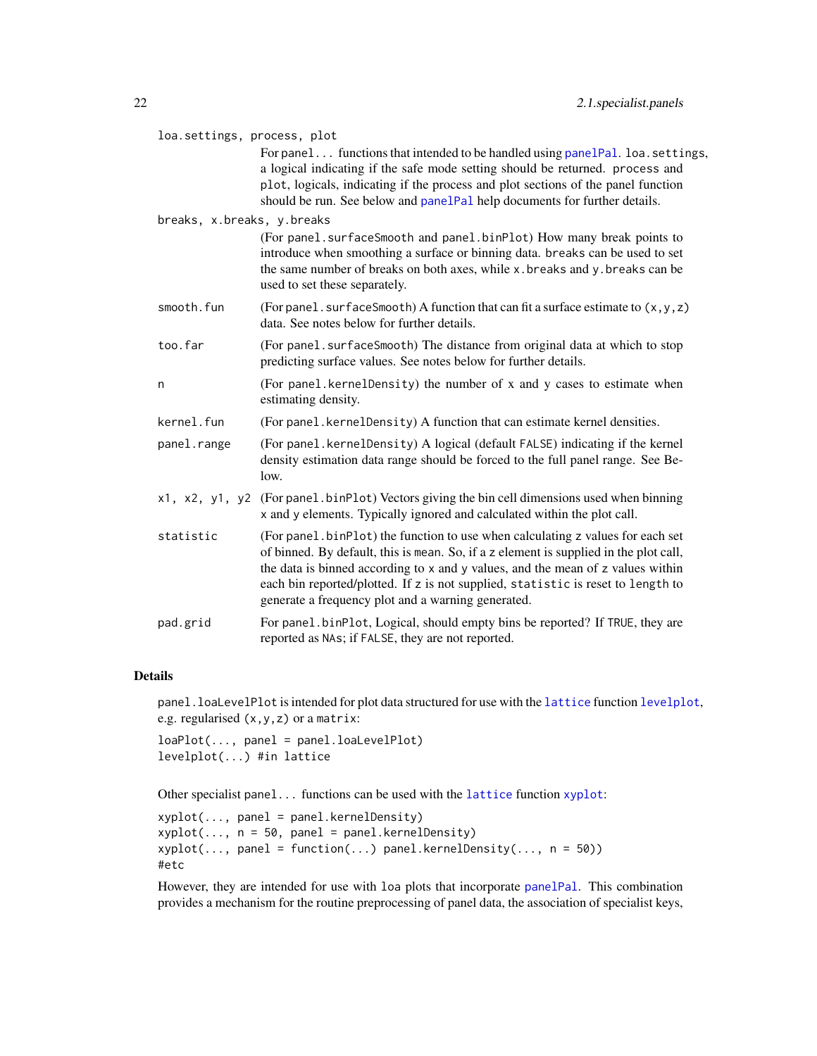loa.settings, process, plot
: For panel... functions that intended to be handled using panelPal. loa.settings, a logical indicating if the safe mode setting should be returned. process and plot, logicals, indicating if the process and plot sections of the panel function should be run. See below and panelPal help documents for further details.

breaks, x.breaks, y.breaks
: (For panel.surfaceSmooth and panel.binPlot) How many break points to introduce when smoothing a surface or binning data. breaks can be used to set the same number of breaks on both axes, while x.breaks and y.breaks can be used to set these separately.

smooth.fun
: (For panel.surfaceSmooth) A function that can fit a surface estimate to (x,y,z) data. See notes below for further details.

too.far
: (For panel.surfaceSmooth) The distance from original data at which to stop predicting surface values. See notes below for further details.

n
: (For panel.kernelDensity) the number of x and y cases to estimate when estimating density.

kernel.fun
: (For panel.kernelDensity) A function that can estimate kernel densities.

panel.range
: (For panel.kernelDensity) A logical (default FALSE) indicating if the kernel density estimation data range should be forced to the full panel range. See Below.

x1, x2, y1, y2
: (For panel.binPlot) Vectors giving the bin cell dimensions used when binning x and y elements. Typically ignored and calculated within the plot call.

statistic
: (For panel.binPlot) the function to use when calculating z values for each set of binned. By default, this is mean. So, if a z element is supplied in the plot call, the data is binned according to x and y values, and the mean of z values within each bin reported/plotted. If z is not supplied, statistic is reset to length to generate a frequency plot and a warning generated.

pad.grid
: For panel.binPlot, Logical, should empty bins be reported? If TRUE, they are reported as NAs; if FALSE, they are not reported.

## Details

panel.loaLevelPlot is intended for plot data structured for use with the lattice function levelplot, e.g. regularised (x,y,z) or a matrix:

```
loaPlot(..., panel = panel.loaLevelPlot)
levelplot(...) #in lattice
```

Other specialist panel... functions can be used with the lattice function xyplot:

```
xyplot(..., panel = panel.kernelDensity)
xyplot(..., n = 50, panel = panel.kernelDensity)
xyplot(..., panel = function(...) panel.kernelDensity(..., n = 50))
#etc
```

However, they are intended for use with loa plots that incorporate panelPal. This combination provides a mechanism for the routine preprocessing of panel data, the association of specialist keys,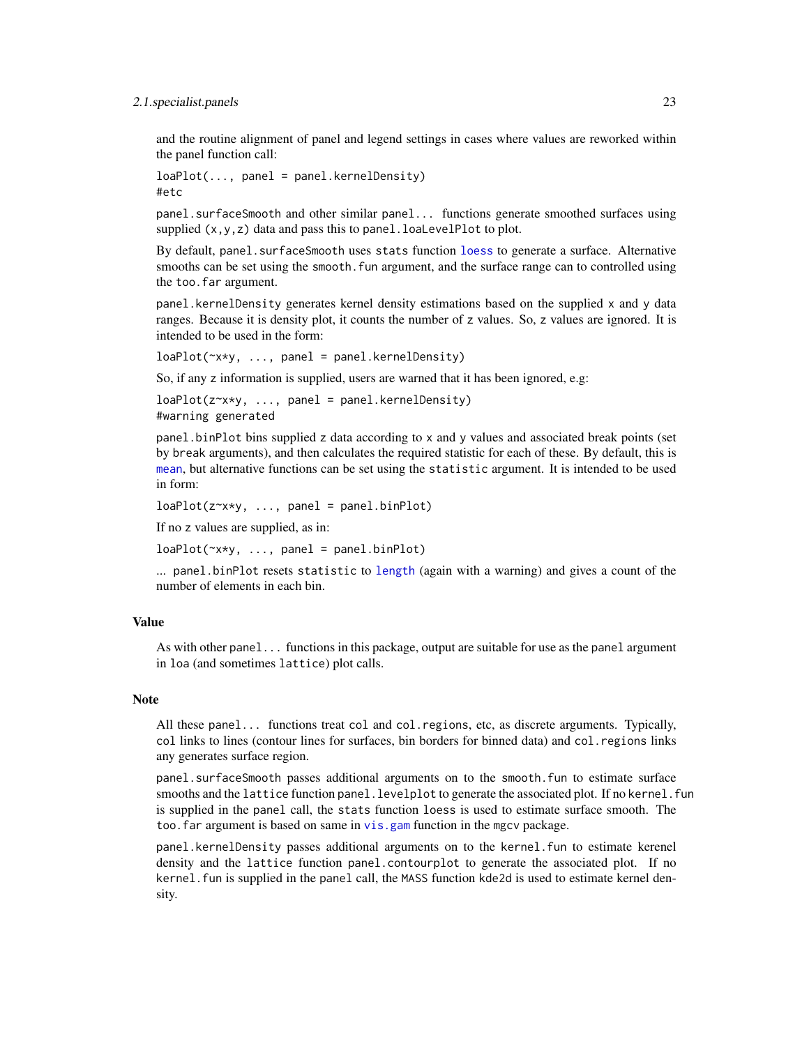and the routine alignment of panel and legend settings in cases where values are reworked within the panel function call:

```
loaPlot(..., panel = panel.kernelDensity)
#etc
```

panel.surfaceSmooth and other similar panel... functions generate smoothed surfaces using supplied (x,y,z) data and pass this to panel.loaLevelPlot to plot.

By default, panel.surfaceSmooth uses stats function loess to generate a surface. Alternative smooths can be set using the smooth.fun argument, and the surface range can to controlled using the too.far argument.

panel.kernelDensity generates kernel density estimations based on the supplied x and y data ranges. Because it is density plot, it counts the number of z values. So, z values are ignored. It is intended to be used in the form:

```
loaPlot(~x*y, ..., panel = panel.kernelDensity)
```

So, if any z information is supplied, users are warned that it has been ignored, e.g:

```
loaPlot(z~x*y, ..., panel = panel.kernelDensity)
#warning generated
```

panel.binPlot bins supplied z data according to x and y values and associated break points (set by break arguments), and then calculates the required statistic for each of these. By default, this is mean, but alternative functions can be set using the statistic argument. It is intended to be used in form:

```
loaPlot(z~x*y, ..., panel = panel.binPlot)
```

If no z values are supplied, as in:

```
loaPlot(~x*y, ..., panel = panel.binPlot)
```

... panel.binPlot resets statistic to length (again with a warning) and gives a count of the number of elements in each bin.

## Value

As with other panel... functions in this package, output are suitable for use as the panel argument in loa (and sometimes lattice) plot calls.

## Note

All these panel... functions treat col and col.regions, etc, as discrete arguments. Typically, col links to lines (contour lines for surfaces, bin borders for binned data) and col.regions links any generates surface region.

panel.surfaceSmooth passes additional arguments on to the smooth.fun to estimate surface smooths and the lattice function panel.levelplot to generate the associated plot. If no kernel.fun is supplied in the panel call, the stats function loess is used to estimate surface smooth. The too.far argument is based on same in vis.gam function in the mgcv package.

panel.kernelDensity passes additional arguments on to the kernel.fun to estimate kerenel density and the lattice function panel.contourplot to generate the associated plot. If no kernel.fun is supplied in the panel call, the MASS function kde2d is used to estimate kernel density.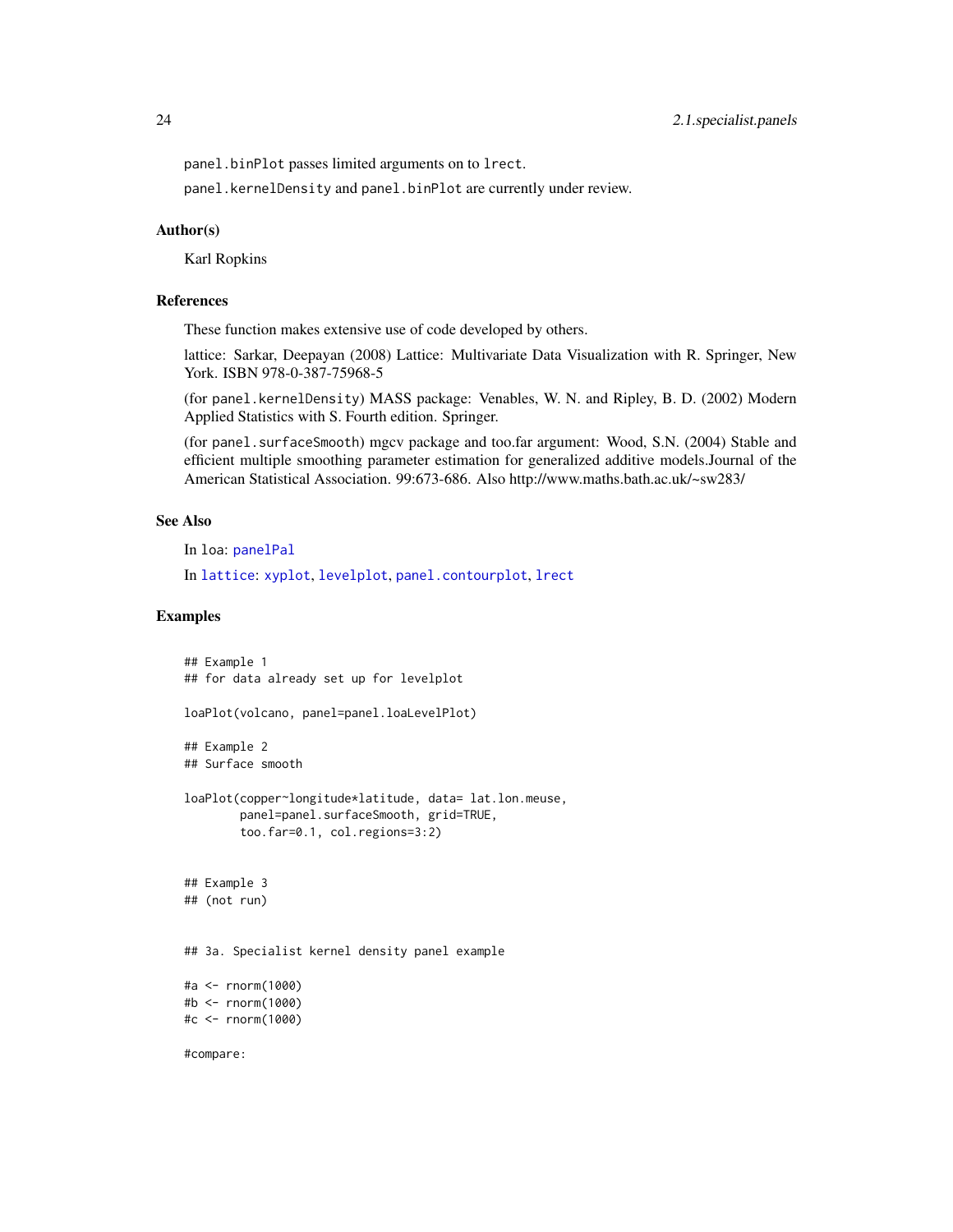panel.binPlot passes limited arguments on to lrect.

panel.kernelDensity and panel.binPlot are currently under review.

### Author(s)

Karl Ropkins

### References

These function makes extensive use of code developed by others.

lattice: Sarkar, Deepayan (2008) Lattice: Multivariate Data Visualization with R. Springer, New York. ISBN 978-0-387-75968-5

(for panel.kernelDensity) MASS package: Venables, W. N. and Ripley, B. D. (2002) Modern Applied Statistics with S. Fourth edition. Springer.

(for panel.surfaceSmooth) mgcv package and too.far argument: Wood, S.N. (2004) Stable and efficient multiple smoothing parameter estimation for generalized additive models.Journal of the American Statistical Association. 99:673-686. Also http://www.maths.bath.ac.uk/~sw283/

### See Also

In loa: panelPal

In lattice: xyplot, levelplot, panel.contourplot, lrect

### Examples

```
## Example 1
## for data already set up for levelplot

loaPlot(volcano, panel=panel.loaLevelPlot)

## Example 2
## Surface smooth

loaPlot(copper~longitude*latitude, data= lat.lon.meuse,
        panel=panel.surfaceSmooth, grid=TRUE,
        too.far=0.1, col.regions=3:2)


## Example 3
## (not run)


## 3a. Specialist kernel density panel example

#a <- rnorm(1000)
#b <- rnorm(1000)
#c <- rnorm(1000)

#compare:
```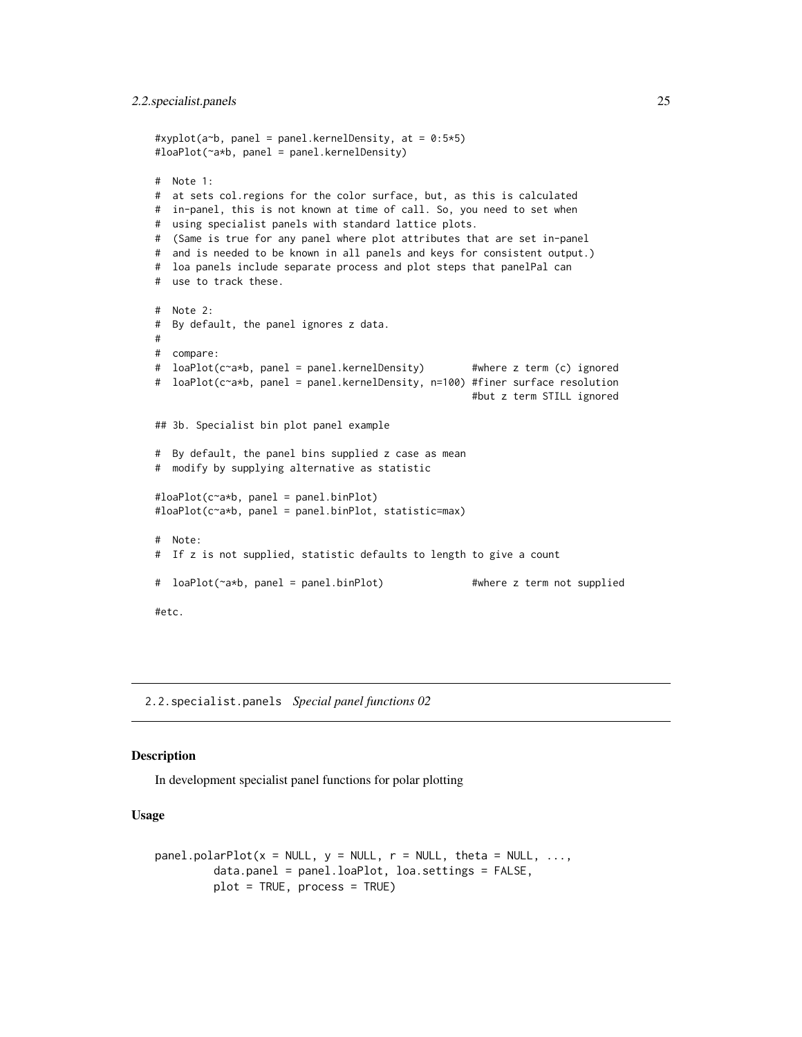```
#xyplot(a~b, panel = panel.kernelDensity, at = 0:5*5)
#loaPlot(~a*b, panel = panel.kernelDensity)

#  Note 1:
#  at sets col.regions for the color surface, but, as this is calculated
#  in-panel, this is not known at time of call. So, you need to set when
#  using specialist panels with standard lattice plots.
#  (Same is true for any panel where plot attributes that are set in-panel
#  and is needed to be known in all panels and keys for consistent output.)
#  loa panels include separate process and plot steps that panelPal can
#  use to track these.

#  Note 2:
#  By default, the panel ignores z data.
#
#  compare:
#  loaPlot(c~a*b, panel = panel.kernelDensity)        #where z term (c) ignored
#  loaPlot(c~a*b, panel = panel.kernelDensity, n=100) #finer surface resolution
                                                      #but z term STILL ignored

## 3b. Specialist bin plot panel example

#  By default, the panel bins supplied z case as mean
#  modify by supplying alternative as statistic

#loaPlot(c~a*b, panel = panel.binPlot)
#loaPlot(c~a*b, panel = panel.binPlot, statistic=max)

#  Note:
#  If z is not supplied, statistic defaults to length to give a count

#  loaPlot(~a*b, panel = panel.binPlot)              #where z term not supplied

#etc.
```

## 2.2.specialist.panels *Special panel functions 02*

### Description

In development specialist panel functions for polar plotting

### Usage

```
panel.polarPlot(x = NULL, y = NULL, r = NULL, theta = NULL, ...,
         data.panel = panel.loaPlot, loa.settings = FALSE,
         plot = TRUE, process = TRUE)
```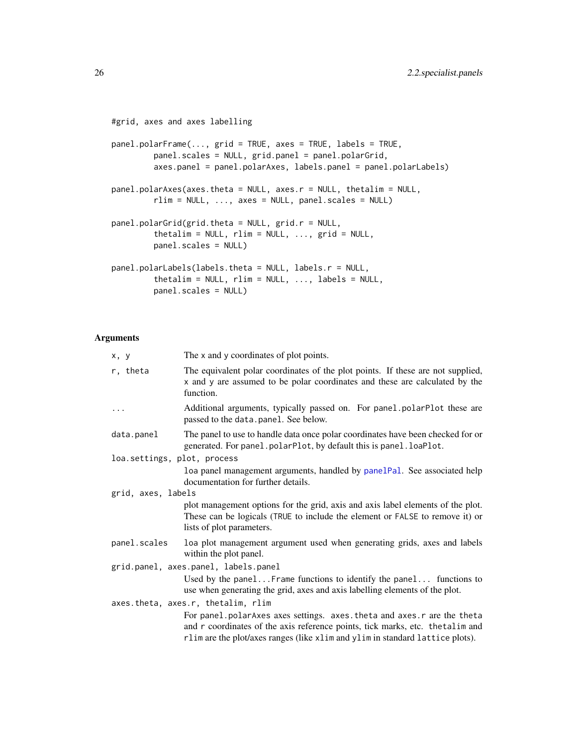```
#grid, axes and axes labelling

panel.polarFrame(..., grid = TRUE, axes = TRUE, labels = TRUE,
         panel.scales = NULL, grid.panel = panel.polarGrid,
         axes.panel = panel.polarAxes, labels.panel = panel.polarLabels)

panel.polarAxes(axes.theta = NULL, axes.r = NULL, thetalim = NULL,
         rlim = NULL, ..., axes = NULL, panel.scales = NULL)

panel.polarGrid(grid.theta = NULL, grid.r = NULL,
         thetalim = NULL, rlim = NULL, ..., grid = NULL,
         panel.scales = NULL)

panel.polarLabels(labels.theta = NULL, labels.r = NULL,
         thetalim = NULL, rlim = NULL, ..., labels = NULL,
         panel.scales = NULL)
```

## Arguments

`x, y`
The x and y coordinates of plot points.

`r, theta`
The equivalent polar coordinates of the plot points. If these are not supplied, x and y are assumed to be polar coordinates and these are calculated by the function.

`...`
Additional arguments, typically passed on. For `panel.polarPlot` these are passed to the `data.panel`. See below.

`data.panel`
The panel to use to handle data once polar coordinates have been checked for or generated. For `panel.polarPlot`, by default this is `panel.loaPlot`.

`loa.settings, plot, process`
`loa` panel management arguments, handled by `panelPal`. See associated help documentation for further details.

`grid, axes, labels`
plot management options for the grid, axis and axis label elements of the plot. These can be logicals (`TRUE` to include the element or `FALSE` to remove it) or lists of plot parameters.

`panel.scales`
`loa` plot management argument used when generating grids, axes and labels within the plot panel.

`grid.panel, axes.panel, labels.panel`
Used by the `panel...Frame` functions to identify the `panel...` functions to use when generating the grid, axes and axis labelling elements of the plot.

`axes.theta, axes.r, thetalim, rlim`
For `panel.polarAxes` axes settings. `axes.theta` and `axes.r` are the `theta` and `r` coordinates of the axis reference points, tick marks, etc. `thetalim` and `rlim` are the plot/axes ranges (like `xlim` and `ylim` in standard `lattice` plots).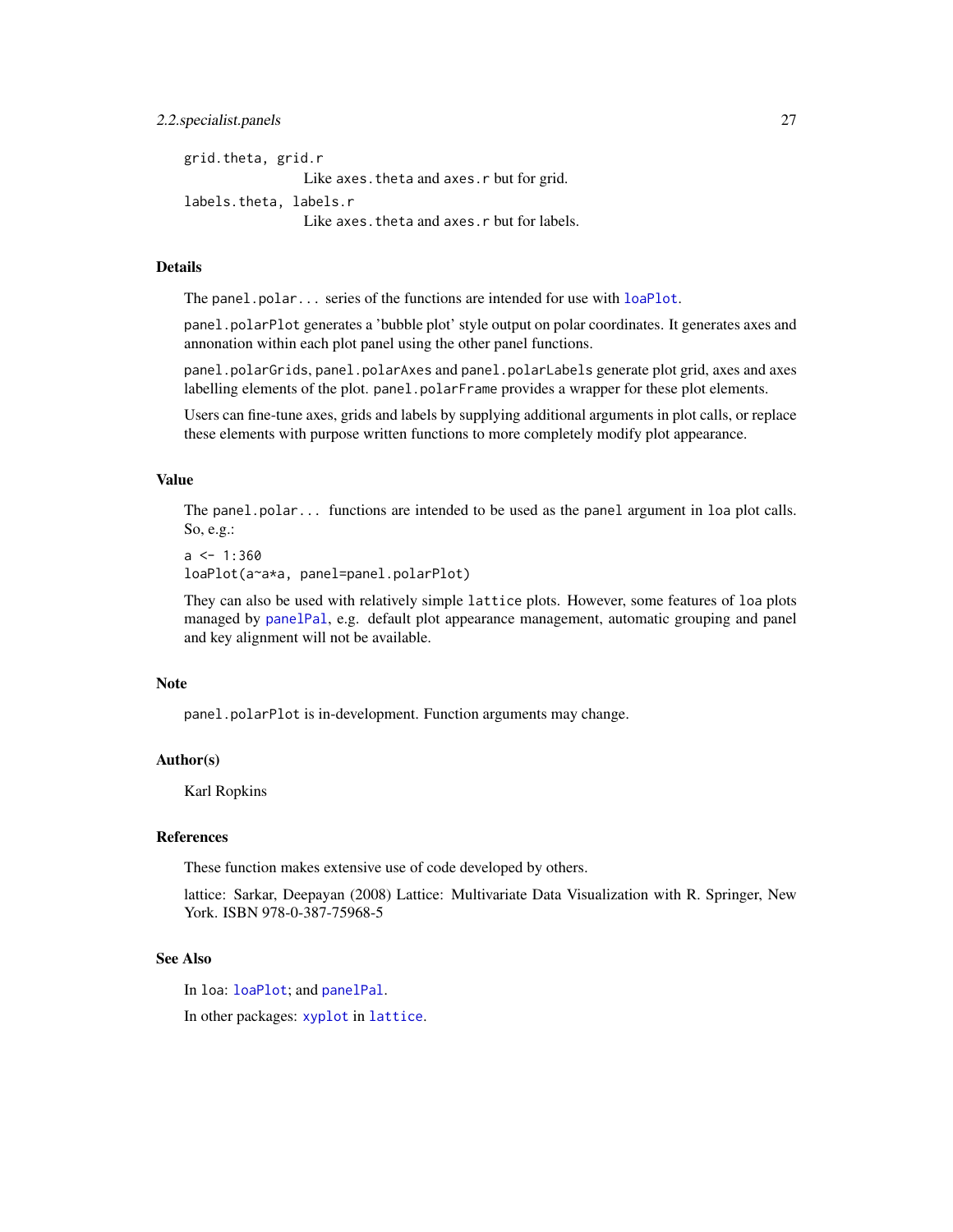`grid.theta, grid.r`
: Like `axes.theta` and `axes.r` but for grid.

`labels.theta, labels.r`
: Like `axes.theta` and `axes.r` but for labels.

### Details

The `panel.polar...` series of the functions are intended for use with `loaPlot`.

`panel.polarPlot` generates a 'bubble plot' style output on polar coordinates. It generates axes and annonation within each plot panel using the other panel functions.

`panel.polarGrids`, `panel.polarAxes` and `panel.polarLabels` generate plot grid, axes and axes labelling elements of the plot. `panel.polarFrame` provides a wrapper for these plot elements.

Users can fine-tune axes, grids and labels by supplying additional arguments in plot calls, or replace these elements with purpose written functions to more completely modify plot appearance.

### Value

The `panel.polar...` functions are intended to be used as the `panel` argument in `loa` plot calls. So, e.g.:

```
a <- 1:360
loaPlot(a~a*a, panel=panel.polarPlot)
```

They can also be used with relatively simple `lattice` plots. However, some features of `loa` plots managed by `panelPal`, e.g. default plot appearance management, automatic grouping and panel and key alignment will not be available.

### Note

`panel.polarPlot` is in-development. Function arguments may change.

### Author(s)

Karl Ropkins

### References

These function makes extensive use of code developed by others.

lattice: Sarkar, Deepayan (2008) Lattice: Multivariate Data Visualization with R. Springer, New York. ISBN 978-0-387-75968-5

### See Also

In `loa`: `loaPlot`; and `panelPal`.

In other packages: `xyplot` in `lattice`.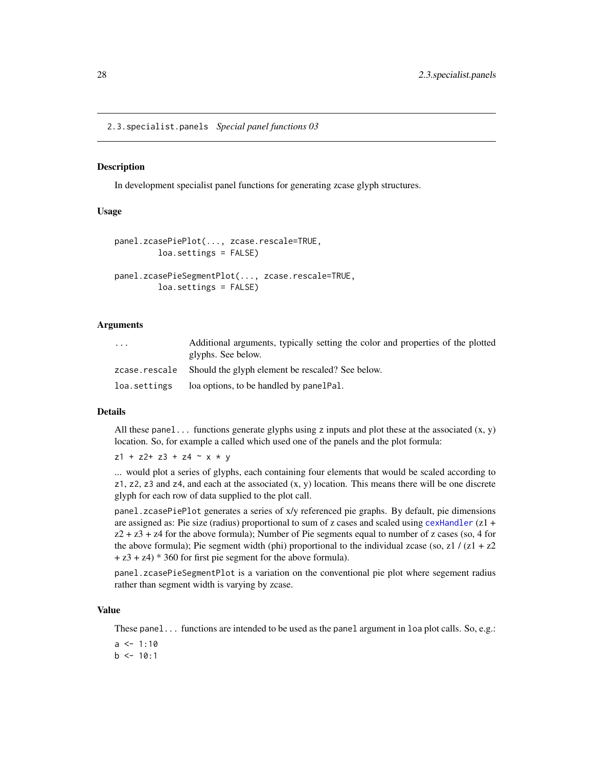## 2.3.specialist.panels *Special panel functions 03*

### Description

In development specialist panel functions for generating zcase glyph structures.

### Usage

```
panel.zcasePiePlot(..., zcase.rescale=TRUE,
        loa.settings = FALSE)

panel.zcasePieSegmentPlot(..., zcase.rescale=TRUE,
        loa.settings = FALSE)
```

### Arguments

| | |
|---|---|
| ... | Additional arguments, typically setting the color and properties of the plotted glyphs. See below. |
| zcase.rescale | Should the glyph element be rescaled? See below. |
| loa.settings | loa options, to be handled by panelPal. |

### Details

All these panel... functions generate glyphs using z inputs and plot these at the associated (x, y) location. So, for example a called which used one of the panels and the plot formula:

z1 + z2+ z3 + z4 ~ x * y

... would plot a series of glyphs, each containing four elements that would be scaled according to z1, z2, z3 and z4, and each at the associated (x, y) location. This means there will be one discrete glyph for each row of data supplied to the plot call.

panel.zcasePiePlot generates a series of x/y referenced pie graphs. By default, pie dimensions are assigned as: Pie size (radius) proportional to sum of z cases and scaled using cexHandler (z1 + z2 + z3 + z4 for the above formula); Number of Pie segments equal to number of z cases (so, 4 for the above formula); Pie segment width (phi) proportional to the individual zcase (so, z1 / (z1 + z2 + z3 + z4) * 360 for first pie segment for the above formula).

panel.zcasePieSegmentPlot is a variation on the conventional pie plot where segement radius rather than segment width is varying by zcase.

### Value

These panel... functions are intended to be used as the panel argument in loa plot calls. So, e.g.:

```
a <- 1:10
b <- 10:1
```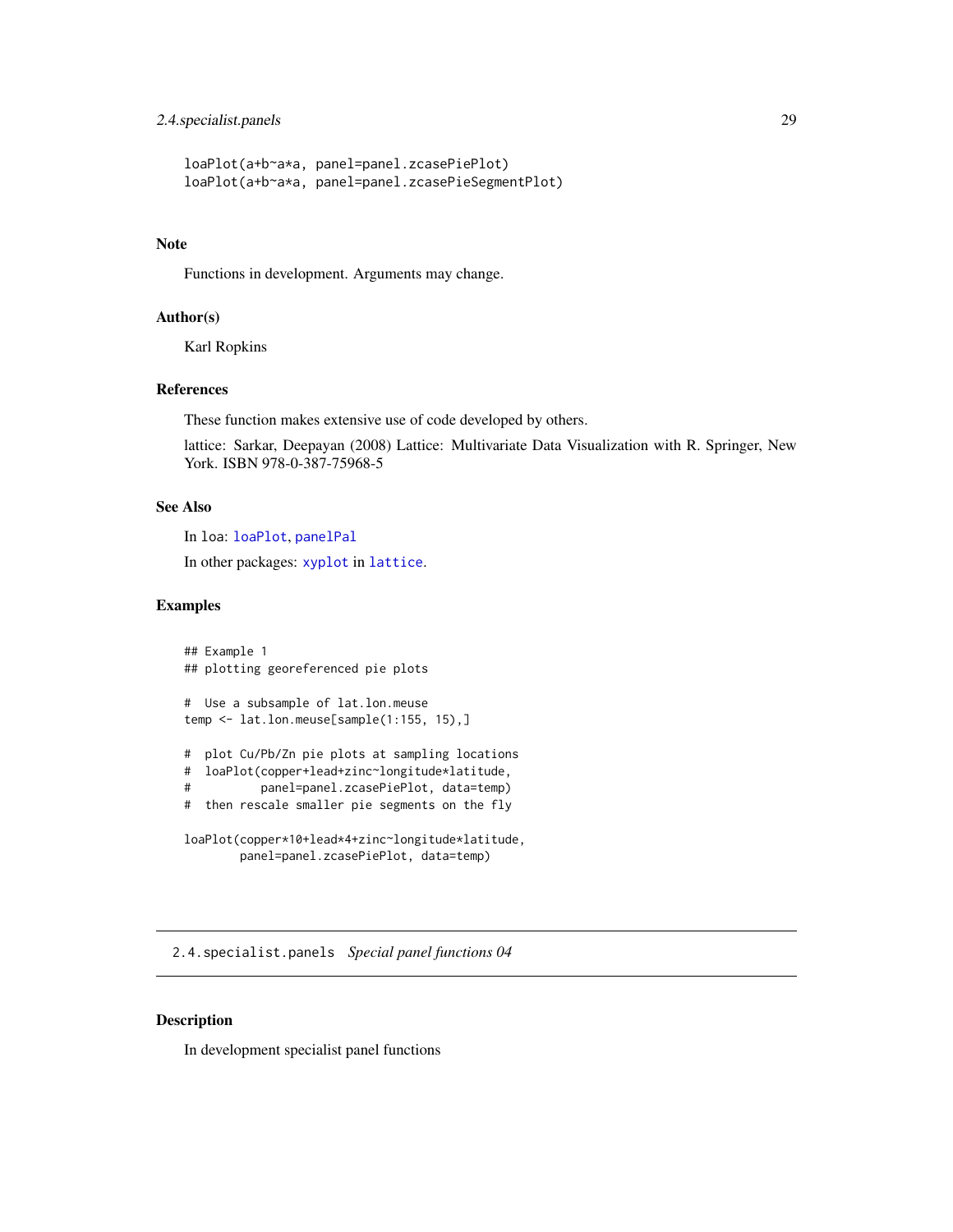```
loaPlot(a+b~a*a, panel=panel.zcasePiePlot)
loaPlot(a+b~a*a, panel=panel.zcasePieSegmentPlot)
```

## Note

Functions in development. Arguments may change.

## Author(s)

Karl Ropkins

## References

These function makes extensive use of code developed by others.

lattice: Sarkar, Deepayan (2008) Lattice: Multivariate Data Visualization with R. Springer, New York. ISBN 978-0-387-75968-5

## See Also

In loa: loaPlot, panelPal

In other packages: xyplot in lattice.

## Examples

```
## Example 1
## plotting georeferenced pie plots

#  Use a subsample of lat.lon.meuse
temp <- lat.lon.meuse[sample(1:155, 15),]

#  plot Cu/Pb/Zn pie plots at sampling locations
#  loaPlot(copper+lead+zinc~longitude*latitude,
#          panel=panel.zcasePiePlot, data=temp)
#  then rescale smaller pie segments on the fly

loaPlot(copper*10+lead*4+zinc~longitude*latitude,
        panel=panel.zcasePiePlot, data=temp)
```

---

# 2.4.specialist.panels *Special panel functions 04*

## Description

In development specialist panel functions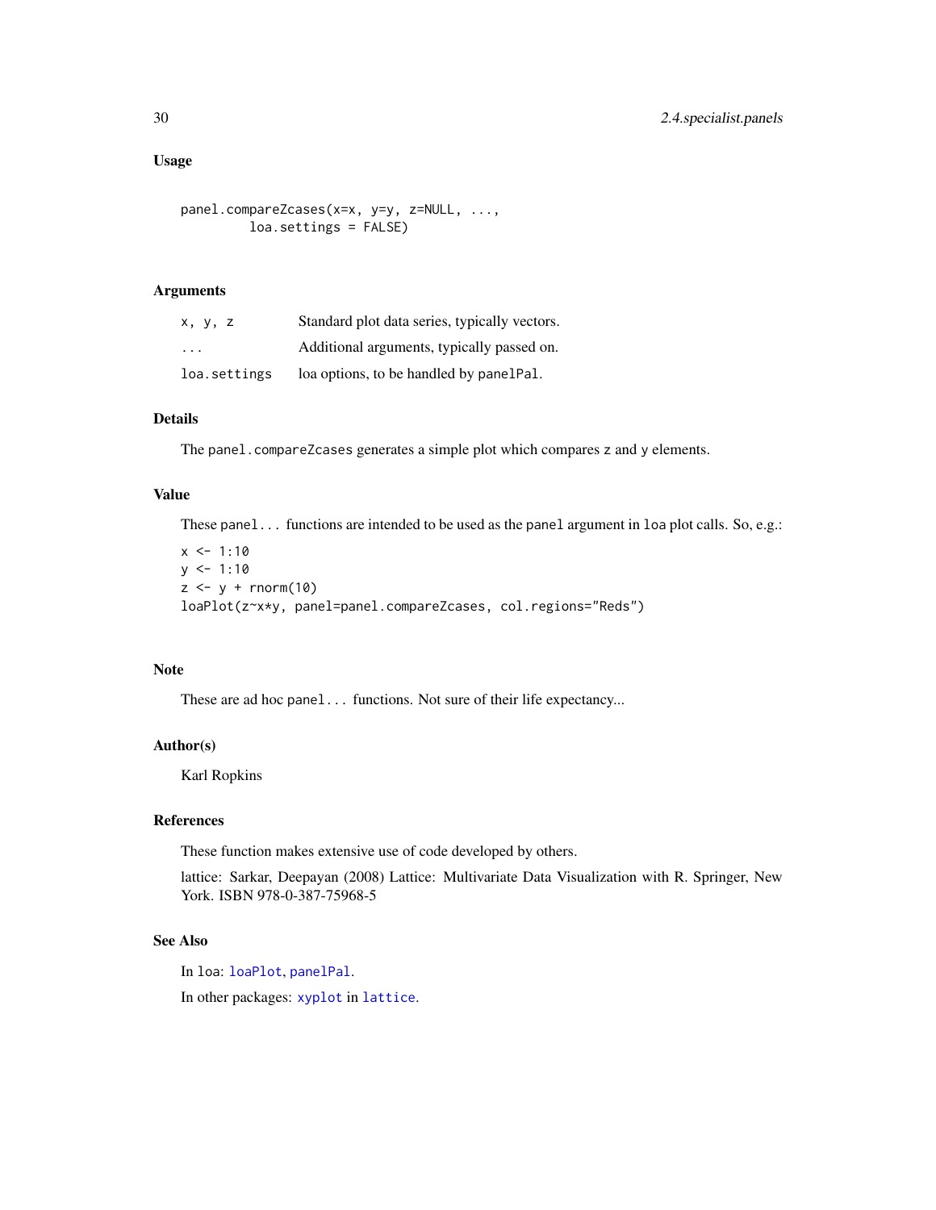### Usage

```
panel.compareZcases(x=x, y=y, z=NULL, ...,
         loa.settings = FALSE)
```

### Arguments

| | |
|---|---|
| x, y, z | Standard plot data series, typically vectors. |
| ... | Additional arguments, typically passed on. |
| loa.settings | loa options, to be handled by panelPal. |

### Details

The panel.compareZcases generates a simple plot which compares z and y elements.

### Value

These panel... functions are intended to be used as the panel argument in loa plot calls. So, e.g.:

```
x <- 1:10
y <- 1:10
z <- y + rnorm(10)
loaPlot(z~x*y, panel=panel.compareZcases, col.regions="Reds")
```

### Note

These are ad hoc panel... functions. Not sure of their life expectancy...

### Author(s)

Karl Ropkins

### References

These function makes extensive use of code developed by others.

lattice: Sarkar, Deepayan (2008) Lattice: Multivariate Data Visualization with R. Springer, New York. ISBN 978-0-387-75968-5

### See Also

In loa: loaPlot, panelPal.

In other packages: xyplot in lattice.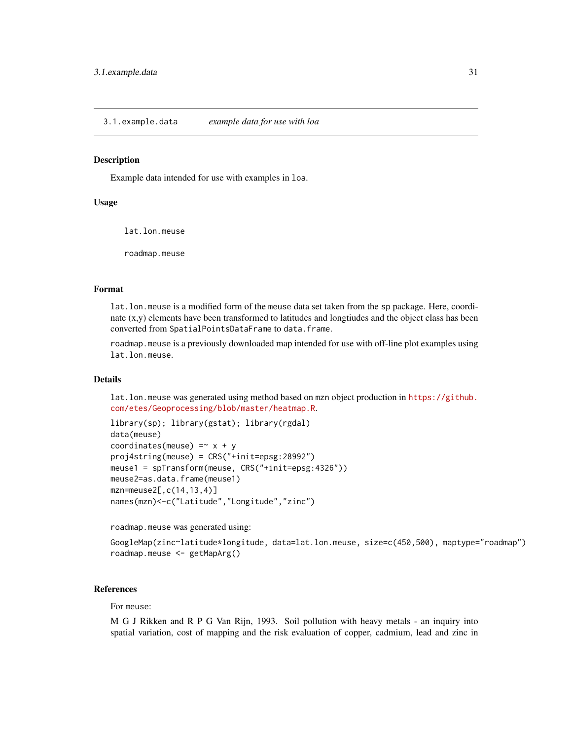`3.1.example.data` *example data for use with loa*

## Description

Example data intended for use with examples in `loa`.

## Usage

```
lat.lon.meuse

roadmap.meuse
```

## Format

`lat.lon.meuse` is a modified form of the `meuse` data set taken from the `sp` package. Here, coordinate (x,y) elements have been transformed to latitudes and longtiudes and the object class has been converted from `SpatialPointsDataFrame` to `data.frame`.

`roadmap.meuse` is a previously downloaded map intended for use with off-line plot examples using `lat.lon.meuse`.

## Details

`lat.lon.meuse` was generated using method based on `mzn` object production in https://github.com/etes/Geoprocessing/blob/master/heatmap.R.

```
library(sp); library(gstat); library(rgdal)
data(meuse)
coordinates(meuse) =~ x + y
proj4string(meuse) = CRS("+init=epsg:28992")
meuse1 = spTransform(meuse, CRS("+init=epsg:4326"))
meuse2=as.data.frame(meuse1)
mzn=meuse2[,c(14,13,4)]
names(mzn)<-c("Latitude","Longitude","zinc")
```

`roadmap.meuse` was generated using:

```
GoogleMap(zinc~latitude*longitude, data=lat.lon.meuse, size=c(450,500), maptype="roadmap")
roadmap.meuse <- getMapArg()
```

## References

For `meuse`:

M G J Rikken and R P G Van Rijn, 1993. Soil pollution with heavy metals - an inquiry into spatial variation, cost of mapping and the risk evaluation of copper, cadmium, lead and zinc in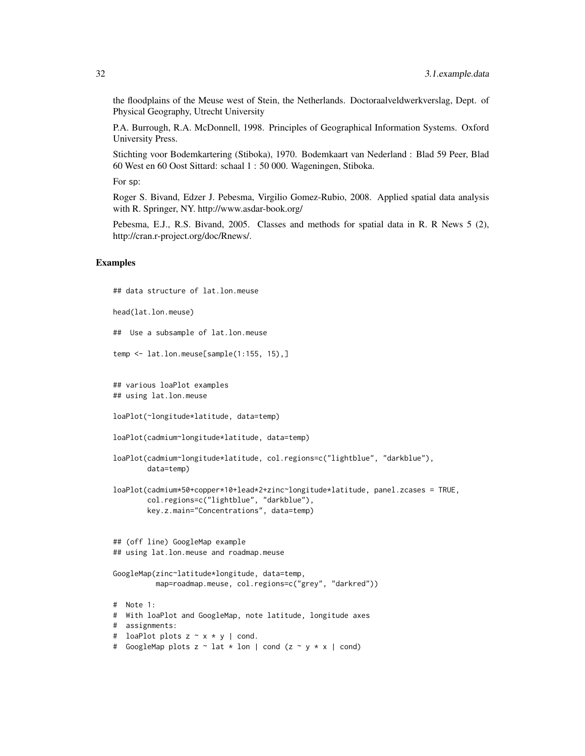the floodplains of the Meuse west of Stein, the Netherlands. Doctoraalveldwerkverslag, Dept. of Physical Geography, Utrecht University

P.A. Burrough, R.A. McDonnell, 1998. Principles of Geographical Information Systems. Oxford University Press.

Stichting voor Bodemkartering (Stiboka), 1970. Bodemkaart van Nederland : Blad 59 Peer, Blad 60 West en 60 Oost Sittard: schaal 1 : 50 000. Wageningen, Stiboka.

For sp:

Roger S. Bivand, Edzer J. Pebesma, Virgilio Gomez-Rubio, 2008. Applied spatial data analysis with R. Springer, NY. http://www.asdar-book.org/

Pebesma, E.J., R.S. Bivand, 2005. Classes and methods for spatial data in R. R News 5 (2), http://cran.r-project.org/doc/Rnews/.

## Examples

```
## data structure of lat.lon.meuse

head(lat.lon.meuse)

##  Use a subsample of lat.lon.meuse

temp <- lat.lon.meuse[sample(1:155, 15),]


## various loaPlot examples
## using lat.lon.meuse

loaPlot(~longitude*latitude, data=temp)

loaPlot(cadmium~longitude*latitude, data=temp)

loaPlot(cadmium~longitude*latitude, col.regions=c("lightblue", "darkblue"),
        data=temp)

loaPlot(cadmium*50+copper*10+lead*2+zinc~longitude*latitude, panel.zcases = TRUE,
        col.regions=c("lightblue", "darkblue"),
        key.z.main="Concentrations", data=temp)


## (off line) GoogleMap example
## using lat.lon.meuse and roadmap.meuse

GoogleMap(zinc~latitude*longitude, data=temp,
          map=roadmap.meuse, col.regions=c("grey", "darkred"))

#  Note 1:
#  With loaPlot and GoogleMap, note latitude, longitude axes
#  assignments:
#  loaPlot plots z ~ x * y | cond.
#  GoogleMap plots z ~ lat * lon | cond (z ~ y * x | cond)
```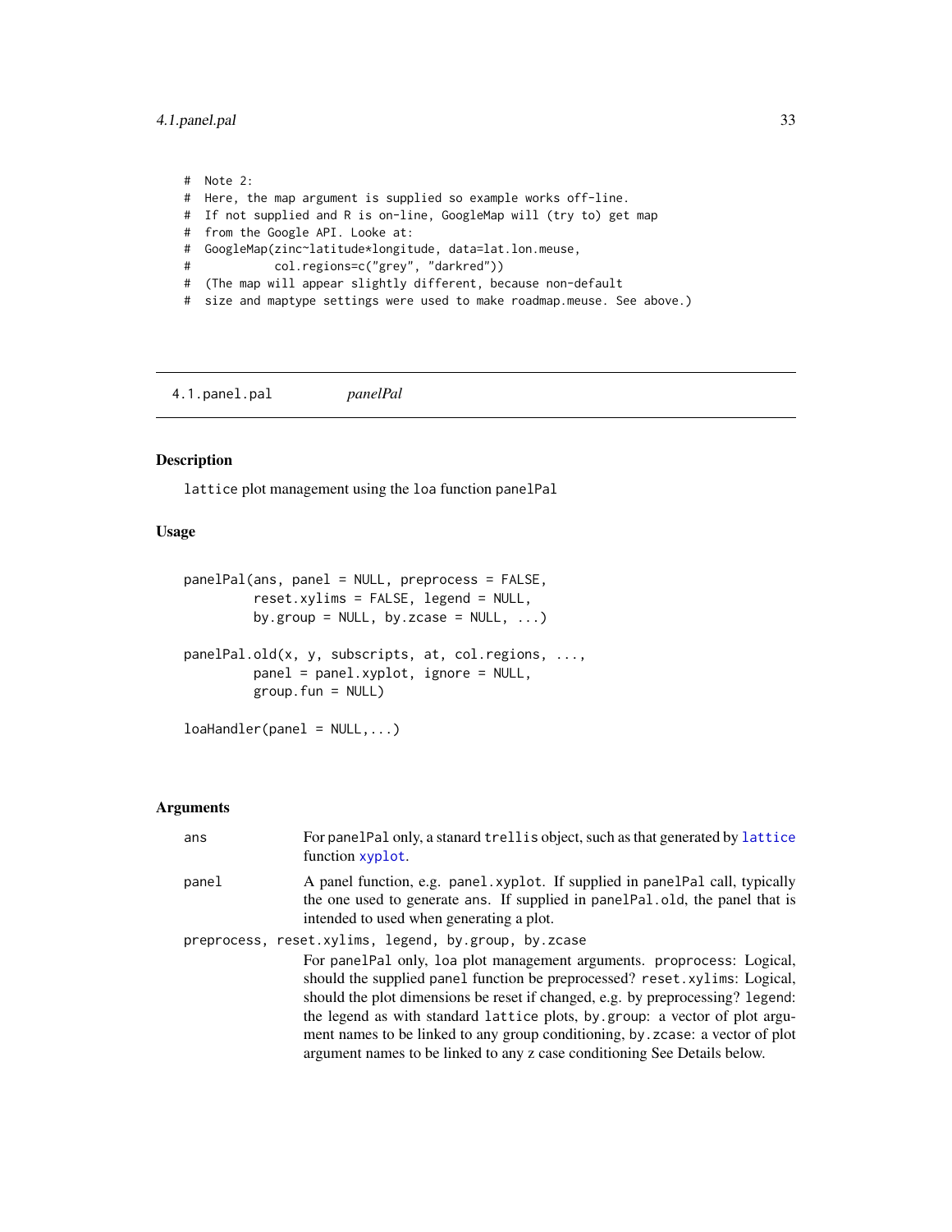```
#  Note 2:
#  Here, the map argument is supplied so example works off-line.
#  If not supplied and R is on-line, GoogleMap will (try to) get map
#  from the Google API. Looke at:
#  GoogleMap(zinc~latitude*longitude, data=lat.lon.meuse,
#            col.regions=c("grey", "darkred"))
#  (The map will appear slightly different, because non-default
#  size and maptype settings were used to make roadmap.meuse. See above.)
```

---

## 4.1.panel.pal — *panelPal*

### Description

lattice plot management using the loa function panelPal

### Usage

```
panelPal(ans, panel = NULL, preprocess = FALSE,
         reset.xylims = FALSE, legend = NULL,
         by.group = NULL, by.zcase = NULL, ...)

panelPal.old(x, y, subscripts, at, col.regions, ...,
         panel = panel.xyplot, ignore = NULL,
         group.fun = NULL)

loaHandler(panel = NULL,...)
```

### Arguments

**ans**
For panelPal only, a stanard trellis object, such as that generated by lattice function xyplot.

**panel**
A panel function, e.g. panel.xyplot. If supplied in panelPal call, typically the one used to generate ans. If supplied in panelPal.old, the panel that is intended to used when generating a plot.

**preprocess, reset.xylims, legend, by.group, by.zcase**
For panelPal only, loa plot management arguments. proprocess: Logical, should the supplied panel function be preprocessed? reset.xylims: Logical, should the plot dimensions be reset if changed, e.g. by preprocessing? legend: the legend as with standard lattice plots, by.group: a vector of plot argument names to be linked to any group conditioning, by.zcase: a vector of plot argument names to be linked to any z case conditioning See Details below.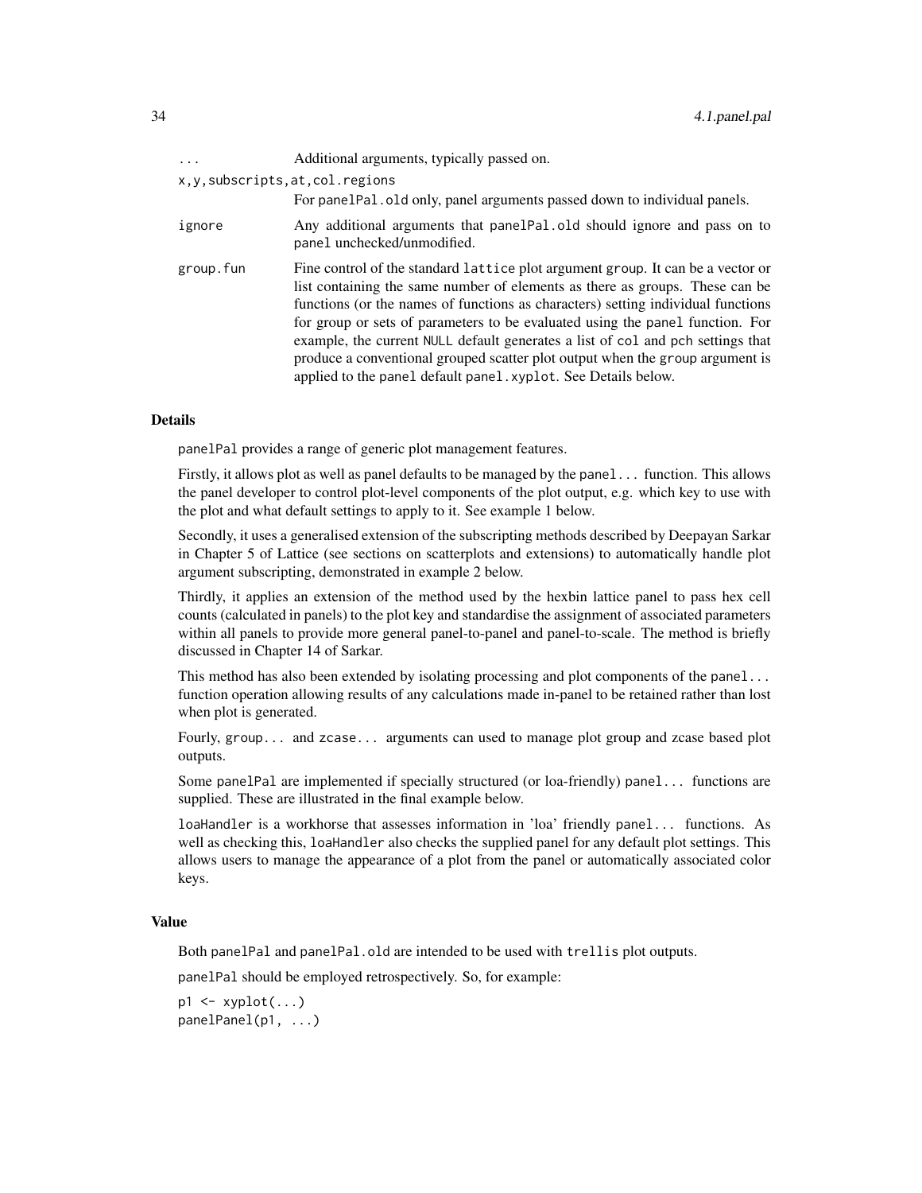`...` Additional arguments, typically passed on.

`x,y,subscripts,at,col.regions`
: For `panelPal.old` only, panel arguments passed down to individual panels.

`ignore`
: Any additional arguments that `panelPal.old` should ignore and pass on to `panel` unchecked/unmodified.

`group.fun`
: Fine control of the standard `lattice` plot argument `group`. It can be a vector or list containing the same number of elements as there as groups. These can be functions (or the names of functions as characters) setting individual functions for group or sets of parameters to be evaluated using the `panel` function. For example, the current `NULL` default generates a list of `col` and `pch` settings that produce a conventional grouped scatter plot output when the `group` argument is applied to the `panel` default `panel.xyplot`. See Details below.

## Details

`panelPal` provides a range of generic plot management features.

Firstly, it allows plot as well as panel defaults to be managed by the `panel...` function. This allows the panel developer to control plot-level components of the plot output, e.g. which key to use with the plot and what default settings to apply to it. See example 1 below.

Secondly, it uses a generalised extension of the subscripting methods described by Deepayan Sarkar in Chapter 5 of Lattice (see sections on scatterplots and extensions) to automatically handle plot argument subscripting, demonstrated in example 2 below.

Thirdly, it applies an extension of the method used by the hexbin lattice panel to pass hex cell counts (calculated in panels) to the plot key and standardise the assignment of associated parameters within all panels to provide more general panel-to-panel and panel-to-scale. The method is briefly discussed in Chapter 14 of Sarkar.

This method has also been extended by isolating processing and plot components of the `panel...` function operation allowing results of any calculations made in-panel to be retained rather than lost when plot is generated.

Fourly, `group...` and `zcase...` arguments can used to manage plot group and zcase based plot outputs.

Some `panelPal` are implemented if specially structured (or loa-friendly) `panel...` functions are supplied. These are illustrated in the final example below.

`loaHandler` is a workhorse that assesses information in 'loa' friendly `panel...` functions. As well as checking this, `loaHandler` also checks the supplied panel for any default plot settings. This allows users to manage the appearance of a plot from the panel or automatically associated color keys.

## Value

Both `panelPal` and `panelPal.old` are intended to be used with `trellis` plot outputs.

`panelPal` should be employed retrospectively. So, for example:

```
p1 <- xyplot(...)
panelPanel(p1, ...)
```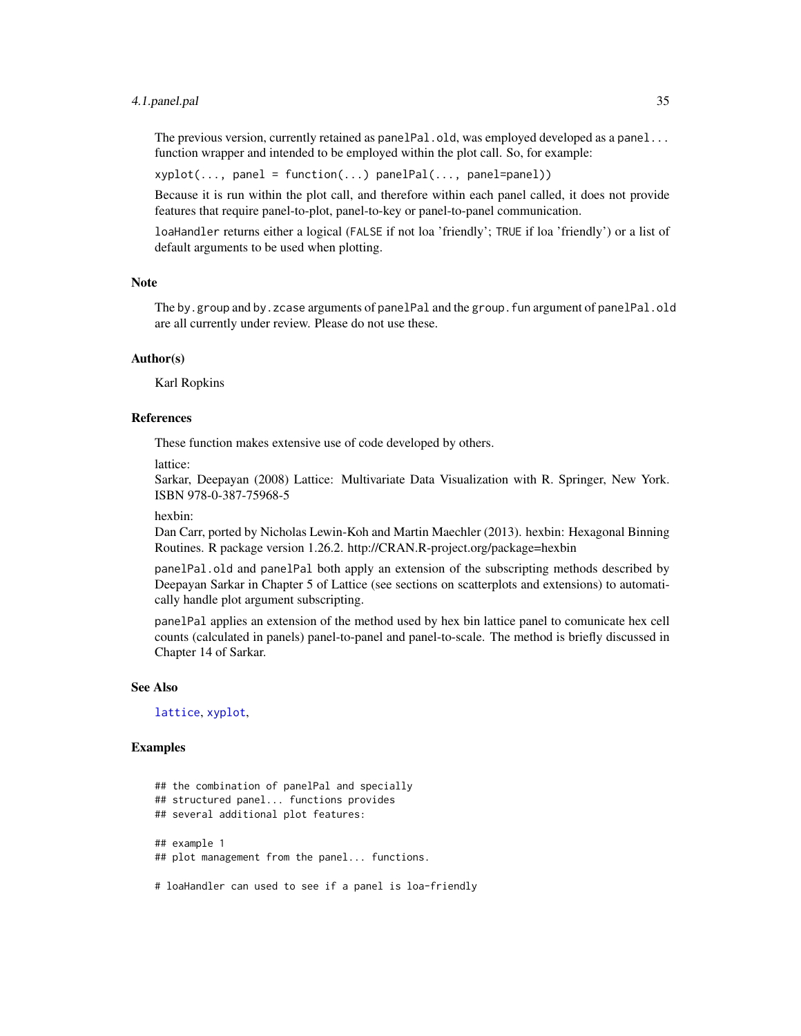The previous version, currently retained as `panelPal.old`, was employed developed as a `panel...` function wrapper and intended to be employed within the plot call. So, for example:

`xyplot(..., panel = function(...) panelPal(..., panel=panel))`

Because it is run within the plot call, and therefore within each panel called, it does not provide features that require panel-to-plot, panel-to-key or panel-to-panel communication.

`loaHandler` returns either a logical (`FALSE` if not loa 'friendly'; `TRUE` if loa 'friendly') or a list of default arguments to be used when plotting.

## Note

The `by.group` and `by.zcase` arguments of `panelPal` and the `group.fun` argument of `panelPal.old` are all currently under review. Please do not use these.

## Author(s)

Karl Ropkins

## References

These function makes extensive use of code developed by others.

lattice:
Sarkar, Deepayan (2008) Lattice: Multivariate Data Visualization with R. Springer, New York. ISBN 978-0-387-75968-5

hexbin:
Dan Carr, ported by Nicholas Lewin-Koh and Martin Maechler (2013). hexbin: Hexagonal Binning Routines. R package version 1.26.2. http://CRAN.R-project.org/package=hexbin

`panelPal.old` and `panelPal` both apply an extension of the subscripting methods described by Deepayan Sarkar in Chapter 5 of Lattice (see sections on scatterplots and extensions) to automatically handle plot argument subscripting.

`panelPal` applies an extension of the method used by hex bin lattice panel to comunicate hex cell counts (calculated in panels) panel-to-panel and panel-to-scale. The method is briefly discussed in Chapter 14 of Sarkar.

## See Also

`lattice`, `xyplot`,

## Examples

```
## the combination of panelPal and specially
## structured panel... functions provides
## several additional plot features:

## example 1
## plot management from the panel... functions.

# loaHandler can used to see if a panel is loa-friendly
```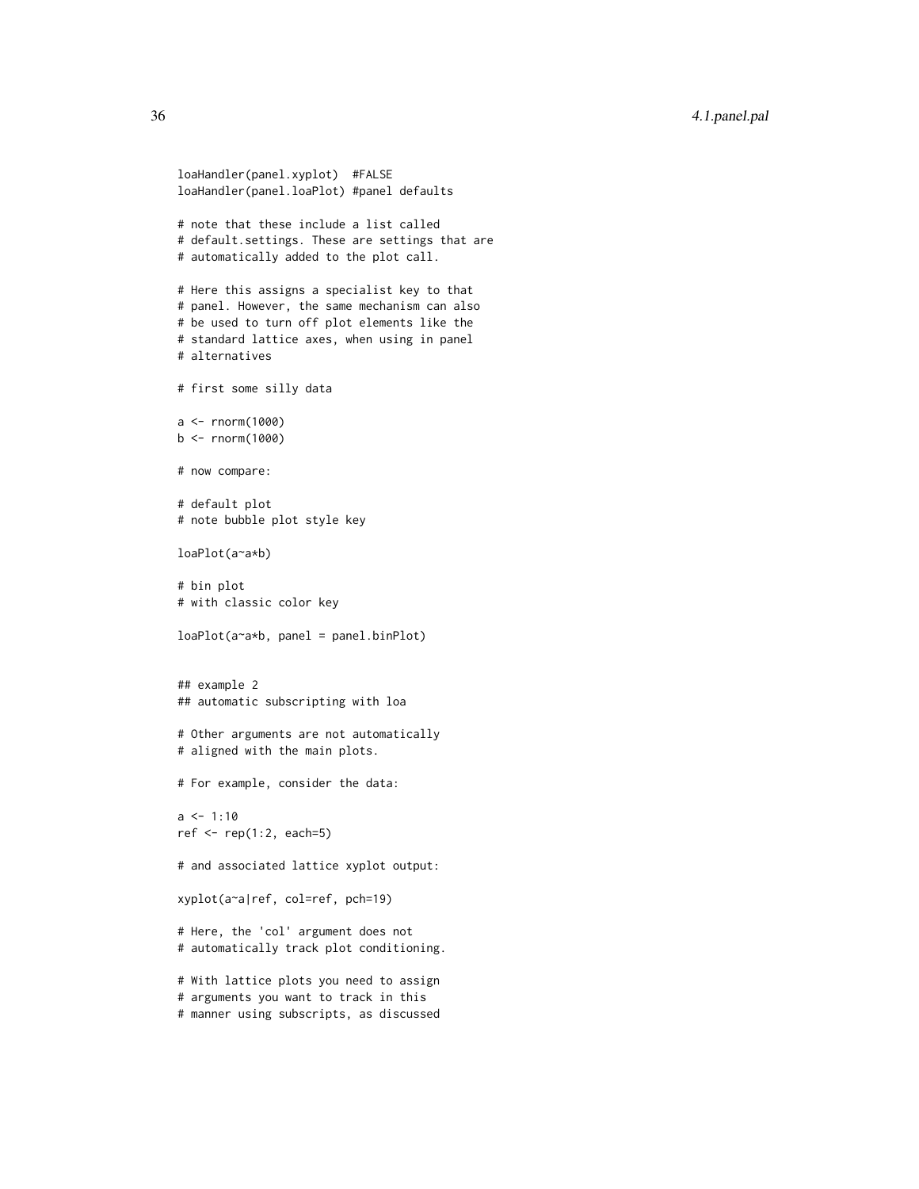```
loaHandler(panel.xyplot)  #FALSE
loaHandler(panel.loaPlot) #panel defaults

# note that these include a list called
# default.settings. These are settings that are
# automatically added to the plot call.

# Here this assigns a specialist key to that
# panel. However, the same mechanism can also
# be used to turn off plot elements like the
# standard lattice axes, when using in panel
# alternatives

# first some silly data

a <- rnorm(1000)
b <- rnorm(1000)

# now compare:

# default plot
# note bubble plot style key

loaPlot(a~a*b)

# bin plot
# with classic color key

loaPlot(a~a*b, panel = panel.binPlot)


## example 2
## automatic subscripting with loa

# Other arguments are not automatically
# aligned with the main plots.

# For example, consider the data:

a <- 1:10
ref <- rep(1:2, each=5)

# and associated lattice xyplot output:

xyplot(a~a|ref, col=ref, pch=19)

# Here, the 'col' argument does not
# automatically track plot conditioning.

# With lattice plots you need to assign
# arguments you want to track in this
# manner using subscripts, as discussed
```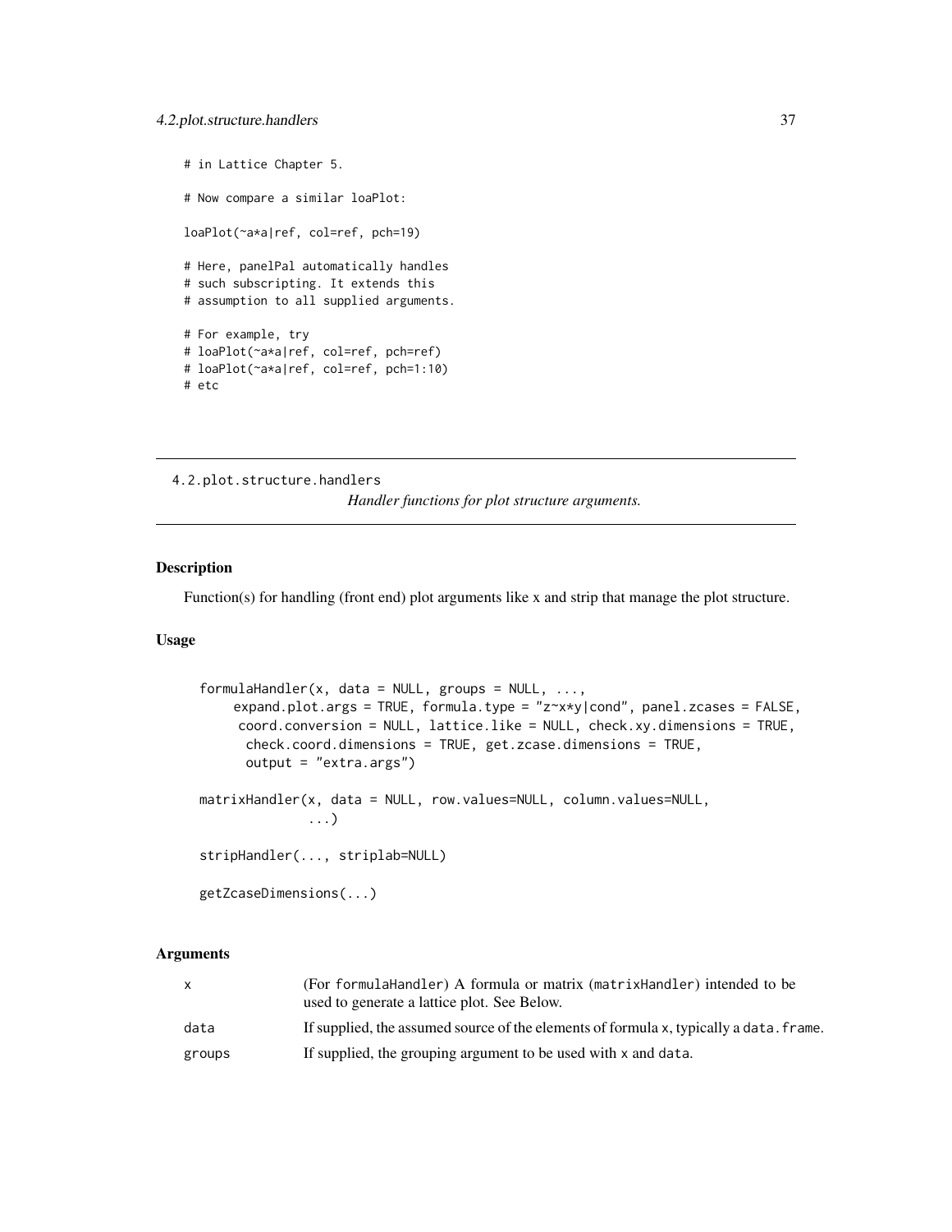```
# in Lattice Chapter 5.

# Now compare a similar loaPlot:

loaPlot(~a*a|ref, col=ref, pch=19)

# Here, panelPal automatically handles
# such subscripting. It extends this
# assumption to all supplied arguments.

# For example, try
# loaPlot(~a*a|ref, col=ref, pch=ref)
# loaPlot(~a*a|ref, col=ref, pch=1:10)
# etc
```

---

## 4.2.plot.structure.handlers

*Handler functions for plot structure arguments.*

---

### Description

Function(s) for handling (front end) plot arguments like x and strip that manage the plot structure.

### Usage

```
formulaHandler(x, data = NULL, groups = NULL, ...,
    expand.plot.args = TRUE, formula.type = "z~x*y|cond", panel.zcases = FALSE,
     coord.conversion = NULL, lattice.like = NULL, check.xy.dimensions = TRUE,
      check.coord.dimensions = TRUE, get.zcase.dimensions = TRUE,
      output = "extra.args")

matrixHandler(x, data = NULL, row.values=NULL, column.values=NULL,
             ...)

stripHandler(..., striplab=NULL)

getZcaseDimensions(...)
```

### Arguments

| | |
|---|---|
| x | (For formulaHandler) A formula or matrix (matrixHandler) intended to be used to generate a lattice plot. See Below. |
| data | If supplied, the assumed source of the elements of formula x, typically a data.frame. |
| groups | If supplied, the grouping argument to be used with x and data. |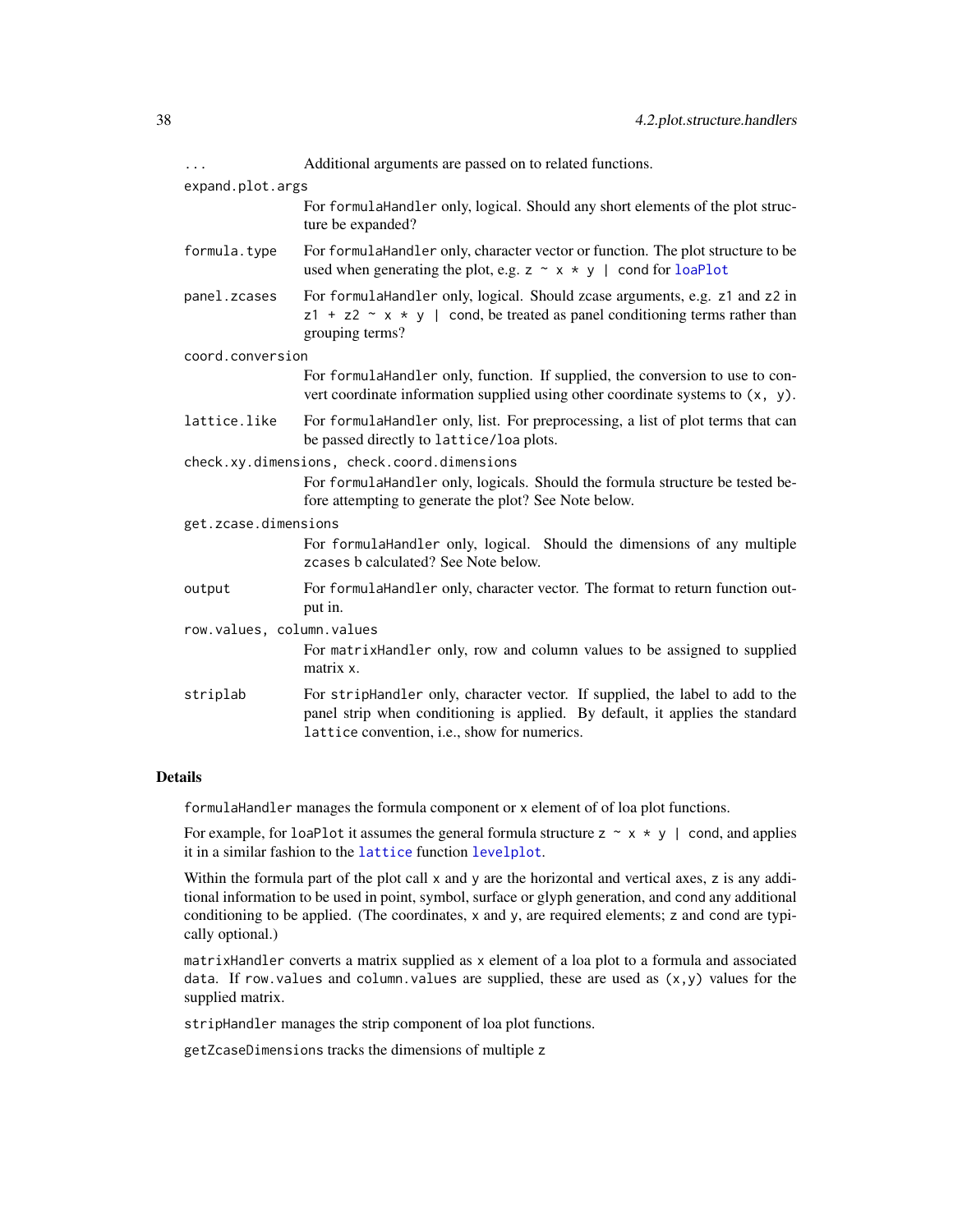`...` Additional arguments are passed on to related functions.

`expand.plot.args`
: For `formulaHandler` only, logical. Should any short elements of the plot structure be expanded?

`formula.type`
: For `formulaHandler` only, character vector or function. The plot structure to be used when generating the plot, e.g. `z ~ x * y | cond` for `loaPlot`

`panel.zcases`
: For `formulaHandler` only, logical. Should zcase arguments, e.g. `z1` and `z2` in `z1 + z2 ~ x * y | cond`, be treated as panel conditioning terms rather than grouping terms?

`coord.conversion`
: For `formulaHandler` only, function. If supplied, the conversion to use to convert coordinate information supplied using other coordinate systems to `(x, y)`.

`lattice.like`
: For `formulaHandler` only, list. For preprocessing, a list of plot terms that can be passed directly to `lattice/loa` plots.

`check.xy.dimensions, check.coord.dimensions`
: For `formulaHandler` only, logicals. Should the formula structure be tested before attempting to generate the plot? See Note below.

`get.zcase.dimensions`
: For `formulaHandler` only, logical. Should the dimensions of any multiple `zcases` b calculated? See Note below.

`output`
: For `formulaHandler` only, character vector. The format to return function output in.

`row.values, column.values`
: For `matrixHandler` only, row and column values to be assigned to supplied matrix `x`.

`striplab`
: For `stripHandler` only, character vector. If supplied, the label to add to the panel strip when conditioning is applied. By default, it applies the standard `lattice` convention, i.e., show for numerics.

### Details

`formulaHandler` manages the formula component or `x` element of of loa plot functions.

For example, for `loaPlot` it assumes the general formula structure `z ~ x * y | cond`, and applies it in a similar fashion to the `lattice` function `levelplot`.

Within the formula part of the plot call `x` and `y` are the horizontal and vertical axes, `z` is any additional information to be used in point, symbol, surface or glyph generation, and `cond` any additional conditioning to be applied. (The coordinates, `x` and `y`, are required elements; `z` and `cond` are typically optional.)

`matrixHandler` converts a matrix supplied as `x` element of a loa plot to a formula and associated `data`. If `row.values` and `column.values` are supplied, these are used as `(x,y)` values for the supplied matrix.

`stripHandler` manages the strip component of loa plot functions.

`getZcaseDimensions` tracks the dimensions of multiple `z`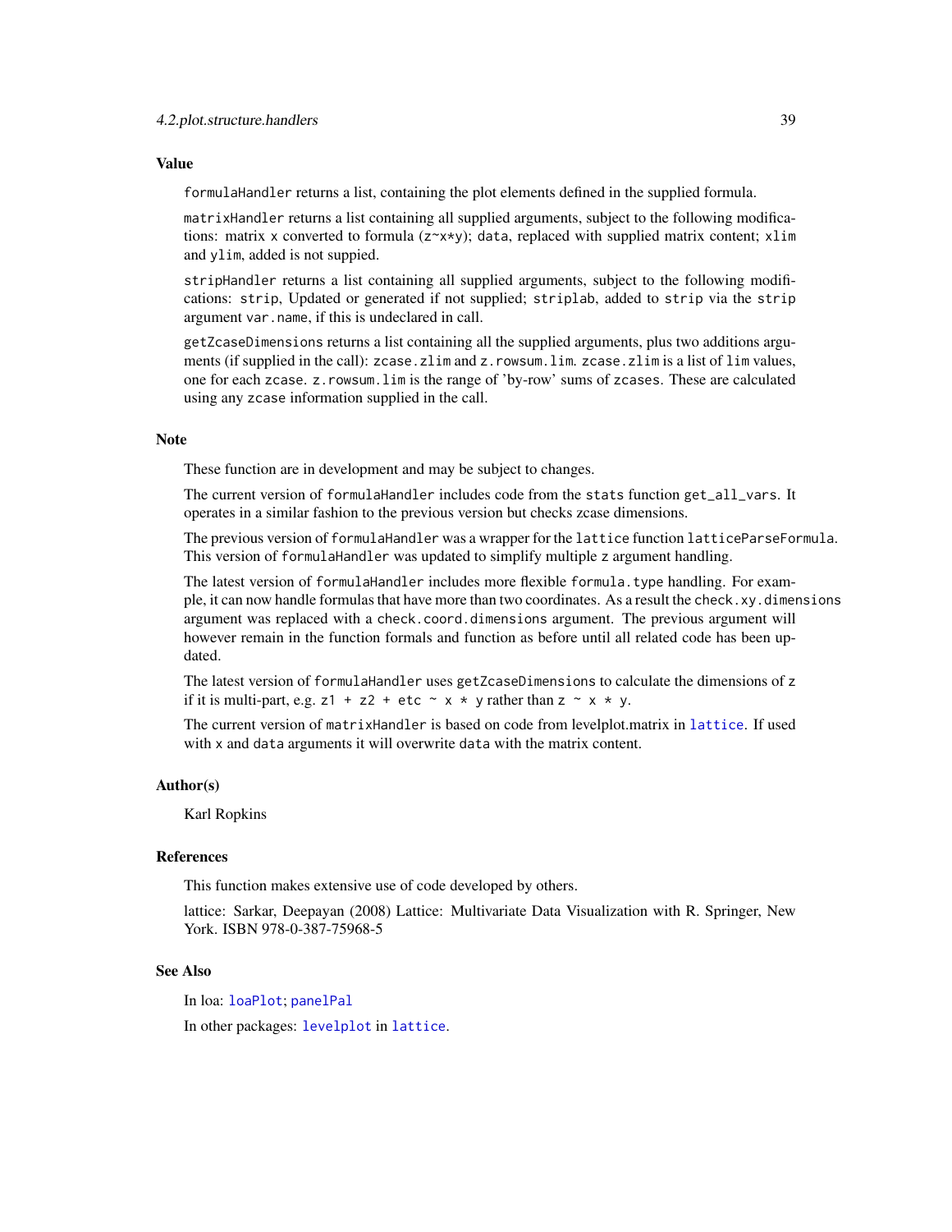### Value

`formulaHandler` returns a list, containing the plot elements defined in the supplied formula.

`matrixHandler` returns a list containing all supplied arguments, subject to the following modifications: matrix `x` converted to formula (`z~x*y`); `data`, replaced with supplied matrix content; `xlim` and `ylim`, added is not suppied.

`stripHandler` returns a list containing all supplied arguments, subject to the following modifications: `strip`, Updated or generated if not supplied; `striplab`, added to `strip` via the `strip` argument `var.name`, if this is undeclared in call.

`getZcaseDimensions` returns a list containing all the supplied arguments, plus two additions arguments (if supplied in the call): `zcase.zlim` and `z.rowsum.lim`. `zcase.zlim` is a list of `lim` values, one for each `zcase`. `z.rowsum.lim` is the range of 'by-row' sums of `zcases`. These are calculated using any `zcase` information supplied in the call.

### Note

These function are in development and may be subject to changes.

The current version of `formulaHandler` includes code from the `stats` function `get_all_vars`. It operates in a similar fashion to the previous version but checks zcase dimensions.

The previous version of `formulaHandler` was a wrapper for the `lattice` function `latticeParseFormula`. This version of `formulaHandler` was updated to simplify multiple `z` argument handling.

The latest version of `formulaHandler` includes more flexible `formula.type` handling. For example, it can now handle formulas that have more than two coordinates. As a result the `check.xy.dimensions` argument was replaced with a `check.coord.dimensions` argument. The previous argument will however remain in the function formals and function as before until all related code has been updated.

The latest version of `formulaHandler` uses `getZcaseDimensions` to calculate the dimensions of `z` if it is multi-part, e.g. `z1 + z2 + etc ~ x * y` rather than `z ~ x * y`.

The current version of `matrixHandler` is based on code from levelplot.matrix in `lattice`. If used with `x` and `data` arguments it will overwrite `data` with the matrix content.

### Author(s)

Karl Ropkins

### References

This function makes extensive use of code developed by others.

lattice: Sarkar, Deepayan (2008) Lattice: Multivariate Data Visualization with R. Springer, New York. ISBN 978-0-387-75968-5

### See Also

In loa: `loaPlot`; `panelPal`

In other packages: `levelplot` in `lattice`.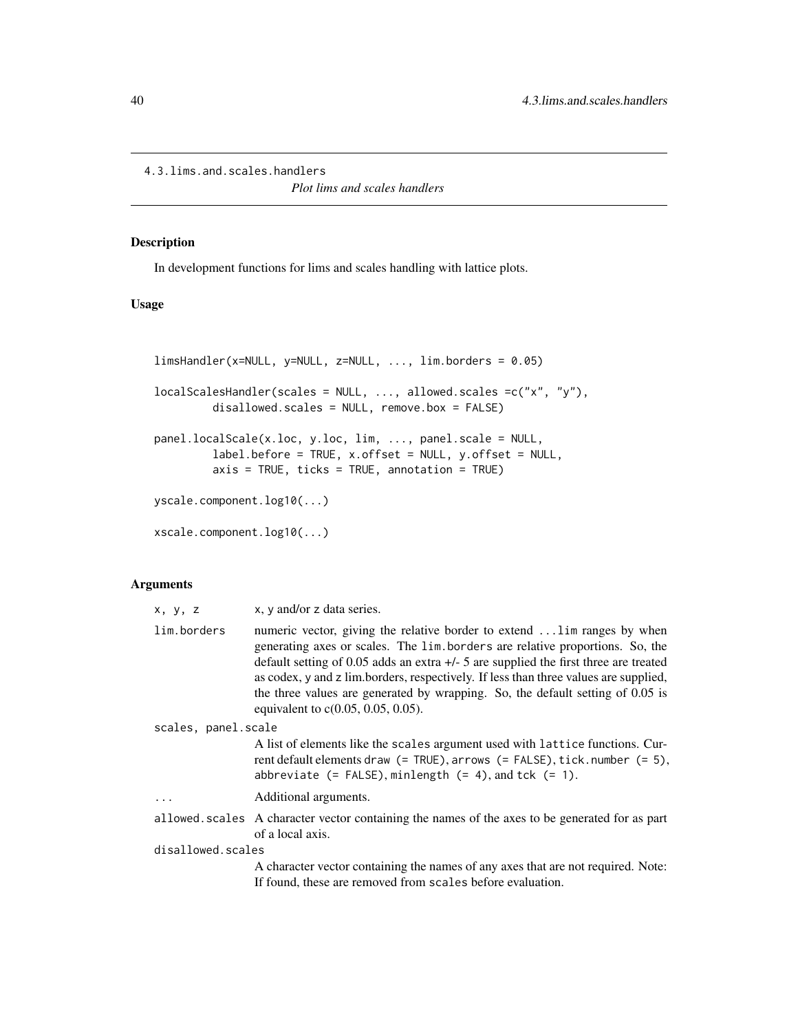4.3.lims.and.scales.handlers

*Plot lims and scales handlers*

## Description

In development functions for lims and scales handling with lattice plots.

## Usage

```
limsHandler(x=NULL, y=NULL, z=NULL, ..., lim.borders = 0.05)

localScalesHandler(scales = NULL, ..., allowed.scales =c("x", "y"),
         disallowed.scales = NULL, remove.box = FALSE)

panel.localScale(x.loc, y.loc, lim, ..., panel.scale = NULL,
         label.before = TRUE, x.offset = NULL, y.offset = NULL,
         axis = TRUE, ticks = TRUE, annotation = TRUE)

yscale.component.log10(...)

xscale.component.log10(...)
```

## Arguments

| | |
|---|---|
| x, y, z | x, y and/or z data series. |
| lim.borders | numeric vector, giving the relative border to extend ...lim ranges by when generating axes or scales. The lim.borders are relative proportions. So, the default setting of 0.05 adds an extra +/- 5 are supplied the first three are treated as codex, y and z lim.borders, respectively. If less than three values are supplied, the three values are generated by wrapping. So, the default setting of 0.05 is equivalent to c(0.05, 0.05, 0.05). |
| scales, panel.scale | A list of elements like the scales argument used with lattice functions. Current default elements draw (= TRUE), arrows (= FALSE), tick.number (= 5), abbreviate (= FALSE), minlength (= 4), and tck (= 1). |
| ... | Additional arguments. |
| allowed.scales | A character vector containing the names of the axes to be generated for as part of a local axis. |
| disallowed.scales | A character vector containing the names of any axes that are not required. Note: If found, these are removed from scales before evaluation. |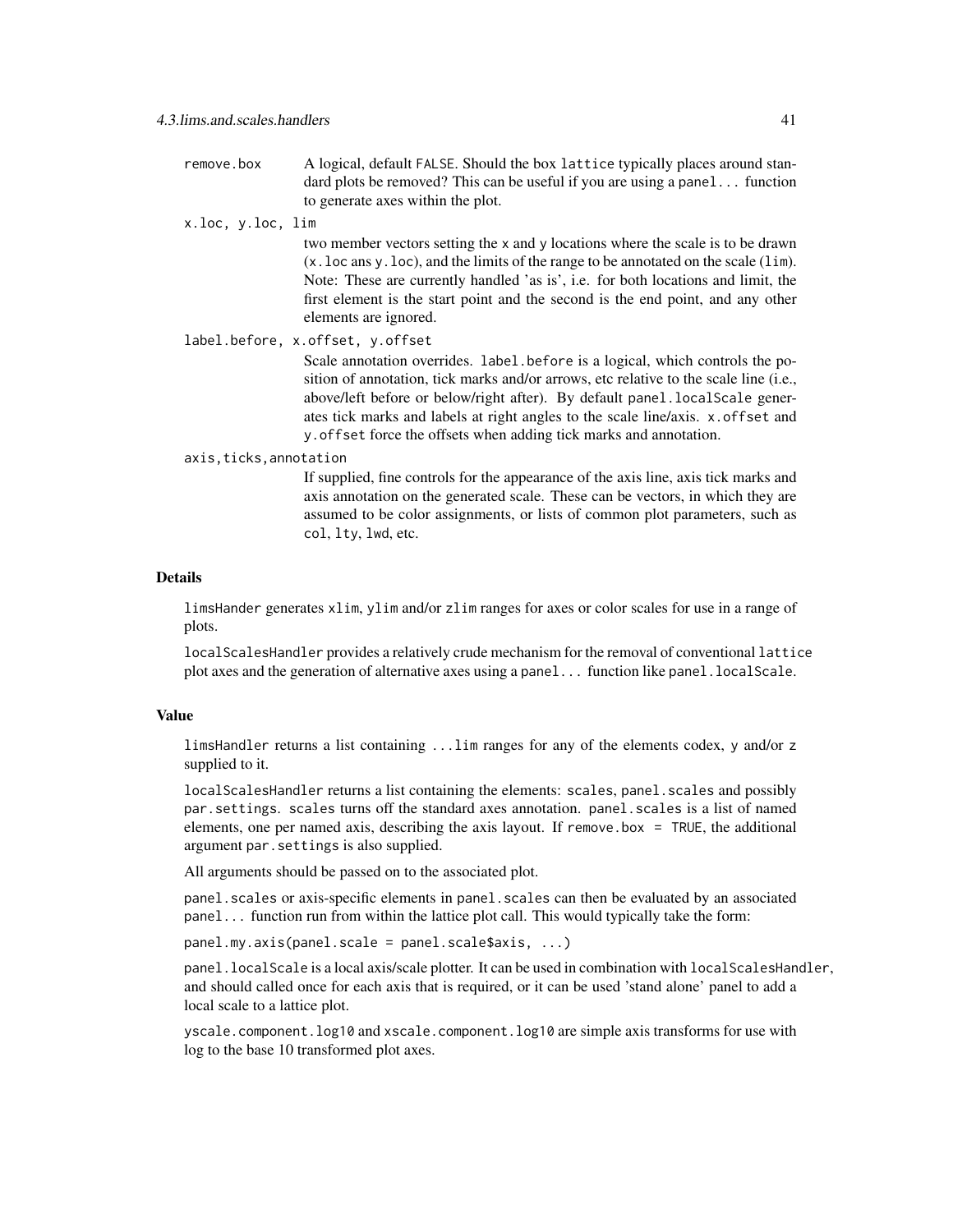`remove.box` A logical, default `FALSE`. Should the box `lattice` typically places around standard plots be removed? This can be useful if you are using a `panel...` function to generate axes within the plot.

`x.loc, y.loc, lim`
two member vectors setting the `x` and `y` locations where the scale is to be drawn (`x.loc` ans `y.loc`), and the limits of the range to be annotated on the scale (`lim`). Note: These are currently handled 'as is', i.e. for both locations and limit, the first element is the start point and the second is the end point, and any other elements are ignored.

`label.before, x.offset, y.offset`
Scale annotation overrides. `label.before` is a logical, which controls the position of annotation, tick marks and/or arrows, etc relative to the scale line (i.e., above/left before or below/right after). By default `panel.localScale` generates tick marks and labels at right angles to the scale line/axis. `x.offset` and `y.offset` force the offsets when adding tick marks and annotation.

`axis,ticks,annotation`
If supplied, fine controls for the appearance of the axis line, axis tick marks and axis annotation on the generated scale. These can be vectors, in which they are assumed to be color assignments, or lists of common plot parameters, such as `col`, `lty`, `lwd`, etc.

### Details

`limsHander` generates `xlim`, `ylim` and/or `zlim` ranges for axes or color scales for use in a range of plots.

`localScalesHandler` provides a relatively crude mechanism for the removal of conventional `lattice` plot axes and the generation of alternative axes using a `panel...` function like `panel.localScale`.

### Value

`limsHandler` returns a list containing `...lim` ranges for any of the elements codex, `y` and/or `z` supplied to it.

`localScalesHandler` returns a list containing the elements: `scales`, `panel.scales` and possibly `par.settings`. `scales` turns off the standard axes annotation. `panel.scales` is a list of named elements, one per named axis, describing the axis layout. If `remove.box = TRUE`, the additional argument `par.settings` is also supplied.

All arguments should be passed on to the associated plot.

`panel.scales` or axis-specific elements in `panel.scales` can then be evaluated by an associated `panel...` function run from within the lattice plot call. This would typically take the form:

```
panel.my.axis(panel.scale = panel.scale$axis, ...)
```

`panel.localScale` is a local axis/scale plotter. It can be used in combination with `localScalesHandler`, and should called once for each axis that is required, or it can be used 'stand alone' panel to add a local scale to a lattice plot.

`yscale.component.log10` and `xscale.component.log10` are simple axis transforms for use with log to the base 10 transformed plot axes.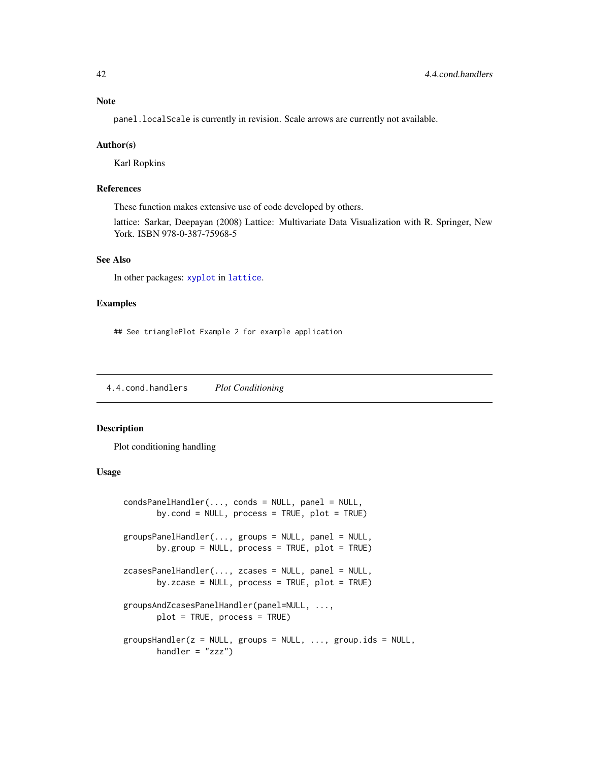## Note

panel.localScale is currently in revision. Scale arrows are currently not available.

## Author(s)

Karl Ropkins

## References

These function makes extensive use of code developed by others.

lattice: Sarkar, Deepayan (2008) Lattice: Multivariate Data Visualization with R. Springer, New York. ISBN 978-0-387-75968-5

## See Also

In other packages: xyplot in lattice.

## Examples

```
## See trianglePlot Example 2 for example application
```

---

# 4.4.cond.handlers *Plot Conditioning*

## Description

Plot conditioning handling

## Usage

```
condsPanelHandler(..., conds = NULL, panel = NULL,
       by.cond = NULL, process = TRUE, plot = TRUE)

groupsPanelHandler(..., groups = NULL, panel = NULL,
       by.group = NULL, process = TRUE, plot = TRUE)

zcasesPanelHandler(..., zcases = NULL, panel = NULL,
       by.zcase = NULL, process = TRUE, plot = TRUE)

groupsAndZcasesPanelHandler(panel=NULL, ...,
       plot = TRUE, process = TRUE)

groupsHandler(z = NULL, groups = NULL, ..., group.ids = NULL,
       handler = "zzz")
```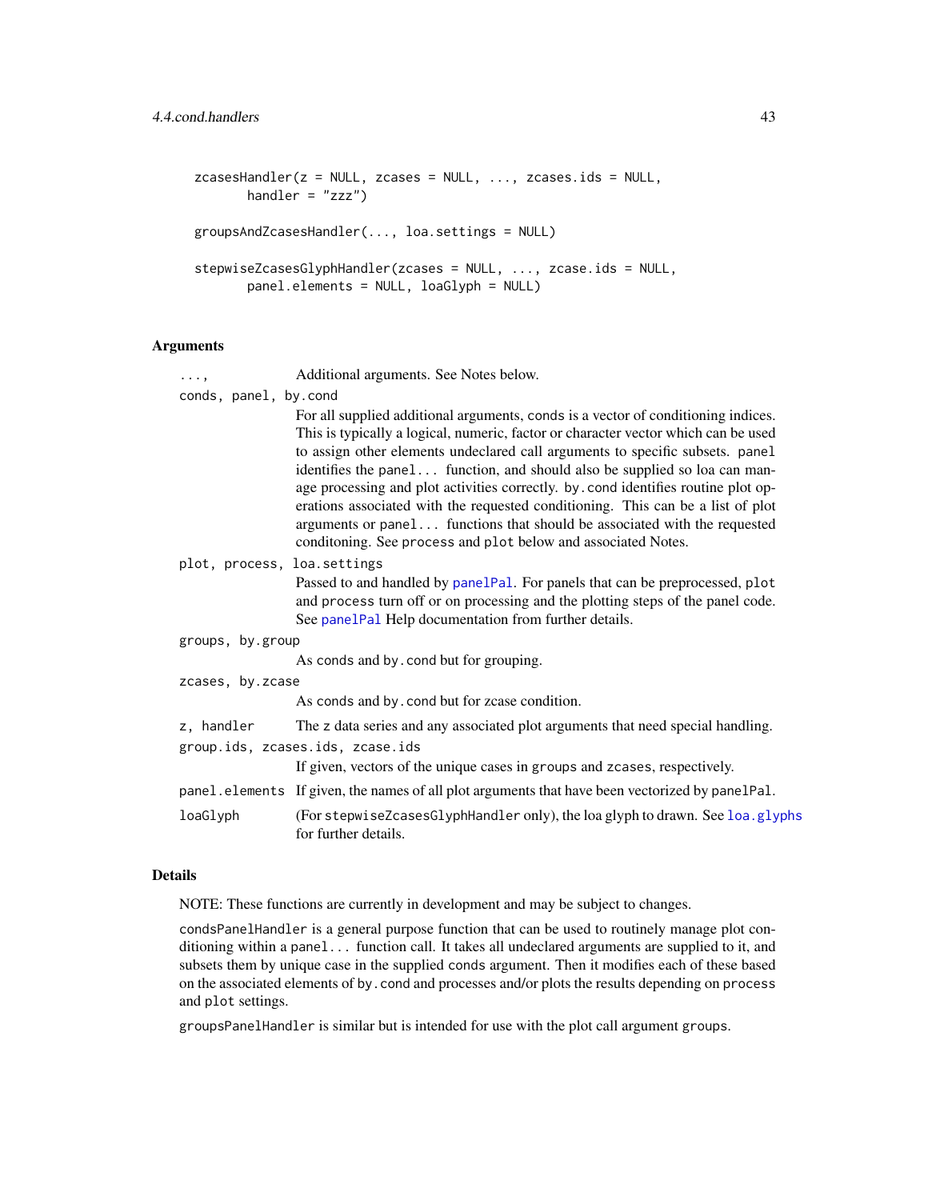```
zcasesHandler(z = NULL, zcases = NULL, ..., zcases.ids = NULL,
       handler = "zzz")

groupsAndZcasesHandler(..., loa.settings = NULL)

stepwiseZcasesGlyphHandler(zcases = NULL, ..., zcase.ids = NULL,
       panel.elements = NULL, loaGlyph = NULL)
```

## Arguments

`...,` Additional arguments. See Notes below.

`conds, panel, by.cond`
: For all supplied additional arguments, `conds` is a vector of conditioning indices. This is typically a logical, numeric, factor or character vector which can be used to assign other elements undeclared call arguments to specific subsets. `panel` identifies the `panel...` function, and should also be supplied so loa can manage processing and plot activities correctly. `by.cond` identifies routine plot operations associated with the requested conditioning. This can be a list of plot arguments or `panel...` functions that should be associated with the requested conditoning. See `process` and `plot` below and associated Notes.

`plot, process, loa.settings`
: Passed to and handled by `panelPal`. For panels that can be preprocessed, `plot` and `process` turn off or on processing and the plotting steps of the panel code. See `panelPal` Help documentation from further details.

`groups, by.group`
: As `conds` and `by.cond` but for grouping.

`zcases, by.zcase`
: As `conds` and `by.cond` but for zcase condition.

`z, handler` The `z` data series and any associated plot arguments that need special handling.

`group.ids, zcases.ids, zcase.ids`
: If given, vectors of the unique cases in `groups` and `zcases`, respectively.

`panel.elements` If given, the names of all plot arguments that have been vectorized by `panelPal`.

`loaGlyph` (For `stepwiseZcasesGlyphHandler` only), the loa glyph to drawn. See `loa.glyphs` for further details.

## Details

NOTE: These functions are currently in development and may be subject to changes.

`condsPanelHandler` is a general purpose function that can be used to routinely manage plot conditioning within a `panel...` function call. It takes all undeclared arguments are supplied to it, and subsets them by unique case in the supplied `conds` argument. Then it modifies each of these based on the associated elements of `by.cond` and processes and/or plots the results depending on `process` and `plot` settings.

`groupsPanelHandler` is similar but is intended for use with the plot call argument `groups`.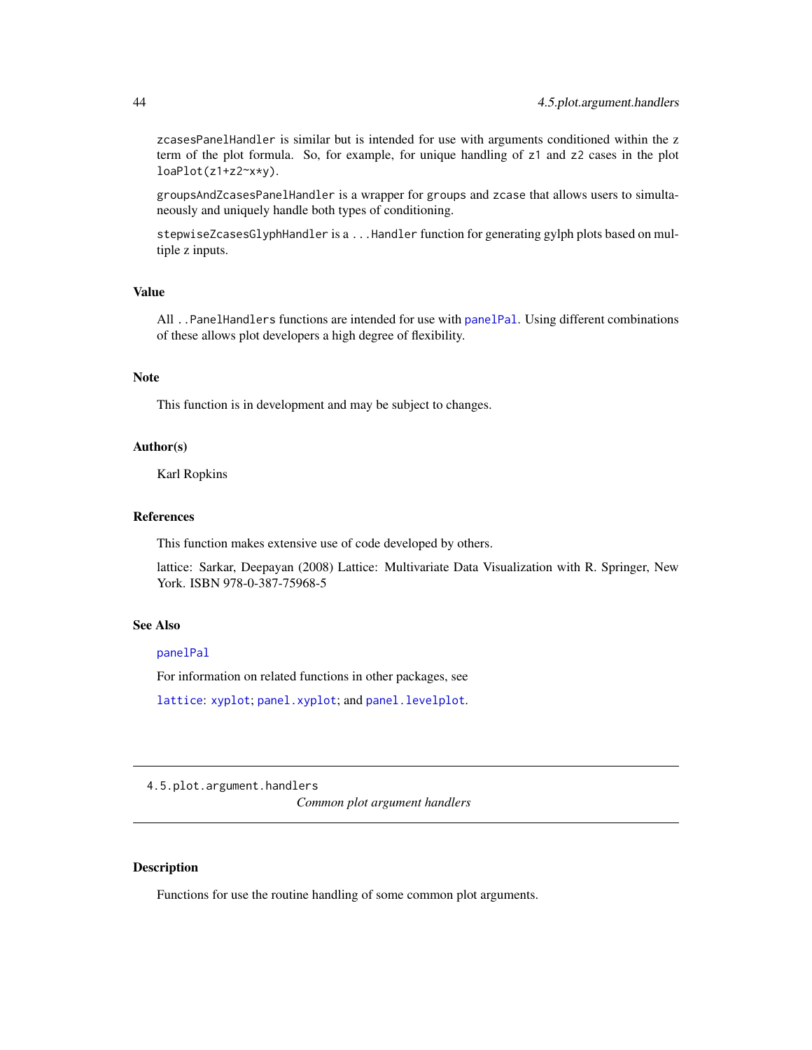`zcasesPanelHandler` is similar but is intended for use with arguments conditioned within the z term of the plot formula. So, for example, for unique handling of `z1` and `z2` cases in the plot `loaPlot(z1+z2~x*y)`.

`groupsAndZcasesPanelHandler` is a wrapper for `groups` and `zcase` that allows users to simultaneously and uniquely handle both types of conditioning.

`stepwiseZcasesGlyphHandler` is a `...Handler` function for generating gylph plots based on multiple z inputs.

### Value

All `..PanelHandlers` functions are intended for use with `panelPal`. Using different combinations of these allows plot developers a high degree of flexibility.

### Note

This function is in development and may be subject to changes.

### Author(s)

Karl Ropkins

### References

This function makes extensive use of code developed by others.

lattice: Sarkar, Deepayan (2008) Lattice: Multivariate Data Visualization with R. Springer, New York. ISBN 978-0-387-75968-5

### See Also

`panelPal`

For information on related functions in other packages, see

`lattice`: `xyplot`; `panel.xyplot`; and `panel.levelplot`.

---

## 4.5.plot.argument.handlers — *Common plot argument handlers*

---

### Description

Functions for use the routine handling of some common plot arguments.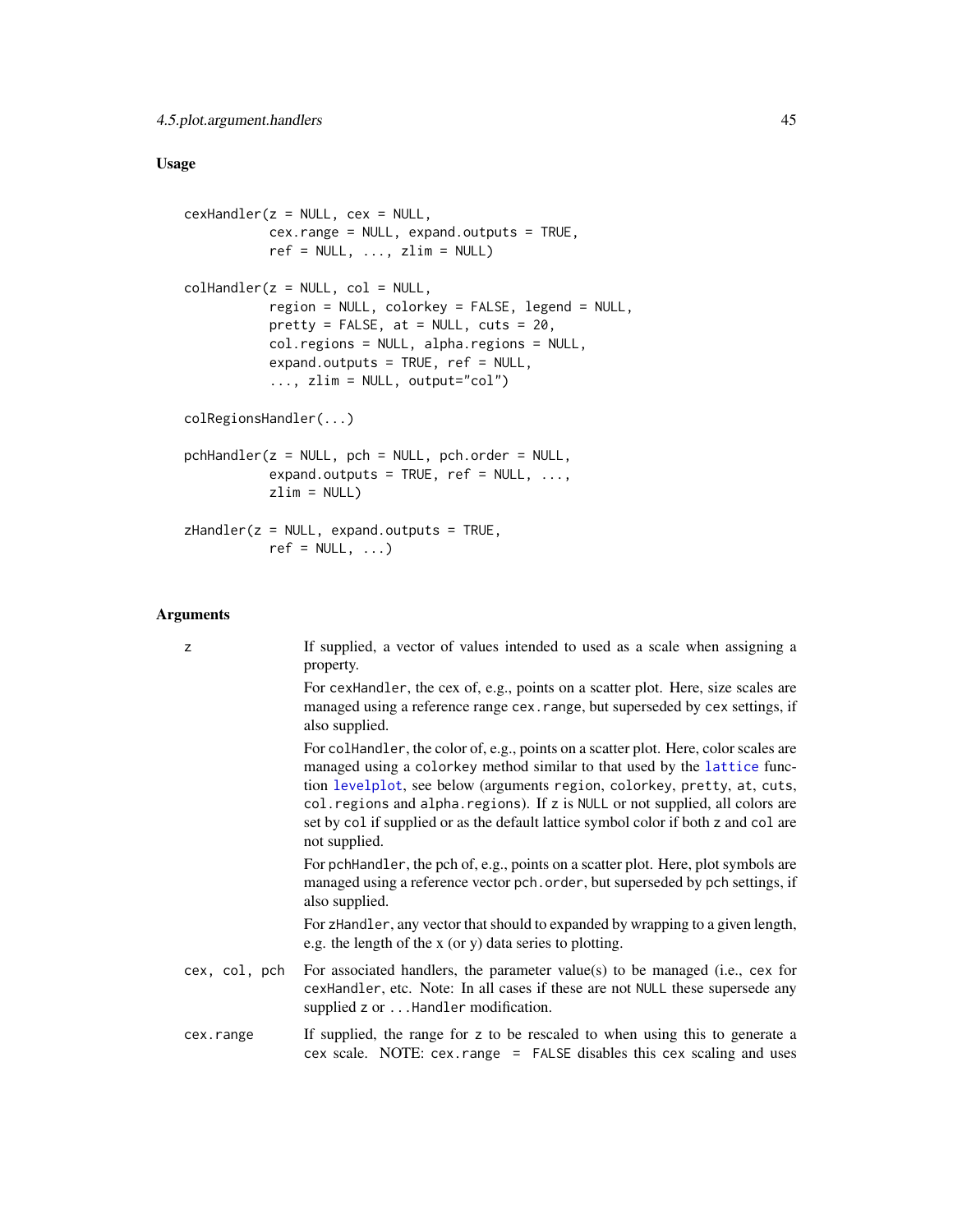## Usage

```
cexHandler(z = NULL, cex = NULL,
          cex.range = NULL, expand.outputs = TRUE,
          ref = NULL, ..., zlim = NULL)

colHandler(z = NULL, col = NULL,
          region = NULL, colorkey = FALSE, legend = NULL,
          pretty = FALSE, at = NULL, cuts = 20,
          col.regions = NULL, alpha.regions = NULL,
          expand.outputs = TRUE, ref = NULL,
          ..., zlim = NULL, output="col")

colRegionsHandler(...)

pchHandler(z = NULL, pch = NULL, pch.order = NULL,
          expand.outputs = TRUE, ref = NULL, ...,
          zlim = NULL)

zHandler(z = NULL, expand.outputs = TRUE,
          ref = NULL, ...)
```

## Arguments

`z` — If supplied, a vector of values intended to used as a scale when assigning a property.

For `cexHandler`, the cex of, e.g., points on a scatter plot. Here, size scales are managed using a reference range `cex.range`, but superseded by `cex` settings, if also supplied.

For `colHandler`, the color of, e.g., points on a scatter plot. Here, color scales are managed using a `colorkey` method similar to that used by the `lattice` function `levelplot`, see below (arguments `region`, `colorkey`, `pretty`, `at`, `cuts`, `col.regions` and `alpha.regions`). If `z` is `NULL` or not supplied, all colors are set by `col` if supplied or as the default lattice symbol color if both `z` and `col` are not supplied.

For `pchHandler`, the pch of, e.g., points on a scatter plot. Here, plot symbols are managed using a reference vector `pch.order`, but superseded by `pch` settings, if also supplied.

For `zHandler`, any vector that should to expanded by wrapping to a given length, e.g. the length of the x (or y) data series to plotting.

`cex, col, pch` — For associated handlers, the parameter value(s) to be managed (i.e., `cex` for `cexHandler`, etc. Note: In all cases if these are not `NULL` these supersede any supplied `z` or `...Handler` modification.

`cex.range` — If supplied, the range for `z` to be rescaled to when using this to generate a cex scale. NOTE: `cex.range = FALSE` disables this cex scaling and uses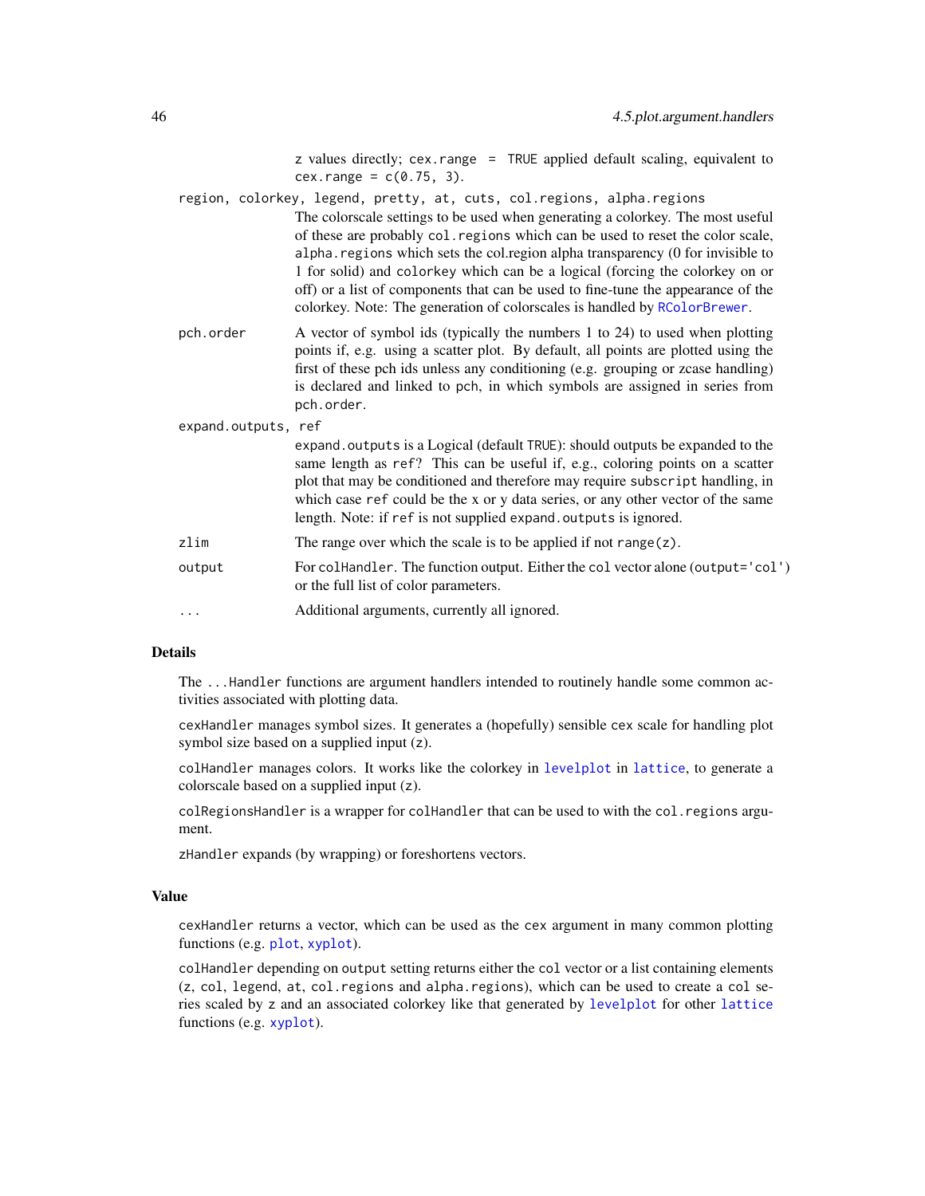z values directly; `cex.range = TRUE` applied default scaling, equivalent to `cex.range = c(0.75, 3)`.

`region, colorkey, legend, pretty, at, cuts, col.regions, alpha.regions`
: The colorscale settings to be used when generating a colorkey. The most useful of these are probably `col.regions` which can be used to reset the color scale, `alpha.regions` which sets the col.region alpha transparency (0 for invisible to 1 for solid) and `colorkey` which can be a logical (forcing the colorkey on or off) or a list of components that can be used to fine-tune the appearance of the colorkey. Note: The generation of colorscales is handled by `RColorBrewer`.

`pch.order`
: A vector of symbol ids (typically the numbers 1 to 24) to used when plotting points if, e.g. using a scatter plot. By default, all points are plotted using the first of these pch ids unless any conditioning (e.g. grouping or zcase handling) is declared and linked to pch, in which symbols are assigned in series from `pch.order`.

`expand.outputs, ref`
: `expand.outputs` is a Logical (default `TRUE`): should outputs be expanded to the same length as `ref`? This can be useful if, e.g., coloring points on a scatter plot that may be conditioned and therefore may require `subscript` handling, in which case `ref` could be the x or y data series, or any other vector of the same length. Note: if `ref` is not supplied `expand.outputs` is ignored.

`zlim`
: The range over which the scale is to be applied if not `range(z)`.

`output`
: For `colHandler`. The function output. Either the `col` vector alone (`output='col'`) or the full list of color parameters.

`...`
: Additional arguments, currently all ignored.

## Details

The `...Handler` functions are argument handlers intended to routinely handle some common activities associated with plotting data.

`cexHandler` manages symbol sizes. It generates a (hopefully) sensible `cex` scale for handling plot symbol size based on a supplied input (`z`).

`colHandler` manages colors. It works like the colorkey in `levelplot` in `lattice`, to generate a colorscale based on a supplied input (`z`).

`colRegionsHandler` is a wrapper for `colHandler` that can be used to with the `col.regions` argument.

`zHandler` expands (by wrapping) or foreshortens vectors.

## Value

`cexHandler` returns a vector, which can be used as the `cex` argument in many common plotting functions (e.g. `plot`, `xyplot`).

`colHandler` depending on `output` setting returns either the `col` vector or a list containing elements (`z`, `col`, `legend`, `at`, `col.regions` and `alpha.regions`), which can be used to create a `col` series scaled by `z` and an associated colorkey like that generated by `levelplot` for other `lattice` functions (e.g. `xyplot`).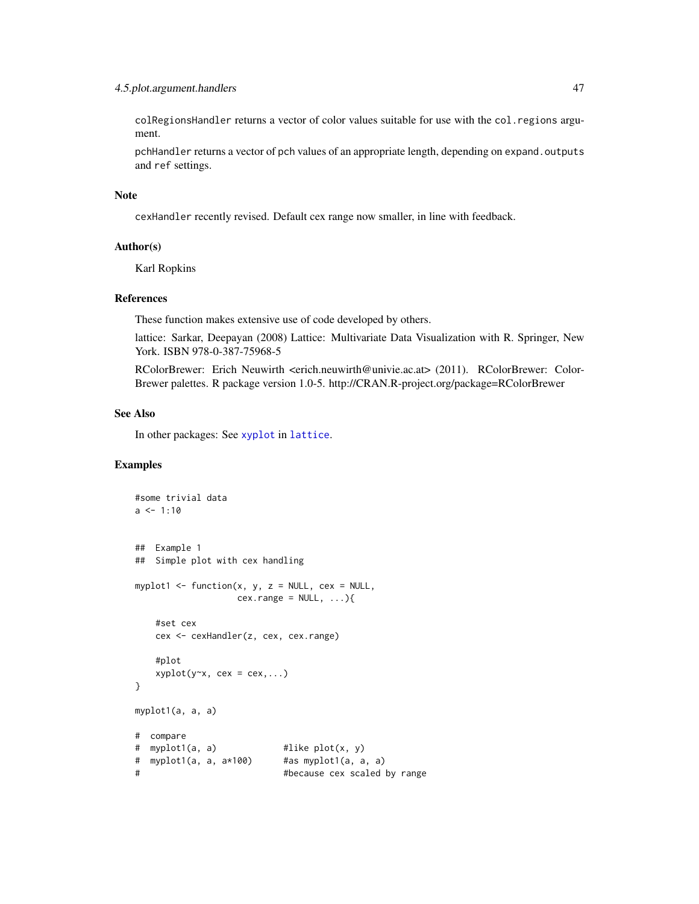`colRegionsHandler` returns a vector of color values suitable for use with the `col.regions` argument.

`pchHandler` returns a vector of pch values of an appropriate length, depending on `expand.outputs` and `ref` settings.

## Note

`cexHandler` recently revised. Default cex range now smaller, in line with feedback.

## Author(s)

Karl Ropkins

## References

These function makes extensive use of code developed by others.

lattice: Sarkar, Deepayan (2008) Lattice: Multivariate Data Visualization with R. Springer, New York. ISBN 978-0-387-75968-5

RColorBrewer: Erich Neuwirth <erich.neuwirth@univie.ac.at> (2011). RColorBrewer: ColorBrewer palettes. R package version 1.0-5. http://CRAN.R-project.org/package=RColorBrewer

## See Also

In other packages: See `xyplot` in `lattice`.

## Examples

```
#some trivial data
a <- 1:10


##  Example 1
##  Simple plot with cex handling

myplot1 <- function(x, y, z = NULL, cex = NULL,
                    cex.range = NULL, ...){

    #set cex
    cex <- cexHandler(z, cex, cex.range)

    #plot
    xyplot(y~x, cex = cex,...)
}

myplot1(a, a, a)

#  compare
#  myplot1(a, a)             #like plot(x, y)
#  myplot1(a, a, a*100)      #as myplot1(a, a, a)
#                            #because cex scaled by range
```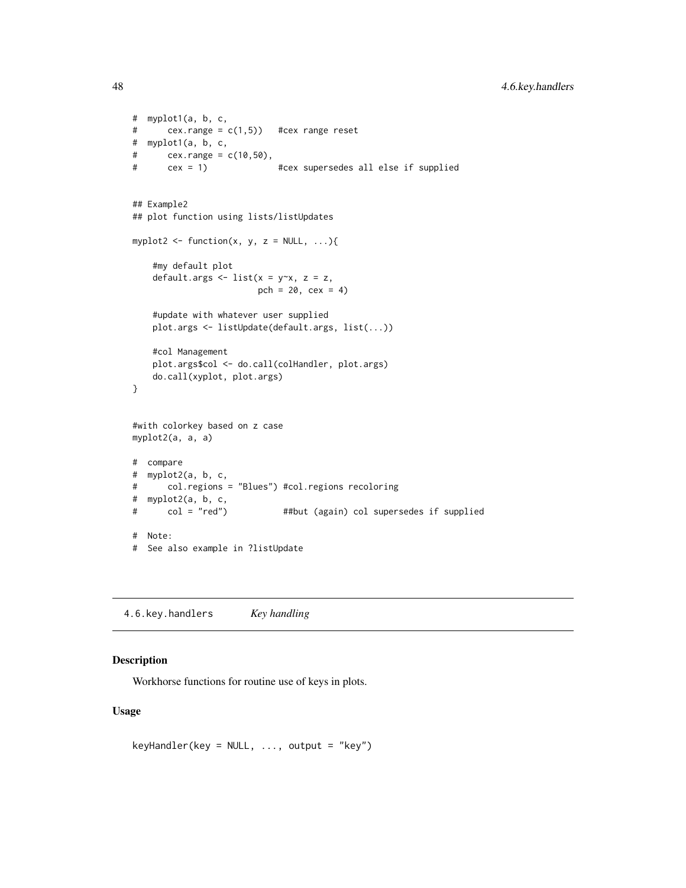```
#  myplot1(a, b, c,
#      cex.range = c(1,5))   #cex range reset
#  myplot1(a, b, c,
#      cex.range = c(10,50),
#      cex = 1)              #cex supersedes all else if supplied


## Example2
## plot function using lists/listUpdates

myplot2 <- function(x, y, z = NULL, ...){

    #my default plot
    default.args <- list(x = y~x, z = z,
                         pch = 20, cex = 4)

    #update with whatever user supplied
    plot.args <- listUpdate(default.args, list(...))

    #col Management
    plot.args$col <- do.call(colHandler, plot.args)
    do.call(xyplot, plot.args)
}


#with colorkey based on z case
myplot2(a, a, a)

#  compare
#  myplot2(a, b, c,
#      col.regions = "Blues") #col.regions recoloring
#  myplot2(a, b, c,
#      col = "red")           ##but (again) col supersedes if supplied

#  Note:
#  See also example in ?listUpdate
```

---

4.6.key.handlers    *Key handling*

---

### Description

Workhorse functions for routine use of keys in plots.

### Usage

```
keyHandler(key = NULL, ..., output = "key")
```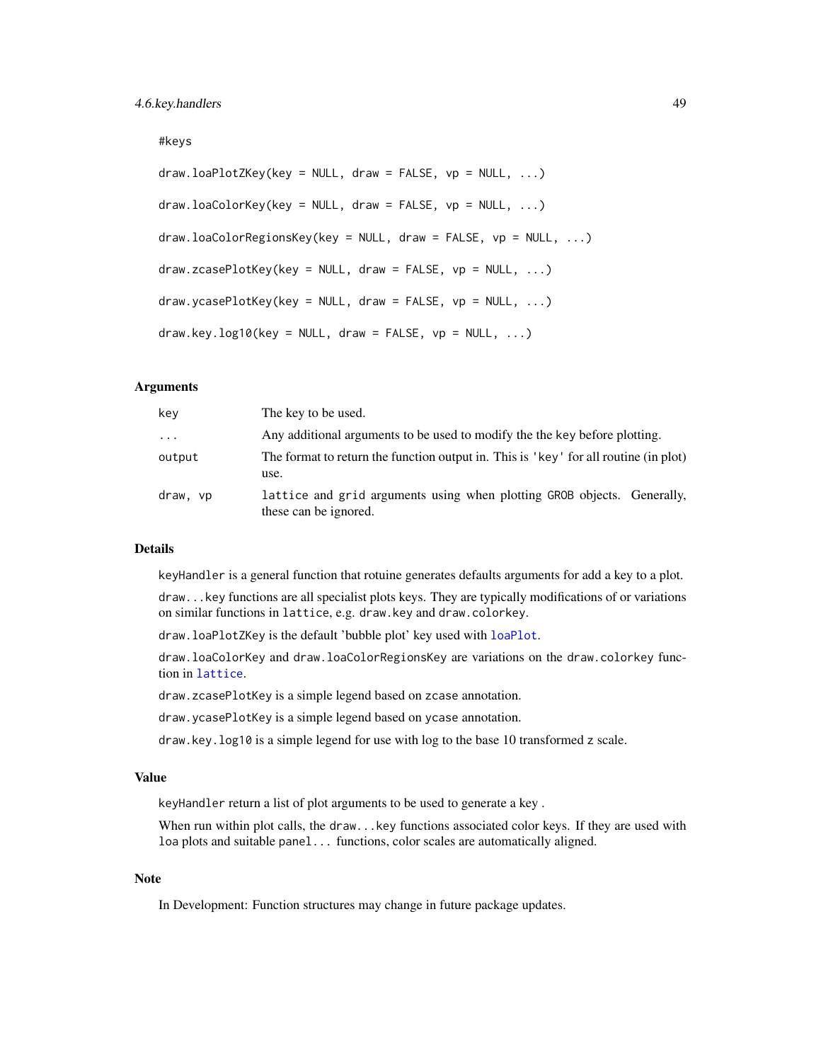```
#keys

draw.loaPlotZKey(key = NULL, draw = FALSE, vp = NULL, ...)

draw.loaColorKey(key = NULL, draw = FALSE, vp = NULL, ...)

draw.loaColorRegionsKey(key = NULL, draw = FALSE, vp = NULL, ...)

draw.zcasePlotKey(key = NULL, draw = FALSE, vp = NULL, ...)

draw.ycasePlotKey(key = NULL, draw = FALSE, vp = NULL, ...)

draw.key.log10(key = NULL, draw = FALSE, vp = NULL, ...)
```

## Arguments

| | |
|---|---|
| `key` | The key to be used. |
| `...` | Any additional arguments to be used to modify the the key before plotting. |
| `output` | The format to return the function output in. This is 'key' for all routine (in plot) use. |
| `draw, vp` | `lattice` and `grid` arguments using when plotting `GROB` objects. Generally, these can be ignored. |

## Details

`keyHandler` is a general function that rotuine generates defaults arguments for add a key to a plot.

`draw...key` functions are all specialist plots keys. They are typically modifications of or variations on similar functions in `lattice`, e.g. `draw.key` and `draw.colorkey`.

`draw.loaPlotZKey` is the default 'bubble plot' key used with `loaPlot`.

`draw.loaColorKey` and `draw.loaColorRegionsKey` are variations on the `draw.colorkey` function in `lattice`.

`draw.zcasePlotKey` is a simple legend based on `zcase` annotation.

`draw.ycasePlotKey` is a simple legend based on `ycase` annotation.

`draw.key.log10` is a simple legend for use with log to the base 10 transformed `z` scale.

## Value

`keyHandler` return a list of plot arguments to be used to generate a key .

When run within plot calls, the `draw...key` functions associated color keys. If they are used with `loa` plots and suitable `panel...` functions, color scales are automatically aligned.

## Note

In Development: Function structures may change in future package updates.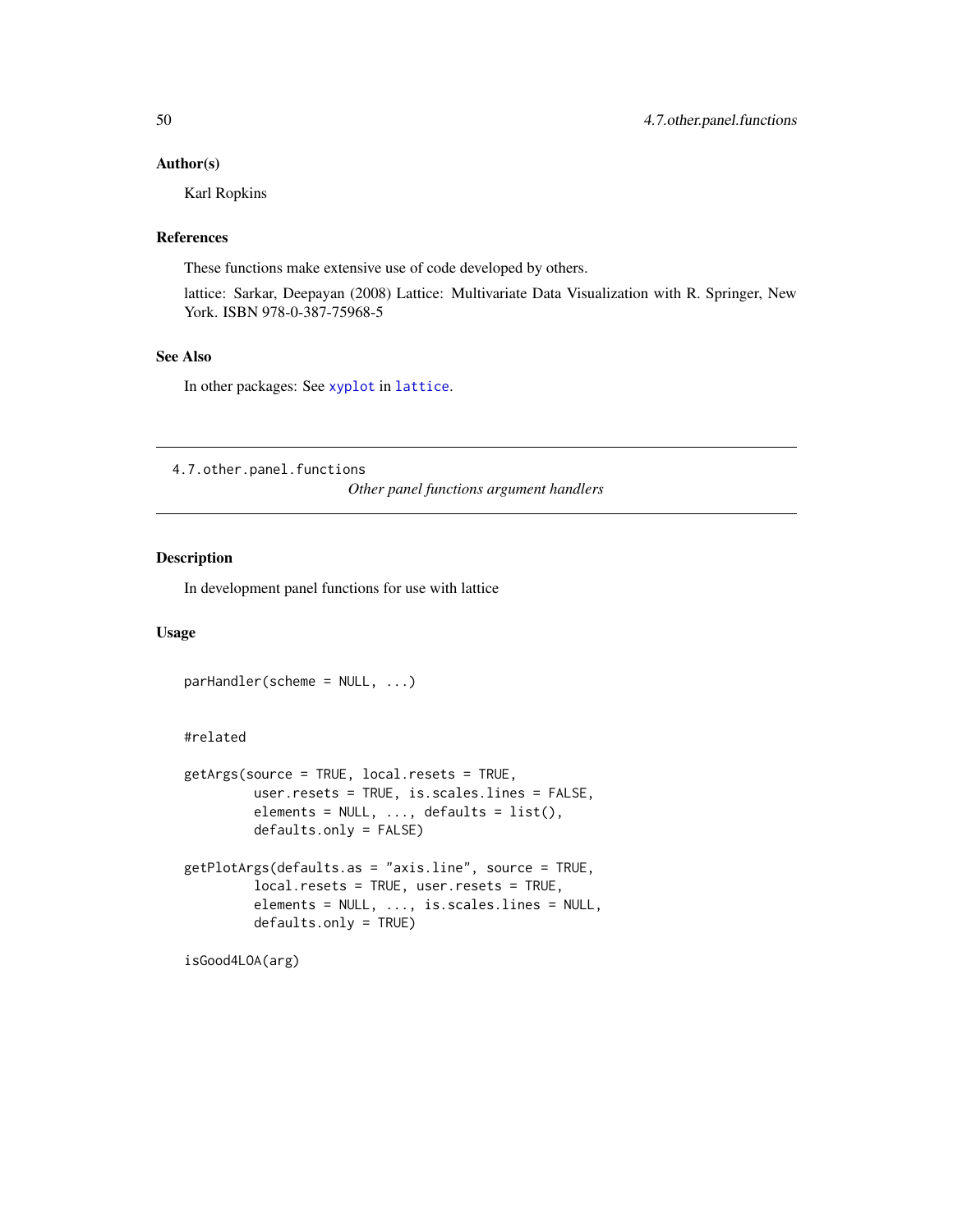## Author(s)

Karl Ropkins

## References

These functions make extensive use of code developed by others.

lattice: Sarkar, Deepayan (2008) Lattice: Multivariate Data Visualization with R. Springer, New York. ISBN 978-0-387-75968-5

## See Also

In other packages: See `xyplot` in `lattice`.

---

# 4.7.other.panel.functions

*Other panel functions argument handlers*

---

## Description

In development panel functions for use with lattice

## Usage

```
parHandler(scheme = NULL, ...)


#related

getArgs(source = TRUE, local.resets = TRUE,
         user.resets = TRUE, is.scales.lines = FALSE,
         elements = NULL, ..., defaults = list(),
         defaults.only = FALSE)

getPlotArgs(defaults.as = "axis.line", source = TRUE,
         local.resets = TRUE, user.resets = TRUE,
         elements = NULL, ..., is.scales.lines = NULL,
         defaults.only = TRUE)

isGood4LOA(arg)
```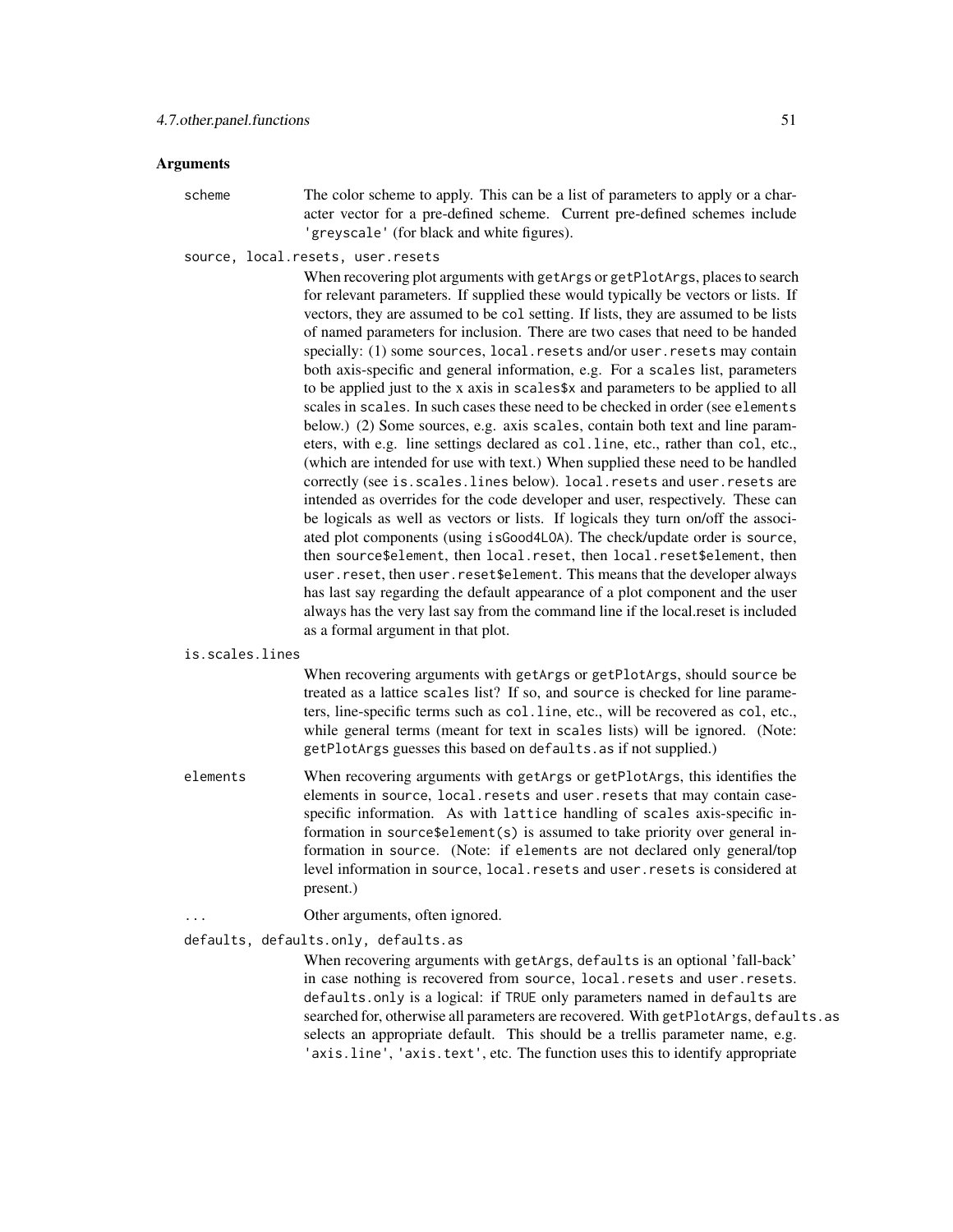### Arguments

**scheme**
The color scheme to apply. This can be a list of parameters to apply or a character vector for a pre-defined scheme. Current pre-defined schemes include `'greyscale'` (for black and white figures).

**source, local.resets, user.resets**
When recovering plot arguments with `getArgs` or `getPlotArgs`, places to search for relevant parameters. If supplied these would typically be vectors or lists. If vectors, they are assumed to be `col` setting. If lists, they are assumed to be lists of named parameters for inclusion. There are two cases that need to be handed specially: (1) some `sources`, `local.resets` and/or `user.resets` may contain both axis-specific and general information, e.g. For a `scales` list, parameters to be applied just to the x axis in `scales$x` and parameters to be applied to all scales in `scales`. In such cases these need to be checked in order (see `elements` below.) (2) Some sources, e.g. axis `scales`, contain both text and line parameters, with e.g. line settings declared as `col.line`, etc., rather than `col`, etc., (which are intended for use with text.) When supplied these need to be handled correctly (see `is.scales.lines` below). `local.resets` and `user.resets` are intended as overrides for the code developer and user, respectively. These can be logicals as well as vectors or lists. If logicals they turn on/off the associated plot components (using `isGood4LOA`). The check/update order is `source`, then `source$element`, then `local.reset`, then `local.reset$element`, then `user.reset`, then `user.reset$element`. This means that the developer always has last say regarding the default appearance of a plot component and the user always has the very last say from the command line if the local.reset is included as a formal argument in that plot.

**is.scales.lines**
When recovering arguments with `getArgs` or `getPlotArgs`, should `source` be treated as a lattice `scales` list? If so, and `source` is checked for line parameters, line-specific terms such as `col.line`, etc., will be recovered as `col`, etc., while general terms (meant for text in `scales` lists) will be ignored. (Note: `getPlotArgs` guesses this based on `defaults.as` if not supplied.)

**elements**
When recovering arguments with `getArgs` or `getPlotArgs`, this identifies the elements in `source`, `local.resets` and `user.resets` that may contain case-specific information. As with `lattice` handling of `scales` axis-specific information in `source$element(s)` is assumed to take priority over general information in `source`. (Note: if `elements` are not declared only general/top level information in `source`, `local.resets` and `user.resets` is considered at present.)

**...**
Other arguments, often ignored.

**defaults, defaults.only, defaults.as**
When recovering arguments with `getArgs`, `defaults` is an optional 'fall-back' in case nothing is recovered from `source`, `local.resets` and `user.resets`. `defaults.only` is a logical: if `TRUE` only parameters named in `defaults` are searched for, otherwise all parameters are recovered. With `getPlotArgs`, `defaults.as` selects an appropriate default. This should be a trellis parameter name, e.g. `'axis.line'`, `'axis.text'`, etc. The function uses this to identify appropriate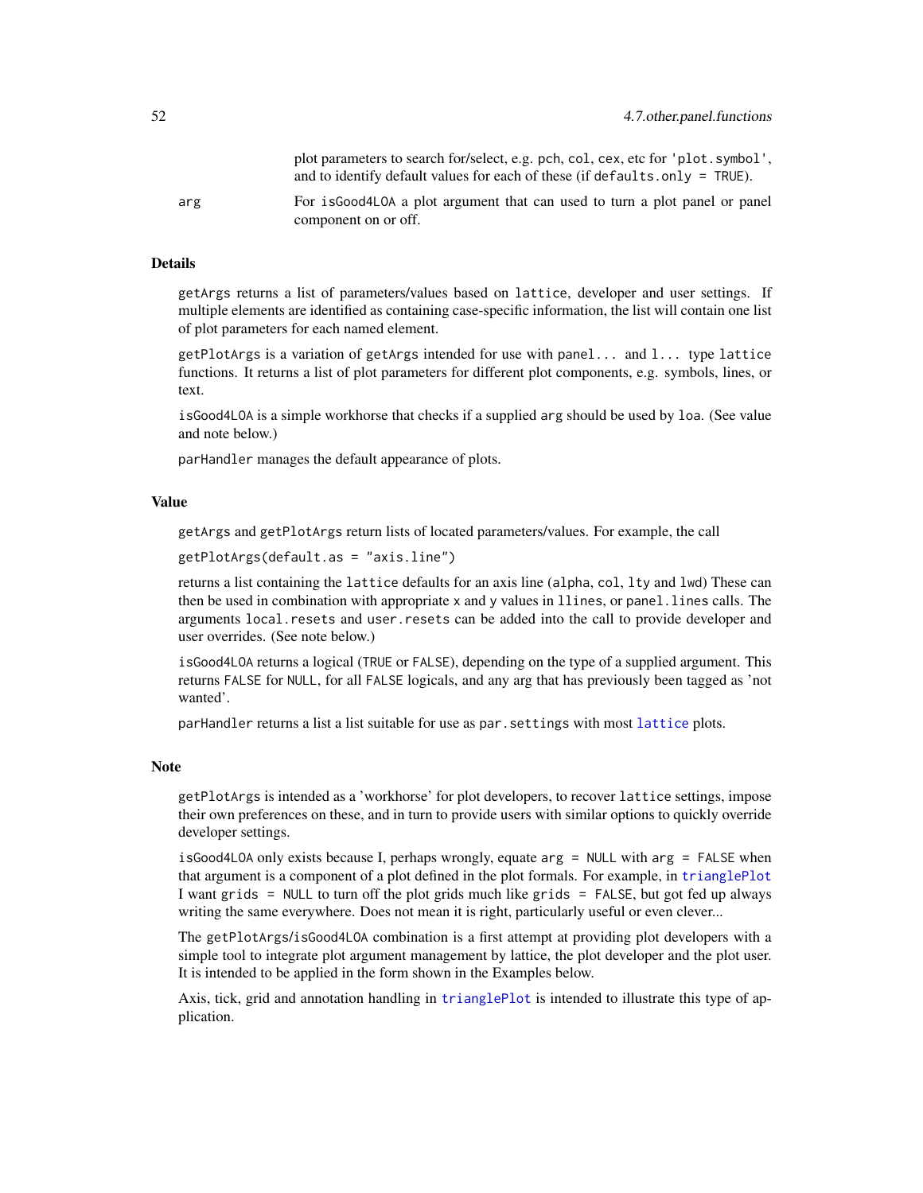plot parameters to search for/select, e.g. pch, col, cex, etc for 'plot.symbol', and to identify default values for each of these (if defaults.only = TRUE).

arg — For isGood4LOA a plot argument that can used to turn a plot panel or panel component on or off.

## Details

getArgs returns a list of parameters/values based on lattice, developer and user settings. If multiple elements are identified as containing case-specific information, the list will contain one list of plot parameters for each named element.

getPlotArgs is a variation of getArgs intended for use with panel... and l... type lattice functions. It returns a list of plot parameters for different plot components, e.g. symbols, lines, or text.

isGood4LOA is a simple workhorse that checks if a supplied arg should be used by loa. (See value and note below.)

parHandler manages the default appearance of plots.

## Value

getArgs and getPlotArgs return lists of located parameters/values. For example, the call

getPlotArgs(default.as = "axis.line")

returns a list containing the lattice defaults for an axis line (alpha, col, lty and lwd) These can then be used in combination with appropriate x and y values in llines, or panel.lines calls. The arguments local.resets and user.resets can be added into the call to provide developer and user overrides. (See note below.)

isGood4LOA returns a logical (TRUE or FALSE), depending on the type of a supplied argument. This returns FALSE for NULL, for all FALSE logicals, and any arg that has previously been tagged as 'not wanted'.

parHandler returns a list a list suitable for use as par.settings with most lattice plots.

## Note

getPlotArgs is intended as a 'workhorse' for plot developers, to recover lattice settings, impose their own preferences on these, and in turn to provide users with similar options to quickly override developer settings.

isGood4LOA only exists because I, perhaps wrongly, equate arg = NULL with arg = FALSE when that argument is a component of a plot defined in the plot formals. For example, in trianglePlot I want grids = NULL to turn off the plot grids much like grids = FALSE, but got fed up always writing the same everywhere. Does not mean it is right, particularly useful or even clever...

The getPlotArgs/isGood4LOA combination is a first attempt at providing plot developers with a simple tool to integrate plot argument management by lattice, the plot developer and the plot user. It is intended to be applied in the form shown in the Examples below.

Axis, tick, grid and annotation handling in trianglePlot is intended to illustrate this type of application.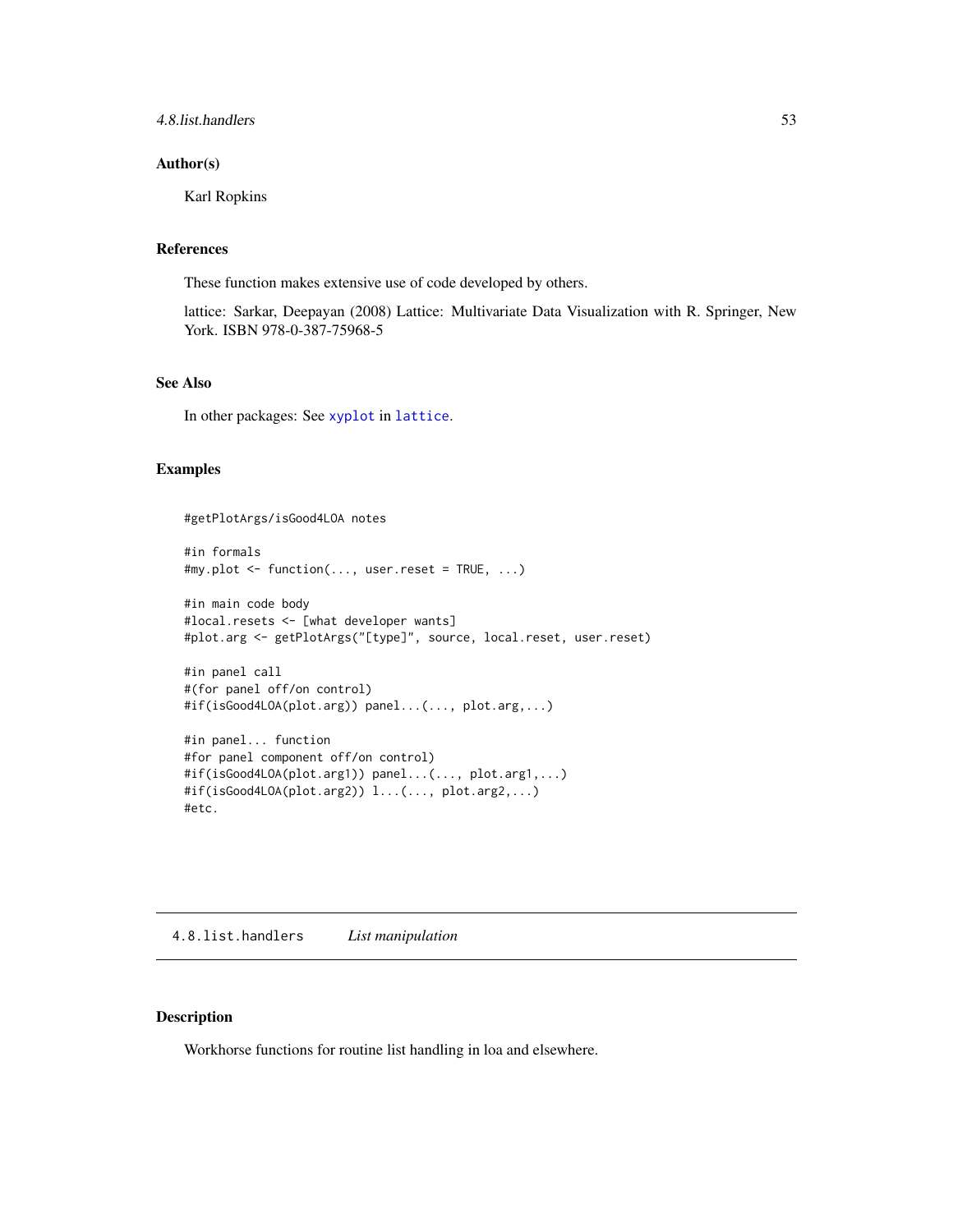### Author(s)

Karl Ropkins

### References

These function makes extensive use of code developed by others.

lattice: Sarkar, Deepayan (2008) Lattice: Multivariate Data Visualization with R. Springer, New York. ISBN 978-0-387-75968-5

### See Also

In other packages: See `xyplot` in `lattice`.

### Examples

```
#getPlotArgs/isGood4LOA notes

#in formals
#my.plot <- function(..., user.reset = TRUE, ...)

#in main code body
#local.resets <- [what developer wants]
#plot.arg <- getPlotArgs("[type]", source, local.reset, user.reset)

#in panel call
#(for panel off/on control)
#if(isGood4LOA(plot.arg)) panel...(..., plot.arg,...)

#in panel... function
#for panel component off/on control)
#if(isGood4LOA(plot.arg1)) panel...(..., plot.arg1,...)
#if(isGood4LOA(plot.arg2)) l...(..., plot.arg2,...)
#etc.
```

---

## 4.8.list.handlers *List manipulation*

### Description

Workhorse functions for routine list handling in loa and elsewhere.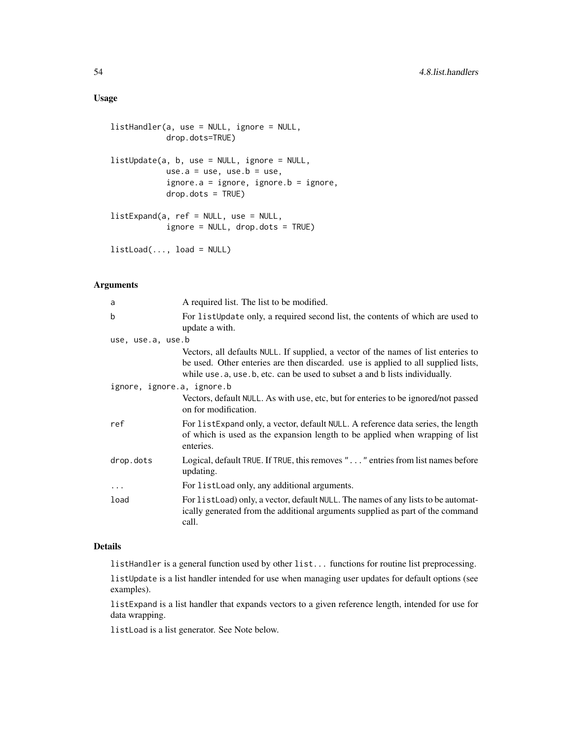## Usage

```
listHandler(a, use = NULL, ignore = NULL,
            drop.dots=TRUE)

listUpdate(a, b, use = NULL, ignore = NULL,
            use.a = use, use.b = use,
            ignore.a = ignore, ignore.b = ignore,
            drop.dots = TRUE)

listExpand(a, ref = NULL, use = NULL,
            ignore = NULL, drop.dots = TRUE)

listLoad(..., load = NULL)
```

## Arguments

| | |
|---|---|
| a | A required list. The list to be modified. |
| b | For listUpdate only, a required second list, the contents of which are used to update a with. |
| use, use.a, use.b | Vectors, all defaults NULL. If supplied, a vector of the names of list enteries to be used. Other enteries are then discarded. use is applied to all supplied lists, while use.a, use.b, etc. can be used to subset a and b lists individually. |
| ignore, ignore.a, ignore.b | Vectors, default NULL. As with use, etc, but for enteries to be ignored/not passed on for modification. |
| ref | For listExpand only, a vector, default NULL. A reference data series, the length of which is used as the expansion length to be applied when wrapping of list enteries. |
| drop.dots | Logical, default TRUE. If TRUE, this removes "..." entries from list names before updating. |
| ... | For listLoad only, any additional arguments. |
| load | For listLoad) only, a vector, default NULL. The names of any lists to be automatically generated from the additional arguments supplied as part of the command call. |

## Details

listHandler is a general function used by other list... functions for routine list preprocessing.

listUpdate is a list handler intended for use when managing user updates for default options (see examples).

listExpand is a list handler that expands vectors to a given reference length, intended for use for data wrapping.

listLoad is a list generator. See Note below.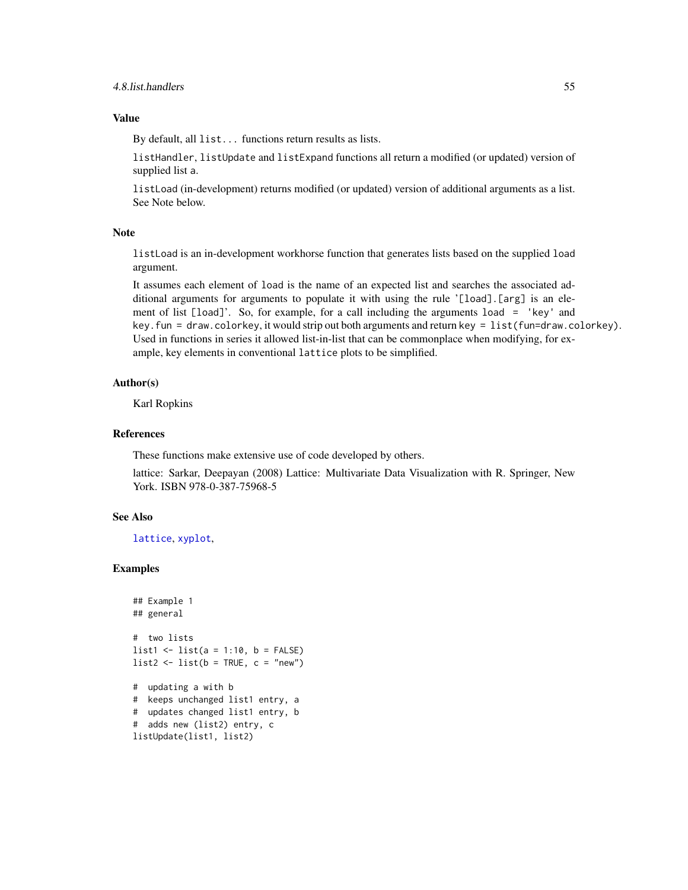### Value

By default, all `list...` functions return results as lists.

`listHandler`, `listUpdate` and `listExpand` functions all return a modified (or updated) version of supplied list `a`.

`listLoad` (in-development) returns modified (or updated) version of additional arguments as a list. See Note below.

### Note

`listLoad` is an in-development workhorse function that generates lists based on the supplied `load` argument.

It assumes each element of `load` is the name of an expected list and searches the associated additional arguments for arguments to populate it with using the rule '`[load].[arg]` is an element of list `[load]`'. So, for example, for a call including the arguments `load = 'key'` and `key.fun = draw.colorkey`, it would strip out both arguments and return `key = list(fun=draw.colorkey)`. Used in functions in series it allowed list-in-list that can be commonplace when modifying, for example, key elements in conventional `lattice` plots to be simplified.

### Author(s)

Karl Ropkins

### References

These functions make extensive use of code developed by others.

lattice: Sarkar, Deepayan (2008) Lattice: Multivariate Data Visualization with R. Springer, New York. ISBN 978-0-387-75968-5

### See Also

`lattice`, `xyplot`,

### Examples

```
## Example 1
## general

#  two lists
list1 <- list(a = 1:10, b = FALSE)
list2 <- list(b = TRUE, c = "new")

#  updating a with b
#  keeps unchanged list1 entry, a
#  updates changed list1 entry, b
#  adds new (list2) entry, c
listUpdate(list1, list2)
```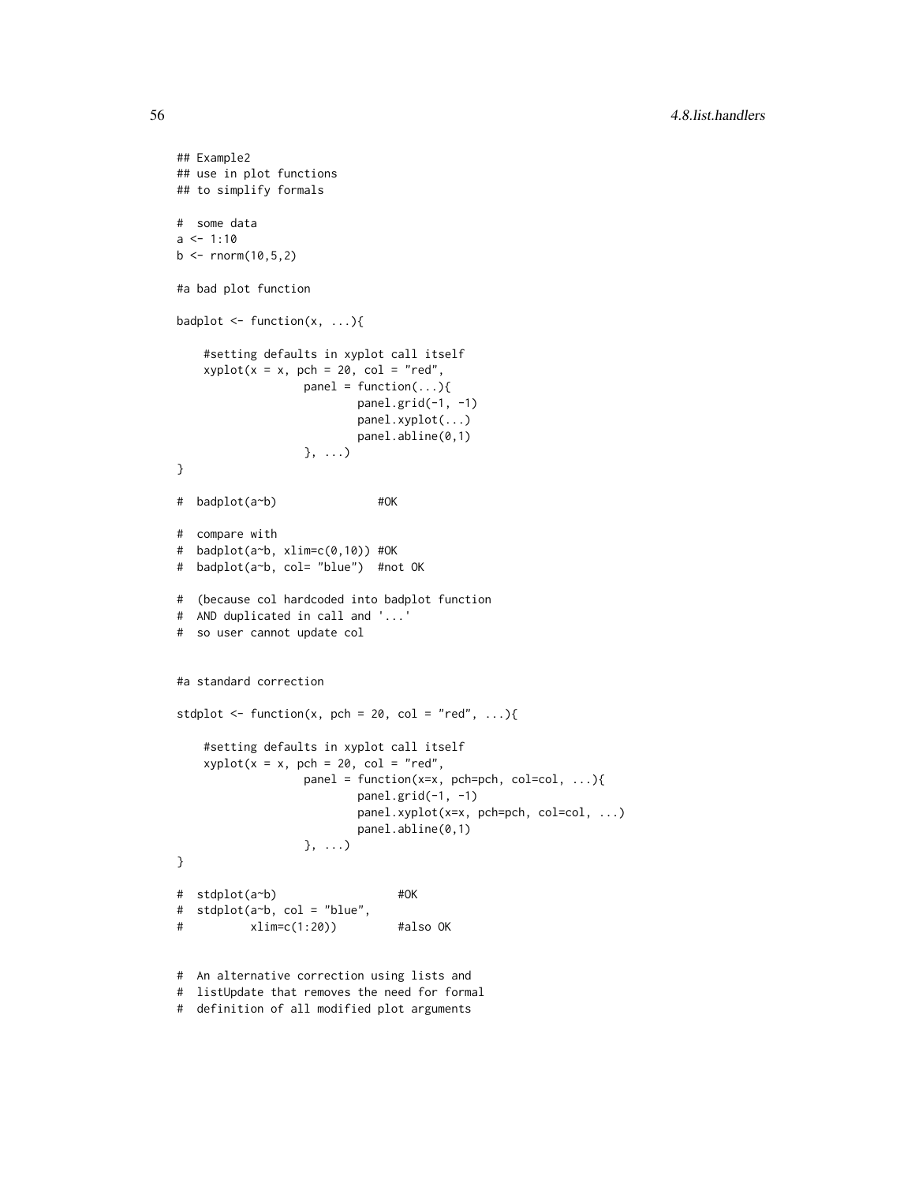```
## Example2
## use in plot functions
## to simplify formals

#  some data
a <- 1:10
b <- rnorm(10,5,2)

#a bad plot function

badplot <- function(x, ...){

    #setting defaults in xyplot call itself
    xyplot(x = x, pch = 20, col = "red",
                   panel = function(...){
                           panel.grid(-1, -1)
                           panel.xyplot(...)
                           panel.abline(0,1)
                   }, ...)
}

#  badplot(a~b)               #OK

#  compare with
#  badplot(a~b, xlim=c(0,10)) #OK
#  badplot(a~b, col= "blue")  #not OK

#  (because col hardcoded into badplot function
#  AND duplicated in call and '...'
#  so user cannot update col


#a standard correction

stdplot <- function(x, pch = 20, col = "red", ...){

    #setting defaults in xyplot call itself
    xyplot(x = x, pch = 20, col = "red",
                   panel = function(x=x, pch=pch, col=col, ...){
                           panel.grid(-1, -1)
                           panel.xyplot(x=x, pch=pch, col=col, ...)
                           panel.abline(0,1)
                   }, ...)
}

#  stdplot(a~b)                  #OK
#  stdplot(a~b, col = "blue",
#          xlim=c(1:20))         #also OK


#  An alternative correction using lists and
#  listUpdate that removes the need for formal
#  definition of all modified plot arguments
```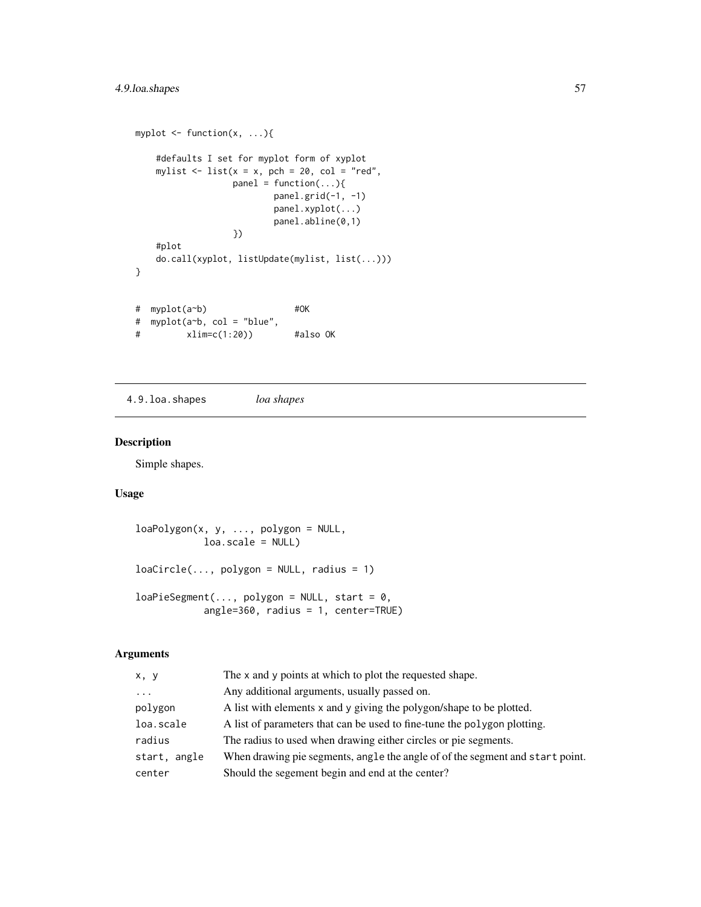```
myplot <- function(x, ...){

    #defaults I set for myplot form of xyplot
    mylist <- list(x = x, pch = 20, col = "red",
                   panel = function(...){
                           panel.grid(-1, -1)
                           panel.xyplot(...)
                           panel.abline(0,1)
                   })
    #plot
    do.call(xyplot, listUpdate(mylist, list(...)))
}


#  myplot(a~b)                 #OK
#  myplot(a~b, col = "blue",
#         xlim=c(1:20))        #also OK
```

---

4.9.loa.shapes *loa shapes*

---

## Description

Simple shapes.

## Usage

```
loaPolygon(x, y, ..., polygon = NULL,
           loa.scale = NULL)

loaCircle(..., polygon = NULL, radius = 1)

loaPieSegment(..., polygon = NULL, start = 0,
           angle=360, radius = 1, center=TRUE)
```

## Arguments

| | |
|---|---|
| `x, y` | The x and y points at which to plot the requested shape. |
| `...` | Any additional arguments, usually passed on. |
| `polygon` | A list with elements x and y giving the polygon/shape to be plotted. |
| `loa.scale` | A list of parameters that can be used to fine-tune the `polygon` plotting. |
| `radius` | The radius to used when drawing either circles or pie segments. |
| `start, angle` | When drawing pie segments, `angle` the angle of of the segment and `start` point. |
| `center` | Should the segement begin and end at the center? |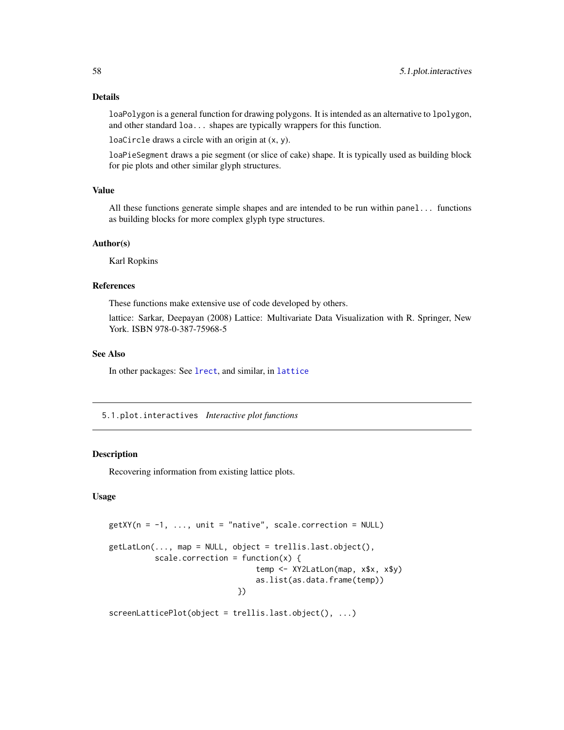## Details

`loaPolygon` is a general function for drawing polygons. It is intended as an alternative to `lpolygon`, and other standard `loa...` shapes are typically wrappers for this function.

`loaCircle` draws a circle with an origin at (`x`, `y`).

`loaPieSegment` draws a pie segment (or slice of cake) shape. It is typically used as building block for pie plots and other similar glyph structures.

## Value

All these functions generate simple shapes and are intended to be run within `panel...` functions as building blocks for more complex glyph type structures.

## Author(s)

Karl Ropkins

## References

These functions make extensive use of code developed by others.

lattice: Sarkar, Deepayan (2008) Lattice: Multivariate Data Visualization with R. Springer, New York. ISBN 978-0-387-75968-5

## See Also

In other packages: See `lrect`, and similar, in `lattice`

---

# 5.1.plot.interactives *Interactive plot functions*

## Description

Recovering information from existing lattice plots.

## Usage

```
getXY(n = -1, ..., unit = "native", scale.correction = NULL)

getLatLon(..., map = NULL, object = trellis.last.object(),
          scale.correction = function(x) {
                              temp <- XY2LatLon(map, x$x, x$y)
                              as.list(as.data.frame(temp))
                           })

screenLatticePlot(object = trellis.last.object(), ...)
```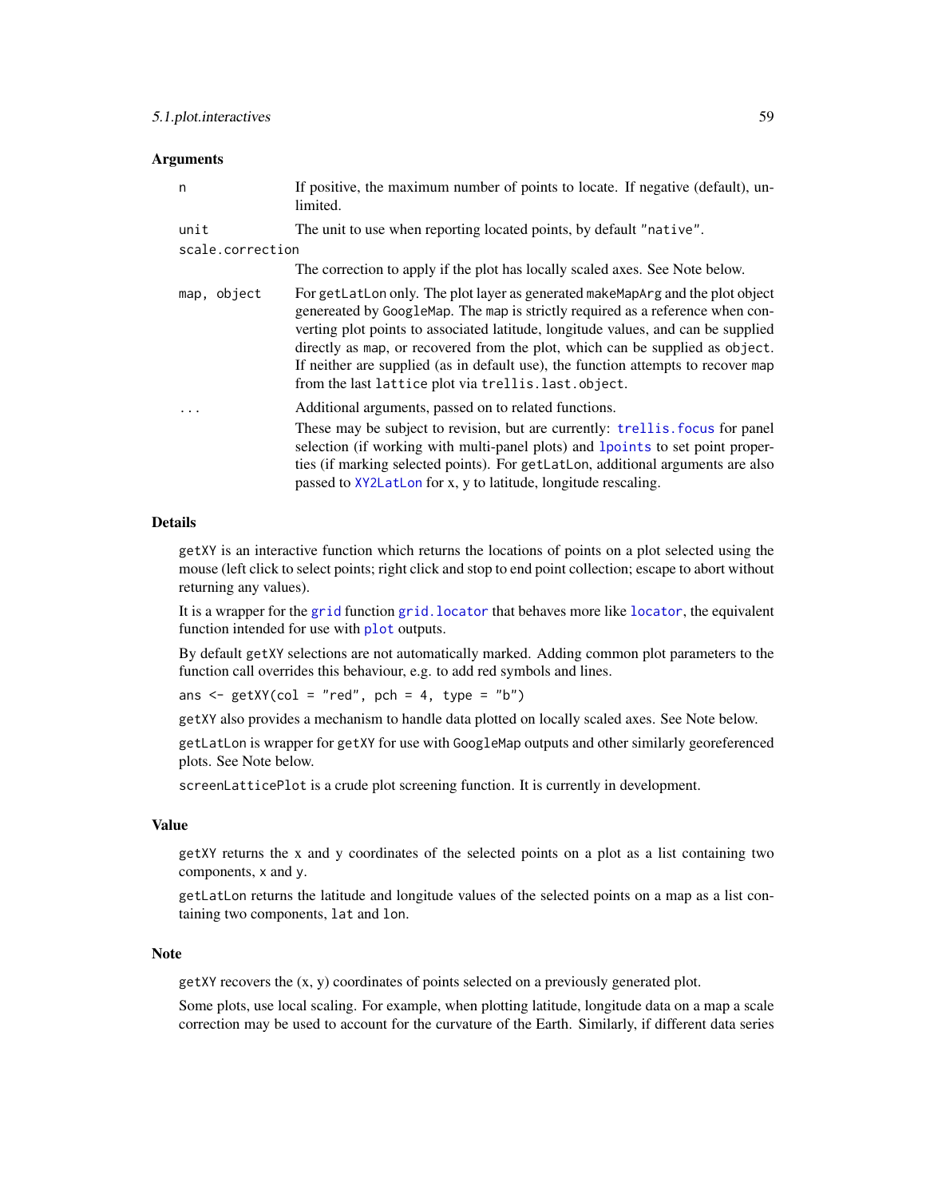### Arguments

| | |
|---|---|
| `n` | If positive, the maximum number of points to locate. If negative (default), unlimited. |
| `unit` | The unit to use when reporting located points, by default `"native"`. |
| `scale.correction` | The correction to apply if the plot has locally scaled axes. See Note below. |
| `map, object` | For `getLatLon` only. The plot layer as generated `makeMapArg` and the plot object genereated by `GoogleMap`. The `map` is strictly required as a reference when converting plot points to associated latitude, longitude values, and can be supplied directly as `map`, or recovered from the plot, which can be supplied as `object`. If neither are supplied (as in default use), the function attempts to recover `map` from the last `lattice` plot via `trellis.last.object`. |
| `...` | Additional arguments, passed on to related functions. These may be subject to revision, but are currently: `trellis.focus` for panel selection (if working with multi-panel plots) and `lpoints` to set point properties (if marking selected points). For `getLatLon`, additional arguments are also passed to `XY2LatLon` for x, y to latitude, longitude rescaling. |

### Details

`getXY` is an interactive function which returns the locations of points on a plot selected using the mouse (left click to select points; right click and stop to end point collection; escape to abort without returning any values).

It is a wrapper for the `grid` function `grid.locator` that behaves more like `locator`, the equivalent function intended for use with `plot` outputs.

By default `getXY` selections are not automatically marked. Adding common plot parameters to the function call overrides this behaviour, e.g. to add red symbols and lines.

```
ans <- getXY(col = "red", pch = 4, type = "b")
```

`getXY` also provides a mechanism to handle data plotted on locally scaled axes. See Note below.

`getLatLon` is wrapper for `getXY` for use with `GoogleMap` outputs and other similarly georeferenced plots. See Note below.

`screenLatticePlot` is a crude plot screening function. It is currently in development.

### Value

`getXY` returns the x and y coordinates of the selected points on a plot as a list containing two components, `x` and `y`.

`getLatLon` returns the latitude and longitude values of the selected points on a map as a list containing two components, `lat` and `lon`.

### Note

`getXY` recovers the (x, y) coordinates of points selected on a previously generated plot.

Some plots, use local scaling. For example, when plotting latitude, longitude data on a map a scale correction may be used to account for the curvature of the Earth. Similarly, if different data series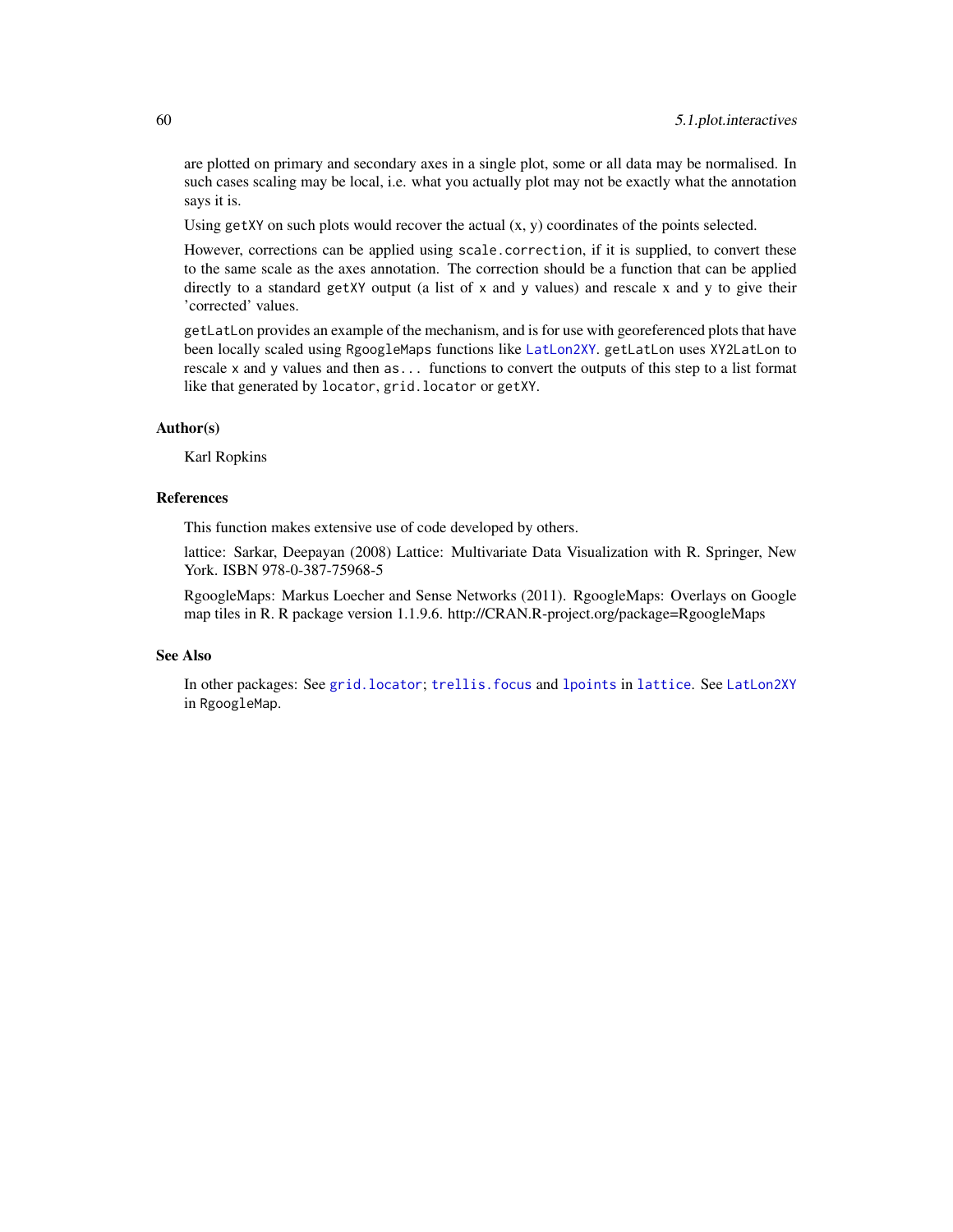are plotted on primary and secondary axes in a single plot, some or all data may be normalised. In such cases scaling may be local, i.e. what you actually plot may not be exactly what the annotation says it is.

Using `getXY` on such plots would recover the actual (x, y) coordinates of the points selected.

However, corrections can be applied using `scale.correction`, if it is supplied, to convert these to the same scale as the axes annotation. The correction should be a function that can be applied directly to a standard `getXY` output (a list of `x` and `y` values) and rescale `x` and `y` to give their 'corrected' values.

`getLatLon` provides an example of the mechanism, and is for use with georeferenced plots that have been locally scaled using `RgoogleMaps` functions like `LatLon2XY`. `getLatLon` uses `XY2LatLon` to rescale `x` and `y` values and then `as...` functions to convert the outputs of this step to a list format like that generated by `locator`, `grid.locator` or `getXY`.

### Author(s)

Karl Ropkins

### References

This function makes extensive use of code developed by others.

lattice: Sarkar, Deepayan (2008) Lattice: Multivariate Data Visualization with R. Springer, New York. ISBN 978-0-387-75968-5

RgoogleMaps: Markus Loecher and Sense Networks (2011). RgoogleMaps: Overlays on Google map tiles in R. R package version 1.1.9.6. http://CRAN.R-project.org/package=RgoogleMaps

### See Also

In other packages: See `grid.locator`; `trellis.focus` and `lpoints` in `lattice`. See `LatLon2XY` in `RgoogleMap`.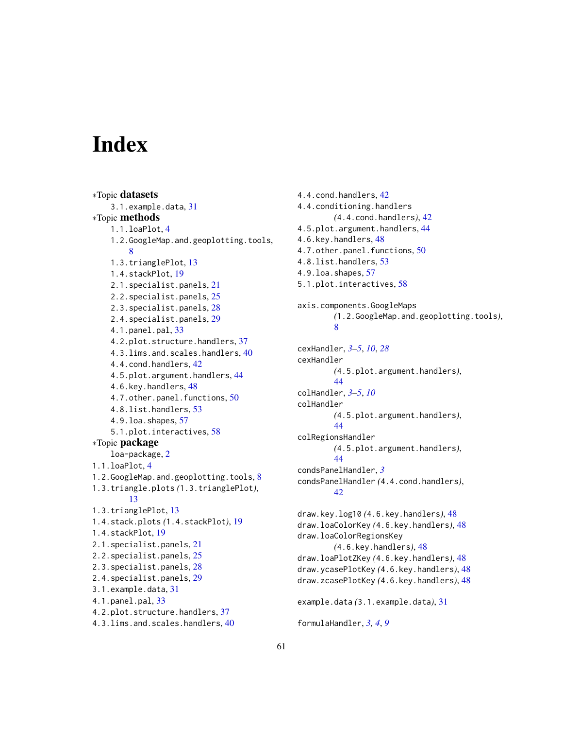# Index

∗Topic **datasets**

- 3.1.example.data, 31

∗Topic **methods**

- 1.1.loaPlot, 4
- 1.2.GoogleMap.and.geoplotting.tools, 8
- 1.3.trianglePlot, 13
- 1.4.stackPlot, 19
- 2.1.specialist.panels, 21
- 2.2.specialist.panels, 25
- 2.3.specialist.panels, 28
- 2.4.specialist.panels, 29
- 4.1.panel.pal, 33
- 4.2.plot.structure.handlers, 37
- 4.3.lims.and.scales.handlers, 40
- 4.4.cond.handlers, 42
- 4.5.plot.argument.handlers, 44
- 4.6.key.handlers, 48
- 4.7.other.panel.functions, 50
- 4.8.list.handlers, 53
- 4.9.loa.shapes, 57
- 5.1.plot.interactives, 58

∗Topic **package**

- loa-package, 2

1.1.loaPlot, 4
1.2.GoogleMap.and.geoplotting.tools, 8
1.3.triangle.plots *(*1.3.trianglePlot*)*, 13
1.3.trianglePlot, 13
1.4.stack.plots *(*1.4.stackPlot*)*, 19
1.4.stackPlot, 19
2.1.specialist.panels, 21
2.2.specialist.panels, 25
2.3.specialist.panels, 28
2.4.specialist.panels, 29
3.1.example.data, 31
4.1.panel.pal, 33
4.2.plot.structure.handlers, 37
4.3.lims.and.scales.handlers, 40
4.4.cond.handlers, 42
4.4.conditioning.handlers *(*4.4.cond.handlers*)*, 42
4.5.plot.argument.handlers, 44
4.6.key.handlers, 48
4.7.other.panel.functions, 50
4.8.list.handlers, 53
4.9.loa.shapes, 57
5.1.plot.interactives, 58

axis.components.GoogleMaps *(*1.2.GoogleMap.and.geoplotting.tools*)*, 8

cexHandler, *3–5*, *10*, *28*
cexHandler *(*4.5.plot.argument.handlers*)*, 44
colHandler, *3–5*, *10*
colHandler *(*4.5.plot.argument.handlers*)*, 44
colRegionsHandler *(*4.5.plot.argument.handlers*)*, 44
condsPanelHandler, *3*
condsPanelHandler *(*4.4.cond.handlers*)*, 42

draw.key.log10 *(*4.6.key.handlers*)*, 48
draw.loaColorKey *(*4.6.key.handlers*)*, 48
draw.loaColorRegionsKey *(*4.6.key.handlers*)*, 48
draw.loaPlotZKey *(*4.6.key.handlers*)*, 48
draw.ycasePlotKey *(*4.6.key.handlers*)*, 48
draw.zcasePlotKey *(*4.6.key.handlers*)*, 48

example.data *(*3.1.example.data*)*, 31

formulaHandler, *3, 4*, *9*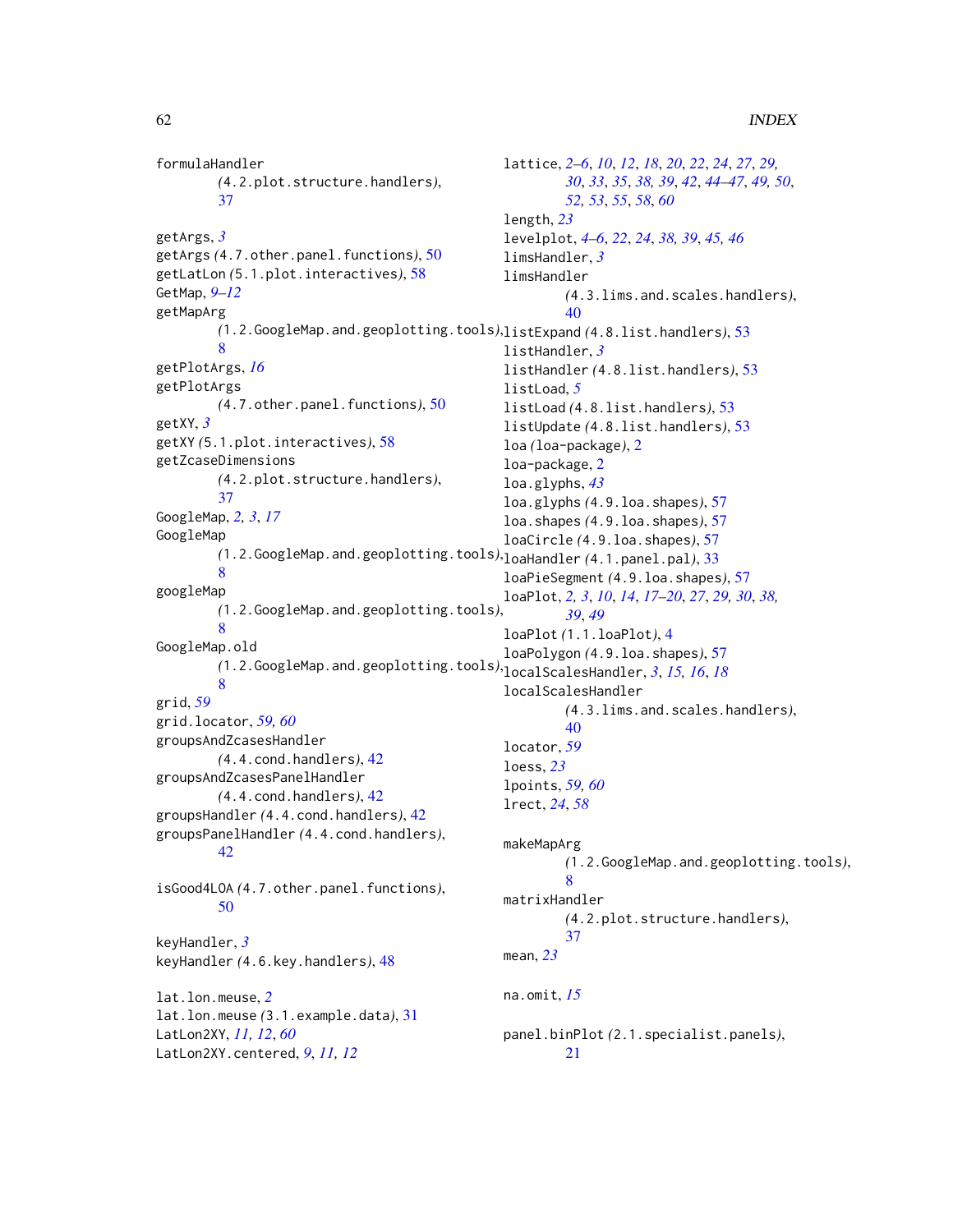formulaHandler (4.2.plot.structure.handlers), 37

getArgs, *3*
getArgs (4.7.other.panel.functions), 50
getLatLon (5.1.plot.interactives), 58
GetMap, *9–12*
getMapArg (1.2.GoogleMap.and.geoplotting.tools), 8
getPlotArgs, *16*
getPlotArgs (4.7.other.panel.functions), 50
getXY, *3*
getXY (5.1.plot.interactives), 58
getZcaseDimensions (4.2.plot.structure.handlers), 37
GoogleMap, *2, 3, 17*
GoogleMap (1.2.GoogleMap.and.geoplotting.tools), 8
googleMap (1.2.GoogleMap.and.geoplotting.tools), 8
GoogleMap.old (1.2.GoogleMap.and.geoplotting.tools), 8
grid, *59*
grid.locator, *59, 60*
groupsAndZcasesHandler (4.4.cond.handlers), 42
groupsAndZcasesPanelHandler (4.4.cond.handlers), 42
groupsHandler (4.4.cond.handlers), 42
groupsPanelHandler (4.4.cond.handlers), 42

isGood4LOA (4.7.other.panel.functions), 50

keyHandler, *3*
keyHandler (4.6.key.handlers), 48

lat.lon.meuse, *2*
lat.lon.meuse (3.1.example.data), 31
LatLon2XY, *11, 12, 60*
LatLon2XY.centered, *9, 11, 12*
lattice, *2–6, 10, 12, 18, 20, 22, 24, 27, 29, 30, 33, 35, 38, 39, 42, 44–47, 49, 50, 52, 53, 55, 58, 60*
length, *23*
levelplot, *4–6, 22, 24, 38, 39, 45, 46*
limsHandler, *3*
limsHandler (4.3.lims.and.scales.handlers), 40
listExpand (4.8.list.handlers), 53
listHandler, *3*
listHandler (4.8.list.handlers), 53
listLoad, *5*
listLoad (4.8.list.handlers), 53
listUpdate (4.8.list.handlers), 53
loa (loa-package), 2
loa-package, 2
loa.glyphs, *43*
loa.glyphs (4.9.loa.shapes), 57
loa.shapes (4.9.loa.shapes), 57
loaCircle (4.9.loa.shapes), 57
loaHandler (4.1.panel.pal), 33
loaPieSegment (4.9.loa.shapes), 57
loaPlot, *2, 3, 10, 14, 17–20, 27, 29, 30, 38, 39, 49*
loaPlot (1.1.loaPlot), 4
loaPolygon (4.9.loa.shapes), 57
localScalesHandler, *3, 15, 16, 18*
localScalesHandler (4.3.lims.and.scales.handlers), 40
locator, *59*
loess, *23*
lpoints, *59, 60*
lrect, *24, 58*

makeMapArg (1.2.GoogleMap.and.geoplotting.tools), 8
matrixHandler (4.2.plot.structure.handlers), 37
mean, *23*

na.omit, *15*

panel.binPlot (2.1.specialist.panels), 21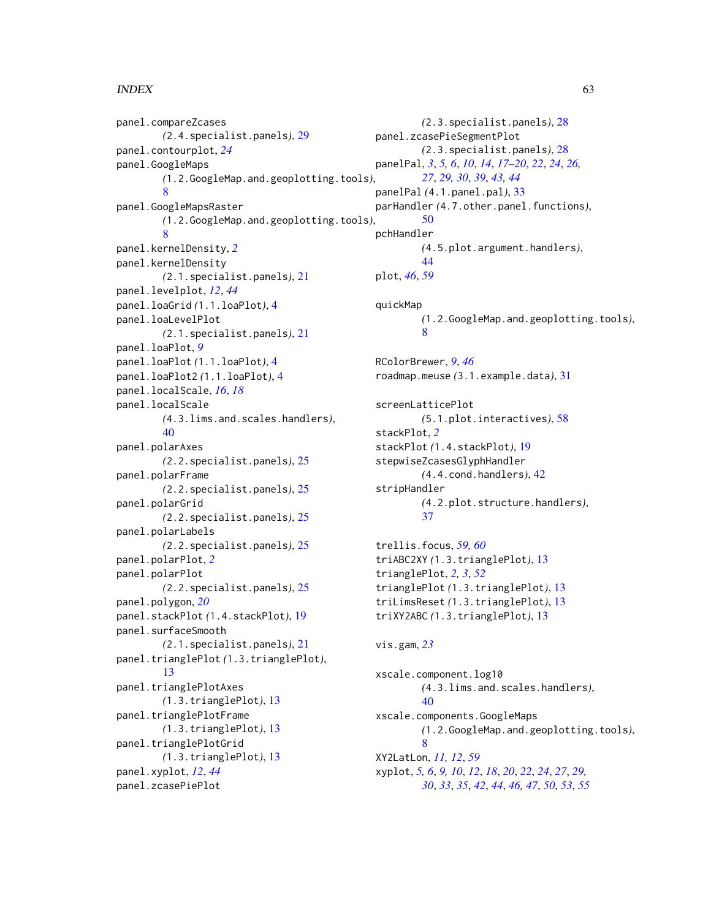panel.compareZcases
  (2.4.specialist.panels), 29
panel.contourplot, *24*
panel.GoogleMaps
  (1.2.GoogleMap.and.geoplotting.tools), 8
panel.GoogleMapsRaster
  (1.2.GoogleMap.and.geoplotting.tools), 8
panel.kernelDensity, *2*
panel.kernelDensity
  (2.1.specialist.panels), 21
panel.levelplot, *12*, *44*
panel.loaGrid (1.1.loaPlot), 4
panel.loaLevelPlot
  (2.1.specialist.panels), 21
panel.loaPlot, *9*
panel.loaPlot (1.1.loaPlot), 4
panel.loaPlot2 (1.1.loaPlot), 4
panel.localScale, *16*, *18*
panel.localScale
  (4.3.lims.and.scales.handlers), 40
panel.polarAxes
  (2.2.specialist.panels), 25
panel.polarFrame
  (2.2.specialist.panels), 25
panel.polarGrid
  (2.2.specialist.panels), 25
panel.polarLabels
  (2.2.specialist.panels), 25
panel.polarPlot, *2*
panel.polarPlot
  (2.2.specialist.panels), 25
panel.polygon, *20*
panel.stackPlot (1.4.stackPlot), 19
panel.surfaceSmooth
  (2.1.specialist.panels), 21
panel.trianglePlot (1.3.trianglePlot), 13
panel.trianglePlotAxes
  (1.3.trianglePlot), 13
panel.trianglePlotFrame
  (1.3.trianglePlot), 13
panel.trianglePlotGrid
  (1.3.trianglePlot), 13
panel.xyplot, *12*, *44*
panel.zcasePiePlot
  (2.3.specialist.panels), 28
panel.zcasePieSegmentPlot
  (2.3.specialist.panels), 28
panelPal, *3*, *5*, *6*, *10*, *14*, *17–20*, *22*, *24*, *26*, *27*, *29*, *30*, *39*, *43*, *44*
panelPal (4.1.panel.pal), 33
parHandler (4.7.other.panel.functions), 50
pchHandler
  (4.5.plot.argument.handlers), 44
plot, *46*, *59*

quickMap
  (1.2.GoogleMap.and.geoplotting.tools), 8

RColorBrewer, *9*, *46*
roadmap.meuse (3.1.example.data), 31

screenLatticePlot
  (5.1.plot.interactives), 58
stackPlot, *2*
stackPlot (1.4.stackPlot), 19
stepwiseZcasesGlyphHandler
  (4.4.cond.handlers), 42
stripHandler
  (4.2.plot.structure.handlers), 37

trellis.focus, *59*, *60*
triABC2XY (1.3.trianglePlot), 13
trianglePlot, *2*, *3*, *52*
trianglePlot (1.3.trianglePlot), 13
triLimsReset (1.3.trianglePlot), 13
triXY2ABC (1.3.trianglePlot), 13

vis.gam, *23*

xscale.component.log10
  (4.3.lims.and.scales.handlers), 40
xscale.components.GoogleMaps
  (1.2.GoogleMap.and.geoplotting.tools), 8
XY2LatLon, *11*, *12*, *59*
xyplot, *5*, *6*, *9*, *10*, *12*, *18*, *20*, *22*, *24*, *27*, *29*, *30*, *33*, *35*, *42*, *44*, *46*, *47*, *50*, *53*, *55*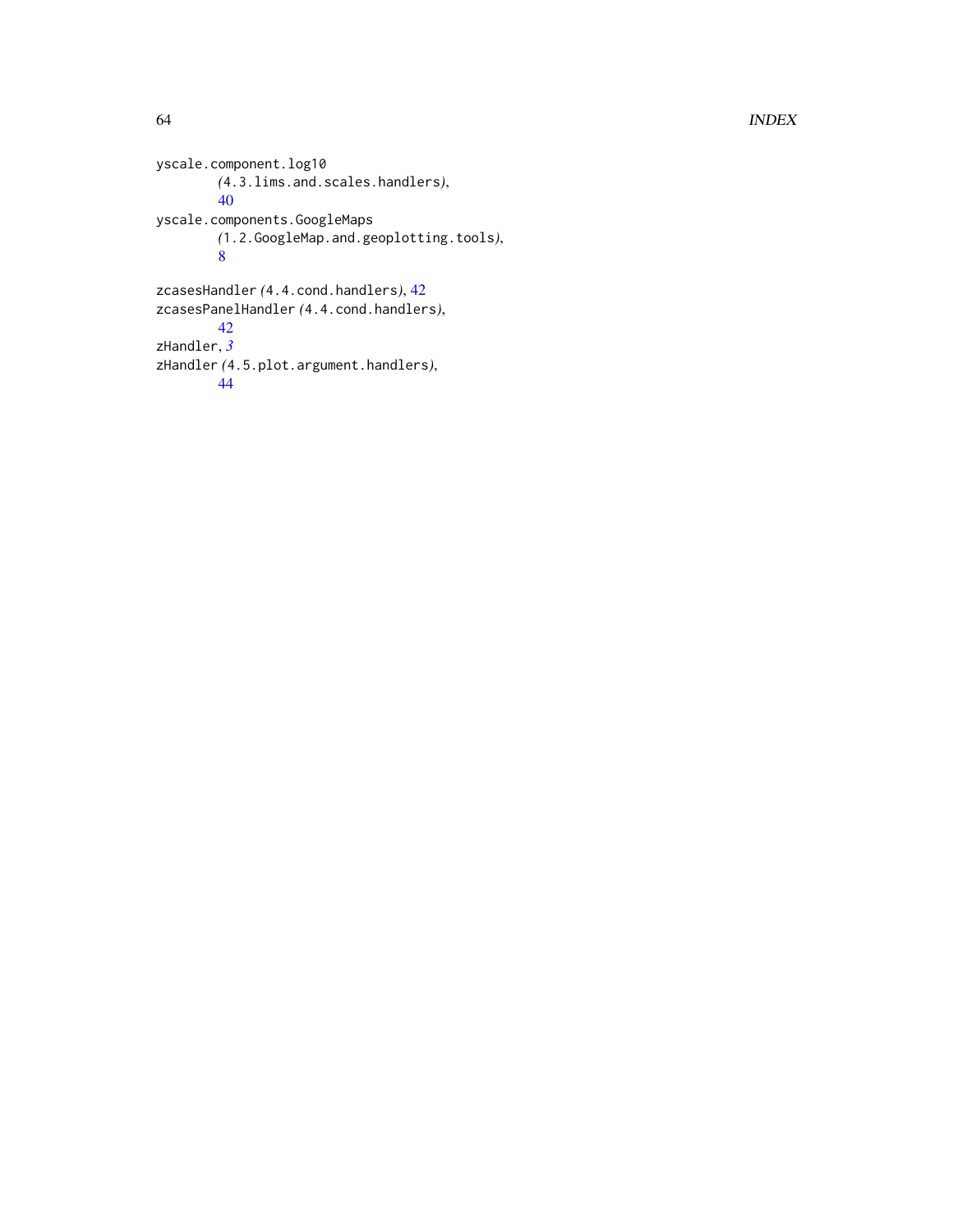yscale.component.log10 *(*4.3.lims.and.scales.handlers*)*, 40

yscale.components.GoogleMaps *(*1.2.GoogleMap.and.geoplotting.tools*)*, 8

zcasesHandler *(*4.4.cond.handlers*)*, 42

zcasesPanelHandler *(*4.4.cond.handlers*)*, 42

zHandler, *3*

zHandler *(*4.5.plot.argument.handlers*)*, 44